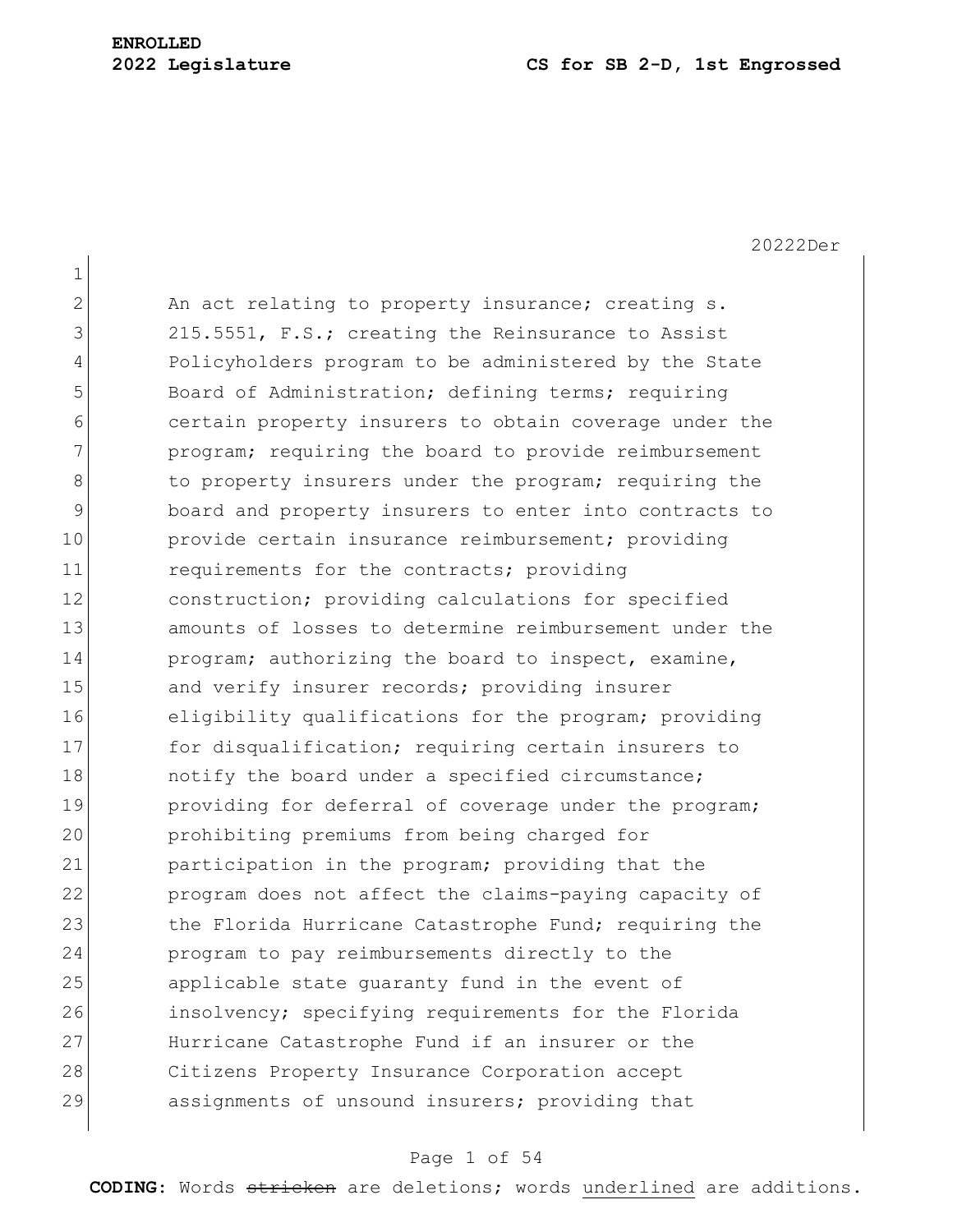**ENROLLED**

**2022 Legislature** **CS for SB 2-D, 1st Engrossed**

20222Der

An act relating to property insurance; creating s. 215.5551, F.S.; creating the Reinsurance to Assist Policyholders program to be administered by the State Board of Administration; defining terms; requiring certain property insurers to obtain coverage under the program; requiring the board to provide reimbursement to property insurers under the program; requiring the board and property insurers to enter into contracts to provide certain insurance reimbursement; providing requirements for the contracts; providing construction; providing calculations for specified amounts of losses to determine reimbursement under the program; authorizing the board to inspect, examine, and verify insurer records; providing insurer eligibility qualifications for the program; providing for disqualification; requiring certain insurers to notify the board under a specified circumstance; providing for deferral of coverage under the program; prohibiting premiums from being charged for participation in the program; providing that the program does not affect the claims-paying capacity of the Florida Hurricane Catastrophe Fund; requiring the program to pay reimbursements directly to the applicable state guaranty fund in the event of insolvency; specifying requirements for the Florida Hurricane Catastrophe Fund if an insurer or the Citizens Property Insurance Corporation accept assignments of unsound insurers; providing that

**CODING:** Words ~~stricken~~ are deletions; words <u>underlined</u> are additions.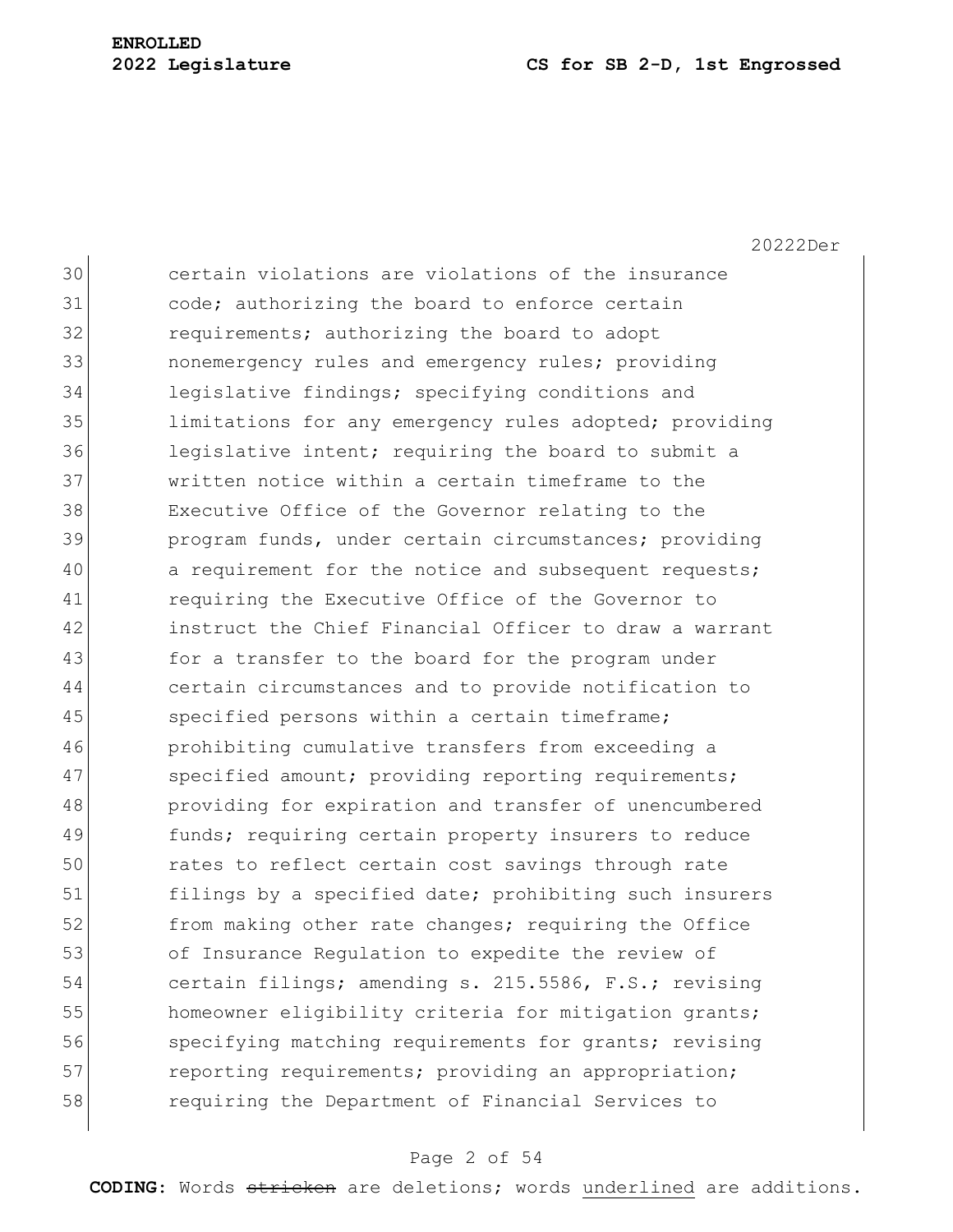certain violations are violations of the insurance code; authorizing the board to enforce certain requirements; authorizing the board to adopt nonemergency rules and emergency rules; providing legislative findings; specifying conditions and limitations for any emergency rules adopted; providing legislative intent; requiring the board to submit a written notice within a certain timeframe to the Executive Office of the Governor relating to the program funds, under certain circumstances; providing a requirement for the notice and subsequent requests; requiring the Executive Office of the Governor to instruct the Chief Financial Officer to draw a warrant for a transfer to the board for the program under certain circumstances and to provide notification to specified persons within a certain timeframe; prohibiting cumulative transfers from exceeding a specified amount; providing reporting requirements; providing for expiration and transfer of unencumbered funds; requiring certain property insurers to reduce rates to reflect certain cost savings through rate filings by a specified date; prohibiting such insurers from making other rate changes; requiring the Office of Insurance Regulation to expedite the review of certain filings; amending s. 215.5586, F.S.; revising homeowner eligibility criteria for mitigation grants; specifying matching requirements for grants; revising reporting requirements; providing an appropriation; requiring the Department of Financial Services to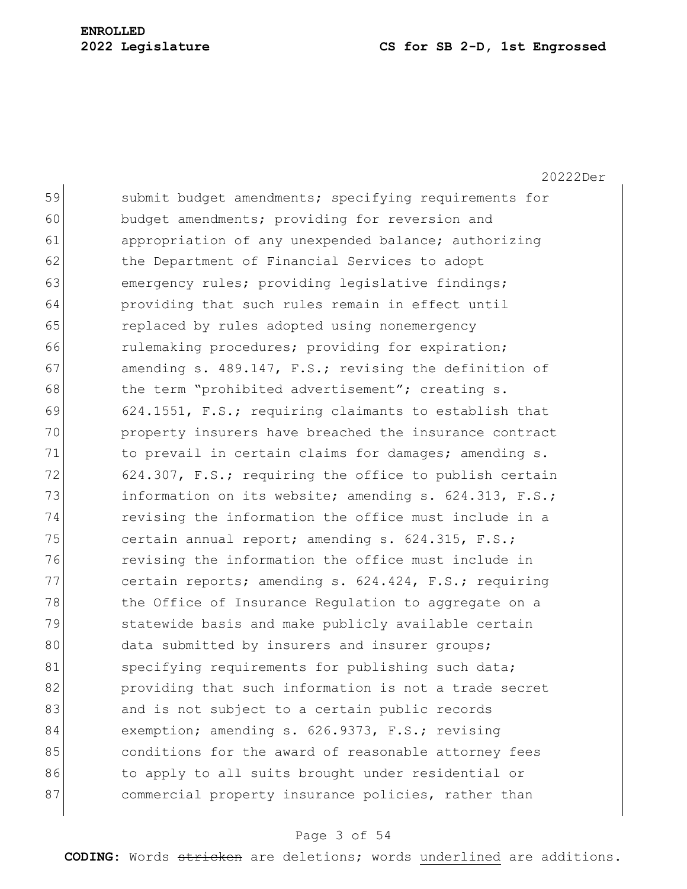submit budget amendments; specifying requirements for budget amendments; providing for reversion and appropriation of any unexpended balance; authorizing the Department of Financial Services to adopt emergency rules; providing legislative findings; providing that such rules remain in effect until replaced by rules adopted using nonemergency rulemaking procedures; providing for expiration; amending s. 489.147, F.S.; revising the definition of the term "prohibited advertisement"; creating s. 624.1551, F.S.; requiring claimants to establish that property insurers have breached the insurance contract to prevail in certain claims for damages; amending s. 624.307, F.S.; requiring the office to publish certain information on its website; amending s. 624.313, F.S.; revising the information the office must include in a certain annual report; amending s. 624.315, F.S.; revising the information the office must include in certain reports; amending s. 624.424, F.S.; requiring the Office of Insurance Regulation to aggregate on a statewide basis and make publicly available certain data submitted by insurers and insurer groups; specifying requirements for publishing such data; providing that such information is not a trade secret and is not subject to a certain public records exemption; amending s. 626.9373, F.S.; revising conditions for the award of reasonable attorney fees to apply to all suits brought under residential or commercial property insurance policies, rather than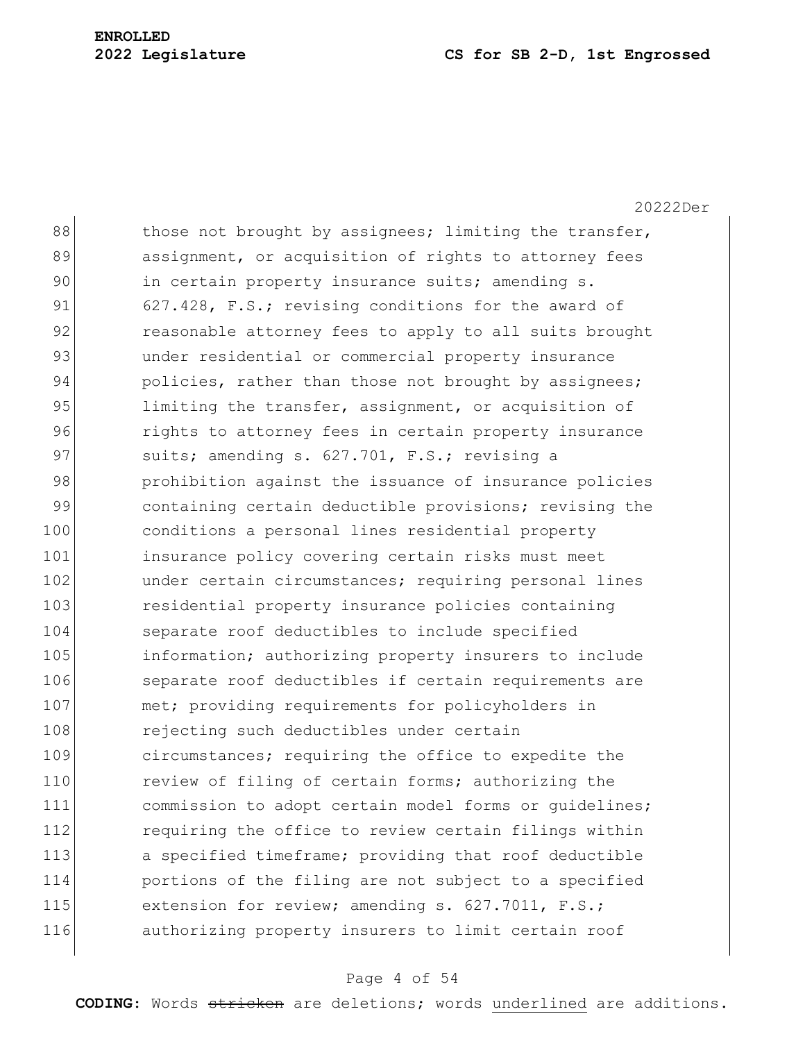88 those not brought by assignees; limiting the transfer,
89 assignment, or acquisition of rights to attorney fees
90 in certain property insurance suits; amending s.
91 627.428, F.S.; revising conditions for the award of
92 reasonable attorney fees to apply to all suits brought
93 under residential or commercial property insurance
94 policies, rather than those not brought by assignees;
95 limiting the transfer, assignment, or acquisition of
96 rights to attorney fees in certain property insurance
97 suits; amending s. 627.701, F.S.; revising a
98 prohibition against the issuance of insurance policies
99 containing certain deductible provisions; revising the
100 conditions a personal lines residential property
101 insurance policy covering certain risks must meet
102 under certain circumstances; requiring personal lines
103 residential property insurance policies containing
104 separate roof deductibles to include specified
105 information; authorizing property insurers to include
106 separate roof deductibles if certain requirements are
107 met; providing requirements for policyholders in
108 rejecting such deductibles under certain
109 circumstances; requiring the office to expedite the
110 review of filing of certain forms; authorizing the
111 commission to adopt certain model forms or guidelines;
112 requiring the office to review certain filings within
113 a specified timeframe; providing that roof deductible
114 portions of the filing are not subject to a specified
115 extension for review; amending s. 627.7011, F.S.;
116 authorizing property insurers to limit certain roof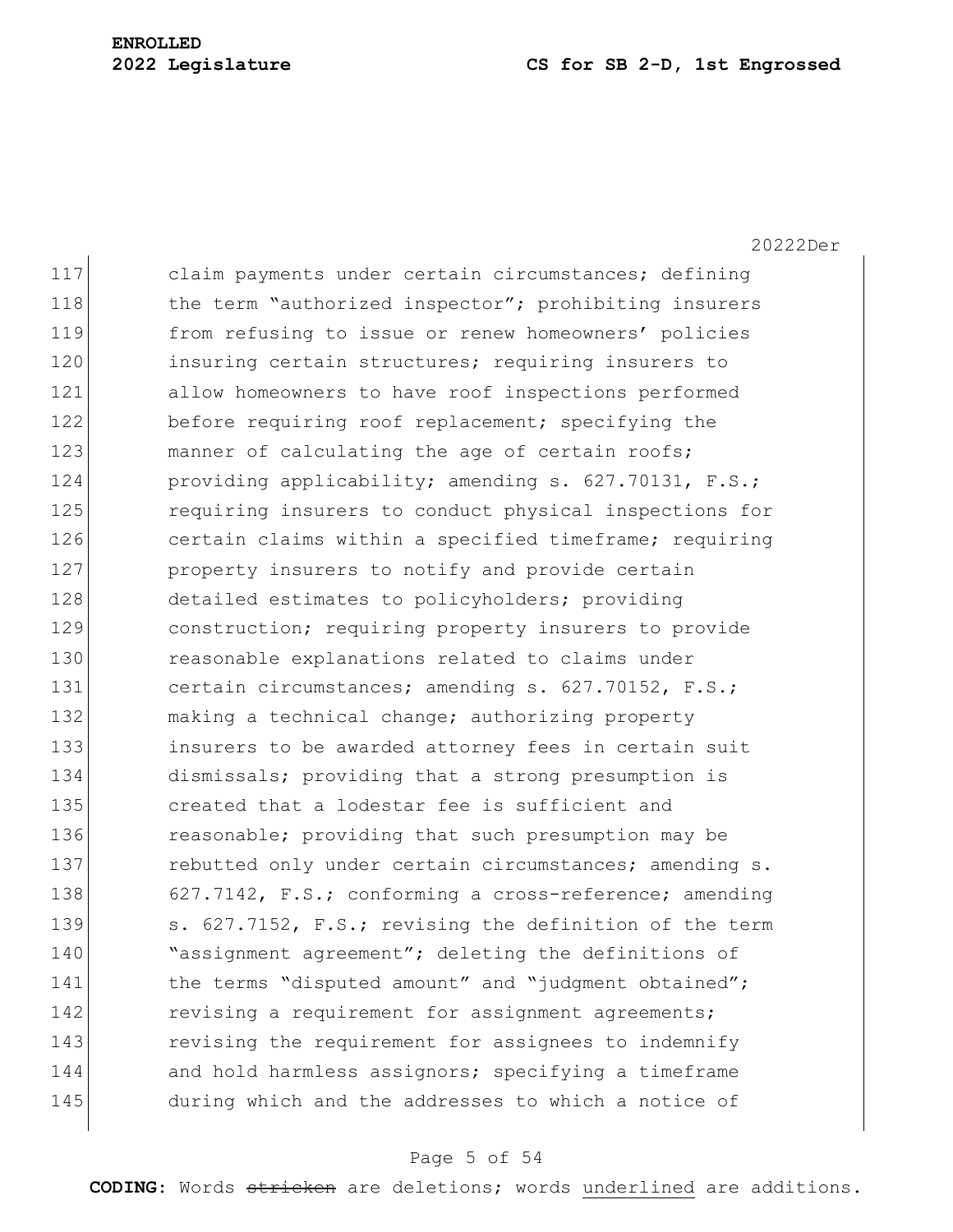claim payments under certain circumstances; defining the term "authorized inspector"; prohibiting insurers from refusing to issue or renew homeowners' policies insuring certain structures; requiring insurers to allow homeowners to have roof inspections performed before requiring roof replacement; specifying the manner of calculating the age of certain roofs; providing applicability; amending s. 627.70131, F.S.; requiring insurers to conduct physical inspections for certain claims within a specified timeframe; requiring property insurers to notify and provide certain detailed estimates to policyholders; providing construction; requiring property insurers to provide reasonable explanations related to claims under certain circumstances; amending s. 627.70152, F.S.; making a technical change; authorizing property insurers to be awarded attorney fees in certain suit dismissals; providing that a strong presumption is created that a lodestar fee is sufficient and reasonable; providing that such presumption may be rebutted only under certain circumstances; amending s. 627.7142, F.S.; conforming a cross-reference; amending s. 627.7152, F.S.; revising the definition of the term "assignment agreement"; deleting the definitions of the terms "disputed amount" and "judgment obtained"; revising a requirement for assignment agreements; revising the requirement for assignees to indemnify and hold harmless assignors; specifying a timeframe during which and the addresses to which a notice of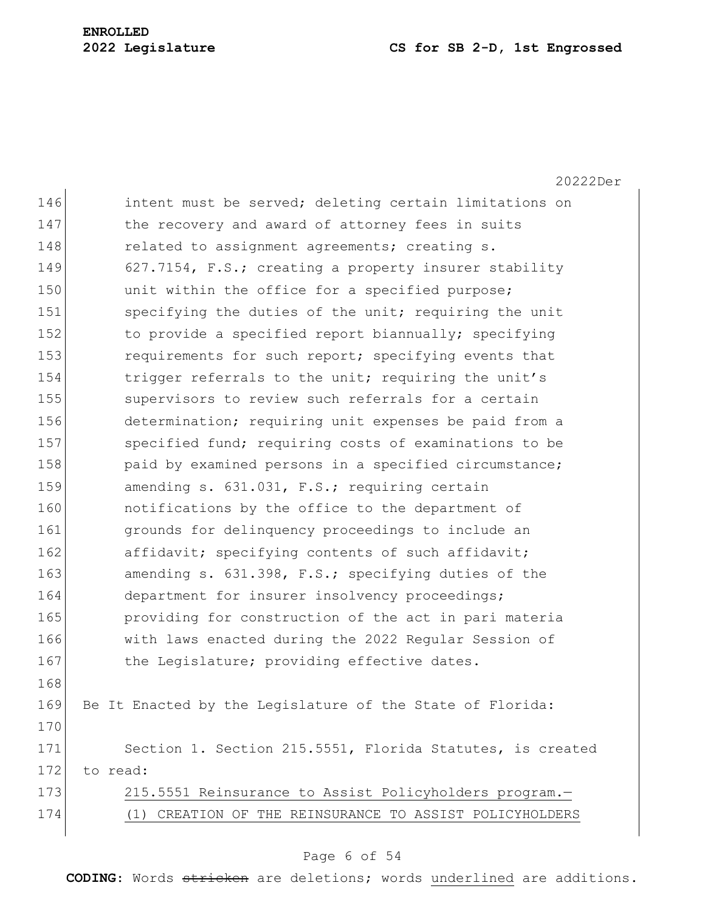intent must be served; deleting certain limitations on the recovery and award of attorney fees in suits related to assignment agreements; creating s. 627.7154, F.S.; creating a property insurer stability unit within the office for a specified purpose; specifying the duties of the unit; requiring the unit to provide a specified report biannually; specifying requirements for such report; specifying events that trigger referrals to the unit; requiring the unit's supervisors to review such referrals for a certain determination; requiring unit expenses be paid from a specified fund; requiring costs of examinations to be paid by examined persons in a specified circumstance; amending s. 631.031, F.S.; requiring certain notifications by the office to the department of grounds for delinquency proceedings to include an affidavit; specifying contents of such affidavit; amending s. 631.398, F.S.; specifying duties of the department for insurer insolvency proceedings; providing for construction of the act in pari materia with laws enacted during the 2022 Regular Session of the Legislature; providing effective dates.

Be It Enacted by the Legislature of the State of Florida:

Section 1. Section 215.5551, Florida Statutes, is created to read:

215.5551 Reinsurance to Assist Policyholders program.—

(1) CREATION OF THE REINSURANCE TO ASSIST POLICYHOLDERS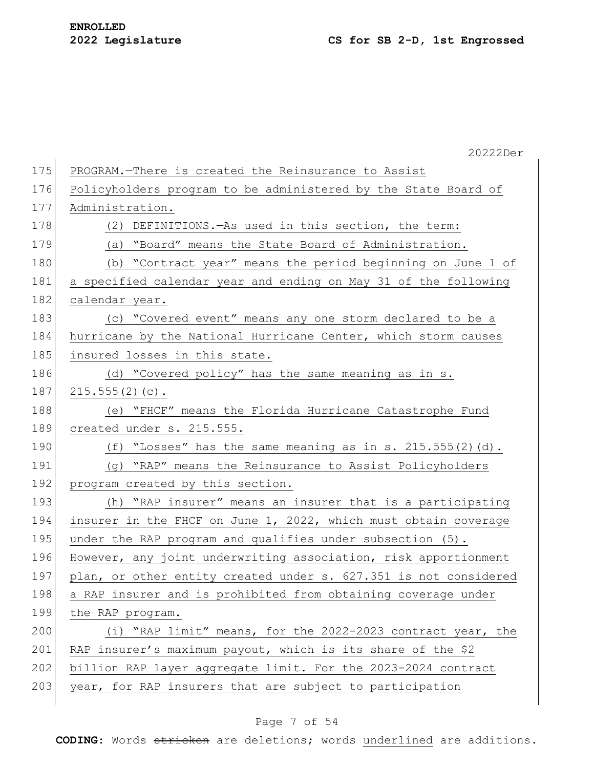PROGRAM.—There is created the Reinsurance to Assist Policyholders program to be administered by the State Board of Administration.

(2) DEFINITIONS.—As used in this section, the term:

(a) "Board" means the State Board of Administration.

(b) "Contract year" means the period beginning on June 1 of a specified calendar year and ending on May 31 of the following calendar year.

(c) "Covered event" means any one storm declared to be a hurricane by the National Hurricane Center, which storm causes insured losses in this state.

(d) "Covered policy" has the same meaning as in s. 215.555(2)(c).

(e) "FHCF" means the Florida Hurricane Catastrophe Fund created under s. 215.555.

(f) "Losses" has the same meaning as in s. 215.555(2)(d).

(g) "RAP" means the Reinsurance to Assist Policyholders program created by this section.

(h) "RAP insurer" means an insurer that is a participating insurer in the FHCF on June 1, 2022, which must obtain coverage under the RAP program and qualifies under subsection (5). However, any joint underwriting association, risk apportionment plan, or other entity created under s. 627.351 is not considered a RAP insurer and is prohibited from obtaining coverage under the RAP program.

(i) "RAP limit" means, for the 2022-2023 contract year, the RAP insurer's maximum payout, which is its share of the $2 billion RAP layer aggregate limit. For the 2023-2024 contract year, for RAP insurers that are subject to participation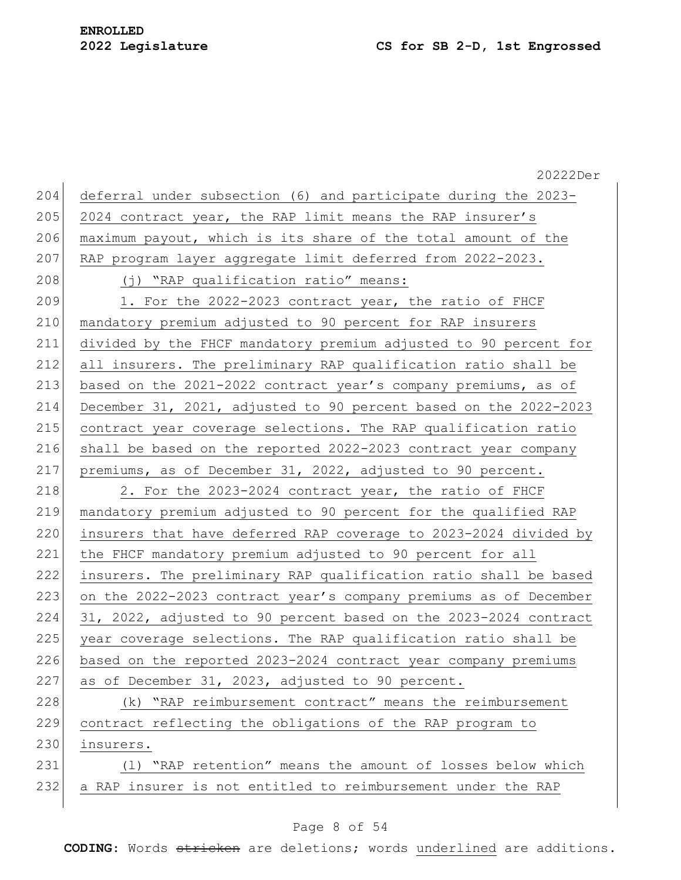deferral under subsection (6) and participate during the 2023-2024 contract year, the RAP limit means the RAP insurer's maximum payout, which is its share of the total amount of the RAP program layer aggregate limit deferred from 2022-2023.

(j) "RAP qualification ratio" means:

1. For the 2022-2023 contract year, the ratio of FHCF mandatory premium adjusted to 90 percent for RAP insurers divided by the FHCF mandatory premium adjusted to 90 percent for all insurers. The preliminary RAP qualification ratio shall be based on the 2021-2022 contract year's company premiums, as of December 31, 2021, adjusted to 90 percent based on the 2022-2023 contract year coverage selections. The RAP qualification ratio shall be based on the reported 2022-2023 contract year company premiums, as of December 31, 2022, adjusted to 90 percent.

2. For the 2023-2024 contract year, the ratio of FHCF mandatory premium adjusted to 90 percent for the qualified RAP insurers that have deferred RAP coverage to 2023-2024 divided by the FHCF mandatory premium adjusted to 90 percent for all insurers. The preliminary RAP qualification ratio shall be based on the 2022-2023 contract year's company premiums as of December 31, 2022, adjusted to 90 percent based on the 2023-2024 contract year coverage selections. The RAP qualification ratio shall be based on the reported 2023-2024 contract year company premiums as of December 31, 2023, adjusted to 90 percent.

(k) "RAP reimbursement contract" means the reimbursement contract reflecting the obligations of the RAP program to insurers.

(l) "RAP retention" means the amount of losses below which a RAP insurer is not entitled to reimbursement under the RAP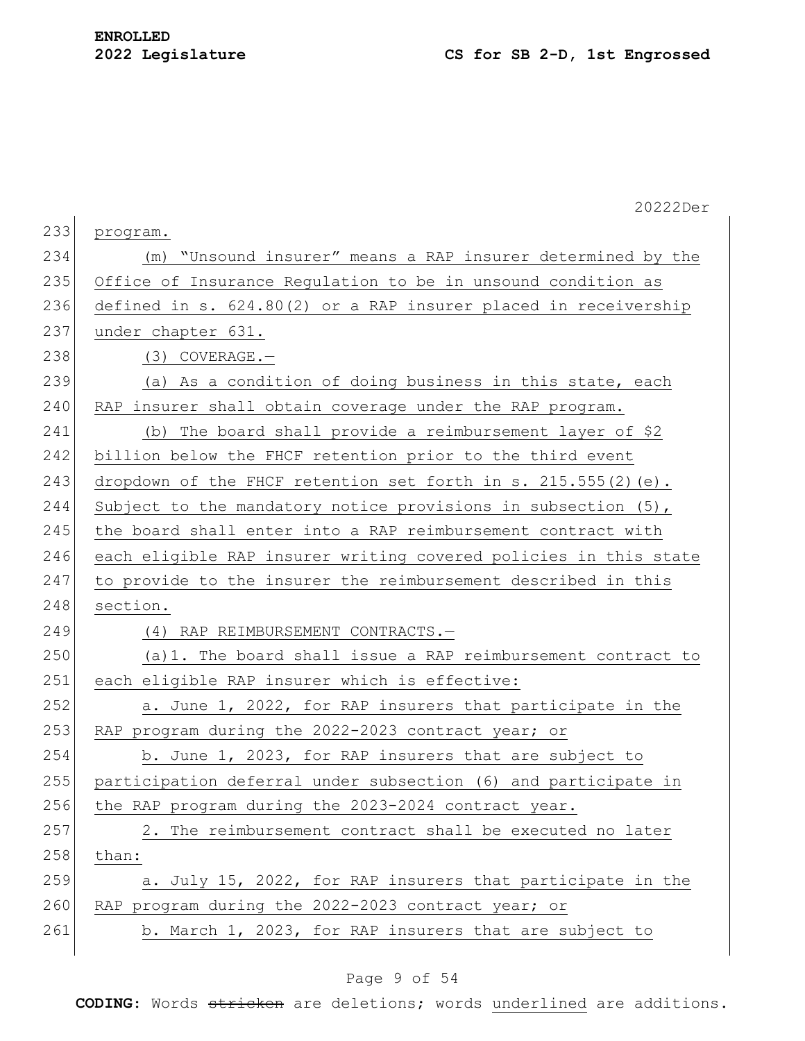program.

(m) "Unsound insurer" means a RAP insurer determined by the Office of Insurance Regulation to be in unsound condition as defined in s. 624.80(2) or a RAP insurer placed in receivership under chapter 631.

(3) COVERAGE.—

(a) As a condition of doing business in this state, each RAP insurer shall obtain coverage under the RAP program.

(b) The board shall provide a reimbursement layer of $2 billion below the FHCF retention prior to the third event dropdown of the FHCF retention set forth in s. 215.555(2)(e). Subject to the mandatory notice provisions in subsection (5), the board shall enter into a RAP reimbursement contract with each eligible RAP insurer writing covered policies in this state to provide to the insurer the reimbursement described in this section.

(4) RAP REIMBURSEMENT CONTRACTS.—

(a)1. The board shall issue a RAP reimbursement contract to each eligible RAP insurer which is effective:

a. June 1, 2022, for RAP insurers that participate in the RAP program during the 2022-2023 contract year; or

b. June 1, 2023, for RAP insurers that are subject to participation deferral under subsection (6) and participate in the RAP program during the 2023-2024 contract year.

2. The reimbursement contract shall be executed no later than:

a. July 15, 2022, for RAP insurers that participate in the RAP program during the 2022-2023 contract year; or

b. March 1, 2023, for RAP insurers that are subject to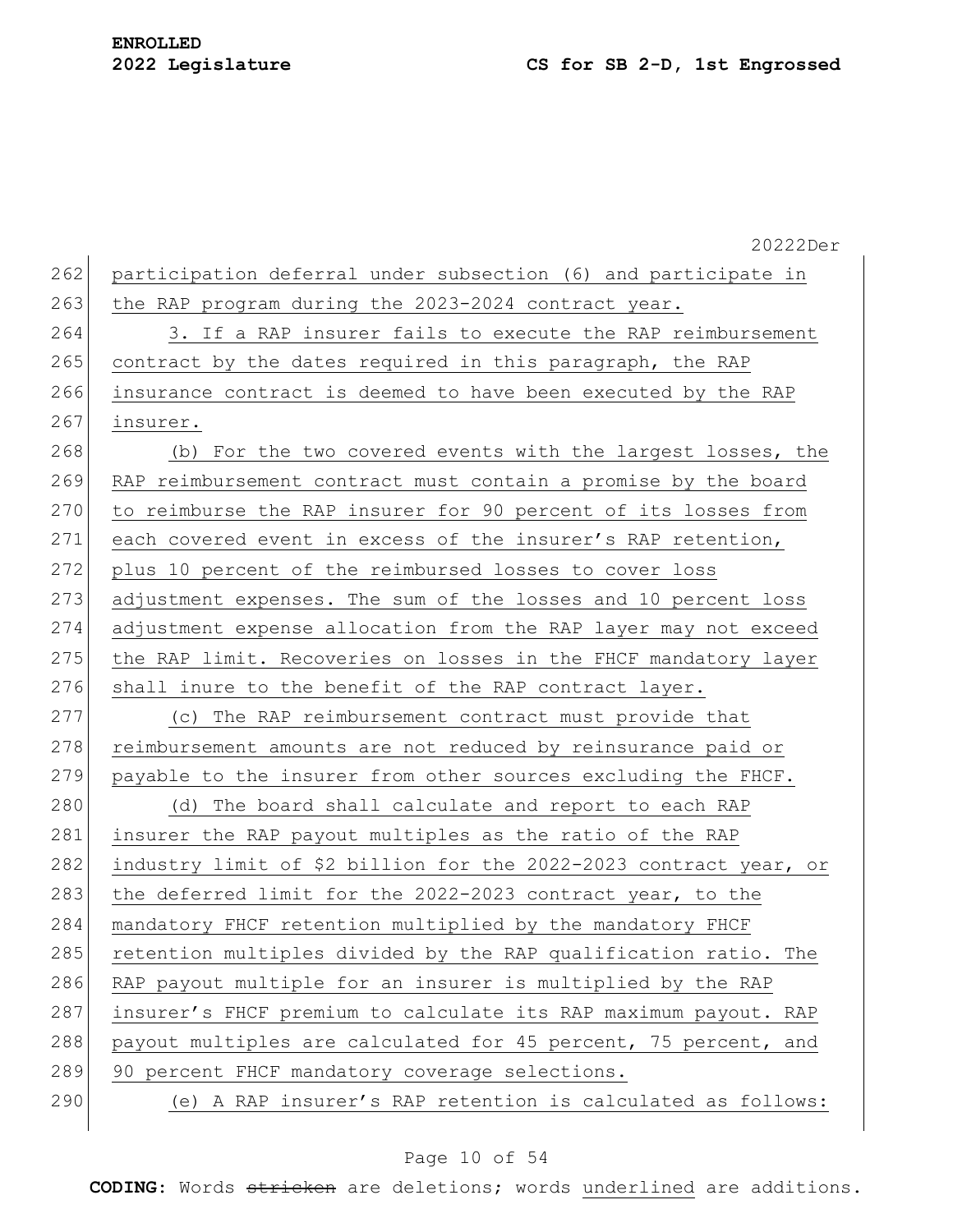participation deferral under subsection (6) and participate in the RAP program during the 2023-2024 contract year.

3. If a RAP insurer fails to execute the RAP reimbursement contract by the dates required in this paragraph, the RAP insurance contract is deemed to have been executed by the RAP insurer.

(b) For the two covered events with the largest losses, the RAP reimbursement contract must contain a promise by the board to reimburse the RAP insurer for 90 percent of its losses from each covered event in excess of the insurer's RAP retention, plus 10 percent of the reimbursed losses to cover loss adjustment expenses. The sum of the losses and 10 percent loss adjustment expense allocation from the RAP layer may not exceed the RAP limit. Recoveries on losses in the FHCF mandatory layer shall inure to the benefit of the RAP contract layer.

(c) The RAP reimbursement contract must provide that reimbursement amounts are not reduced by reinsurance paid or payable to the insurer from other sources excluding the FHCF.

(d) The board shall calculate and report to each RAP insurer the RAP payout multiples as the ratio of the RAP industry limit of $2 billion for the 2022-2023 contract year, or the deferred limit for the 2022-2023 contract year, to the mandatory FHCF retention multiplied by the mandatory FHCF retention multiples divided by the RAP qualification ratio. The RAP payout multiple for an insurer is multiplied by the RAP insurer's FHCF premium to calculate its RAP maximum payout. RAP payout multiples are calculated for 45 percent, 75 percent, and 90 percent FHCF mandatory coverage selections.

(e) A RAP insurer's RAP retention is calculated as follows: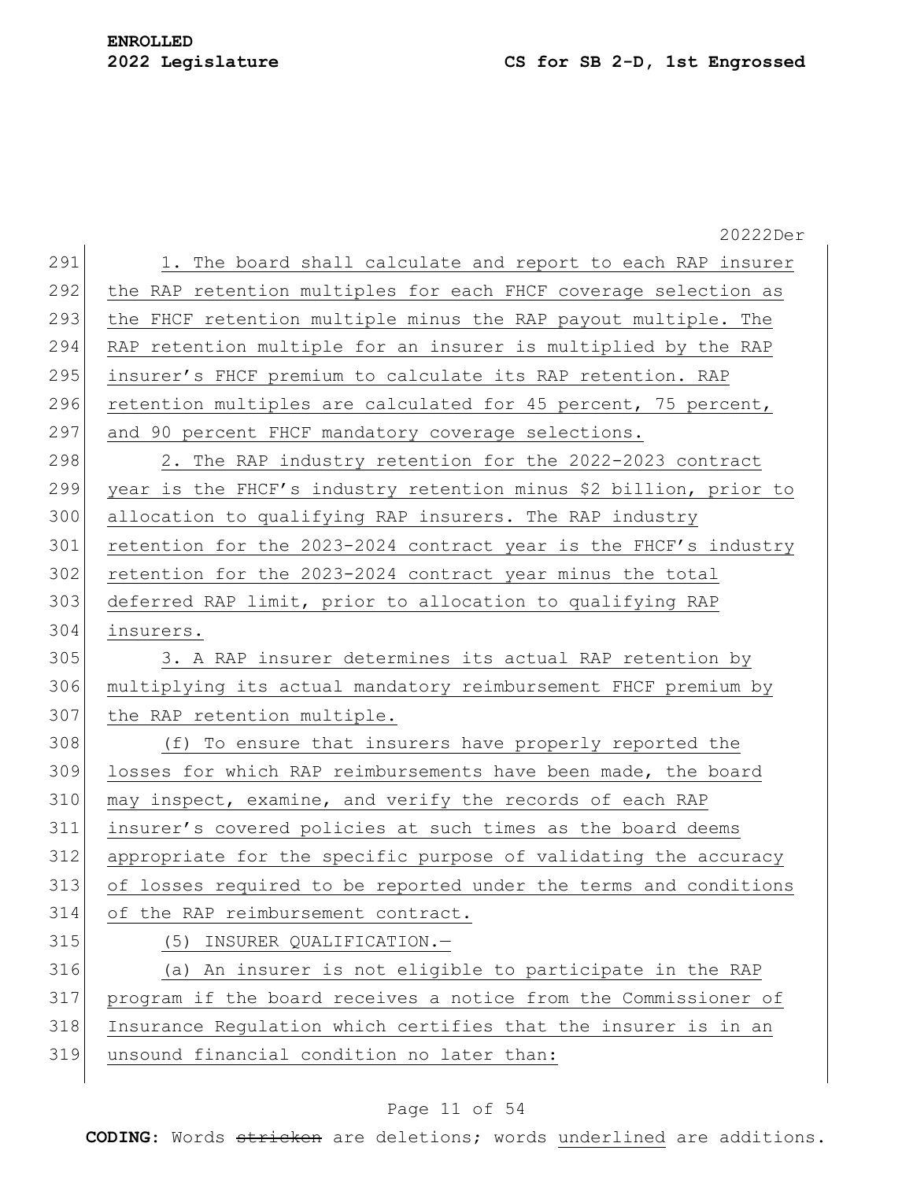1. The board shall calculate and report to each RAP insurer the RAP retention multiples for each FHCF coverage selection as the FHCF retention multiple minus the RAP payout multiple. The RAP retention multiple for an insurer is multiplied by the RAP insurer's FHCF premium to calculate its RAP retention. RAP retention multiples are calculated for 45 percent, 75 percent, and 90 percent FHCF mandatory coverage selections.

2. The RAP industry retention for the 2022-2023 contract year is the FHCF's industry retention minus $2 billion, prior to allocation to qualifying RAP insurers. The RAP industry retention for the 2023-2024 contract year is the FHCF's industry retention for the 2023-2024 contract year minus the total deferred RAP limit, prior to allocation to qualifying RAP insurers.

3. A RAP insurer determines its actual RAP retention by multiplying its actual mandatory reimbursement FHCF premium by the RAP retention multiple.

(f) To ensure that insurers have properly reported the losses for which RAP reimbursements have been made, the board may inspect, examine, and verify the records of each RAP insurer's covered policies at such times as the board deems appropriate for the specific purpose of validating the accuracy of losses required to be reported under the terms and conditions of the RAP reimbursement contract.

(5) INSURER QUALIFICATION.—

(a) An insurer is not eligible to participate in the RAP program if the board receives a notice from the Commissioner of Insurance Regulation which certifies that the insurer is in an unsound financial condition no later than: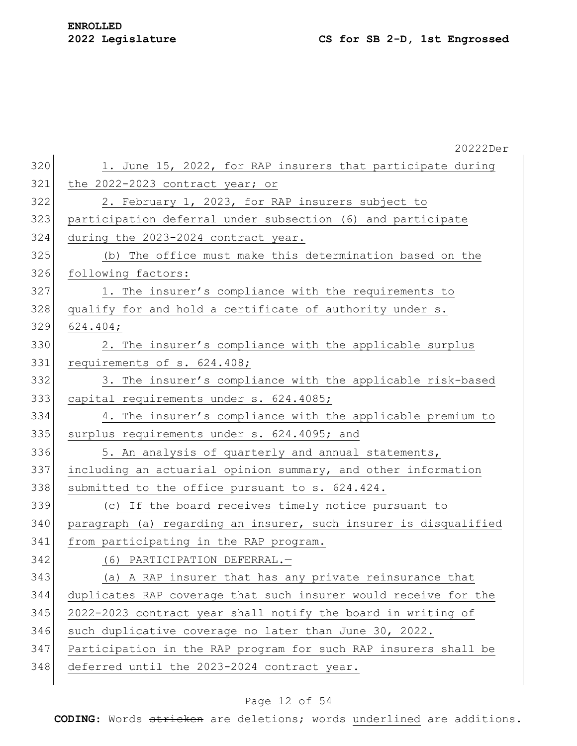1. June 15, 2022, for RAP insurers that participate during the 2022-2023 contract year; or

2. February 1, 2023, for RAP insurers subject to participation deferral under subsection (6) and participate during the 2023-2024 contract year.

(b) The office must make this determination based on the following factors:

1. The insurer's compliance with the requirements to qualify for and hold a certificate of authority under s. 624.404;

2. The insurer's compliance with the applicable surplus requirements of s. 624.408;

3. The insurer's compliance with the applicable risk-based capital requirements under s. 624.4085;

4. The insurer's compliance with the applicable premium to surplus requirements under s. 624.4095; and

5. An analysis of quarterly and annual statements, including an actuarial opinion summary, and other information submitted to the office pursuant to s. 624.424.

(c) If the board receives timely notice pursuant to paragraph (a) regarding an insurer, such insurer is disqualified from participating in the RAP program.

(6) PARTICIPATION DEFERRAL.—

(a) A RAP insurer that has any private reinsurance that duplicates RAP coverage that such insurer would receive for the 2022-2023 contract year shall notify the board in writing of such duplicative coverage no later than June 30, 2022. Participation in the RAP program for such RAP insurers shall be deferred until the 2023-2024 contract year.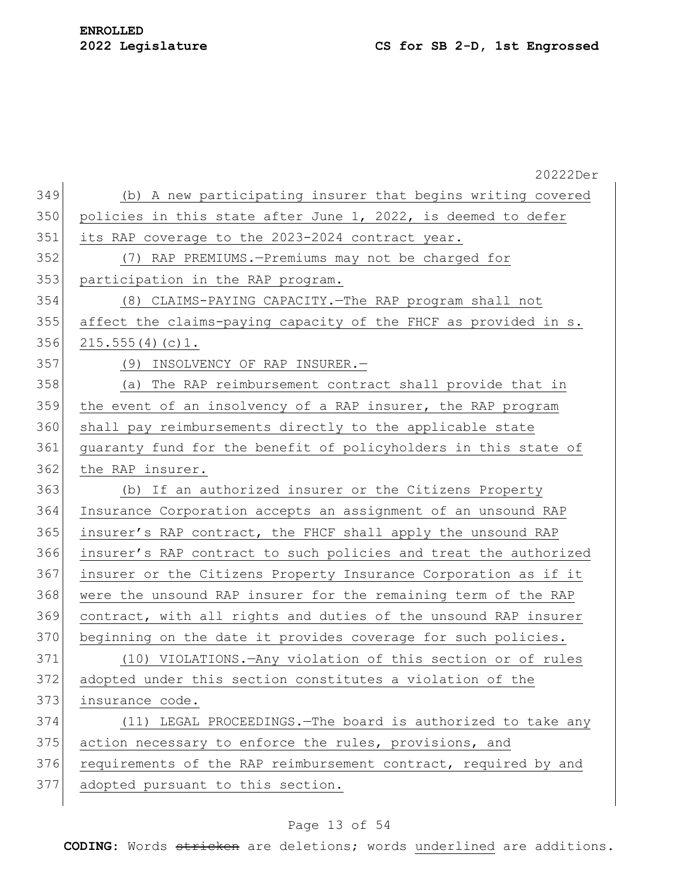(b) A new participating insurer that begins writing covered policies in this state after June 1, 2022, is deemed to defer its RAP coverage to the 2023-2024 contract year.

(7) RAP PREMIUMS.—Premiums may not be charged for participation in the RAP program.

(8) CLAIMS-PAYING CAPACITY.—The RAP program shall not affect the claims-paying capacity of the FHCF as provided in s. 215.555(4)(c)1.

(9) INSOLVENCY OF RAP INSURER.—

(a) The RAP reimbursement contract shall provide that in the event of an insolvency of a RAP insurer, the RAP program shall pay reimbursements directly to the applicable state guaranty fund for the benefit of policyholders in this state of the RAP insurer.

(b) If an authorized insurer or the Citizens Property Insurance Corporation accepts an assignment of an unsound RAP insurer's RAP contract, the FHCF shall apply the unsound RAP insurer's RAP contract to such policies and treat the authorized insurer or the Citizens Property Insurance Corporation as if it were the unsound RAP insurer for the remaining term of the RAP contract, with all rights and duties of the unsound RAP insurer beginning on the date it provides coverage for such policies.

(10) VIOLATIONS.—Any violation of this section or of rules adopted under this section constitutes a violation of the insurance code.

(11) LEGAL PROCEEDINGS.—The board is authorized to take any action necessary to enforce the rules, provisions, and requirements of the RAP reimbursement contract, required by and adopted pursuant to this section.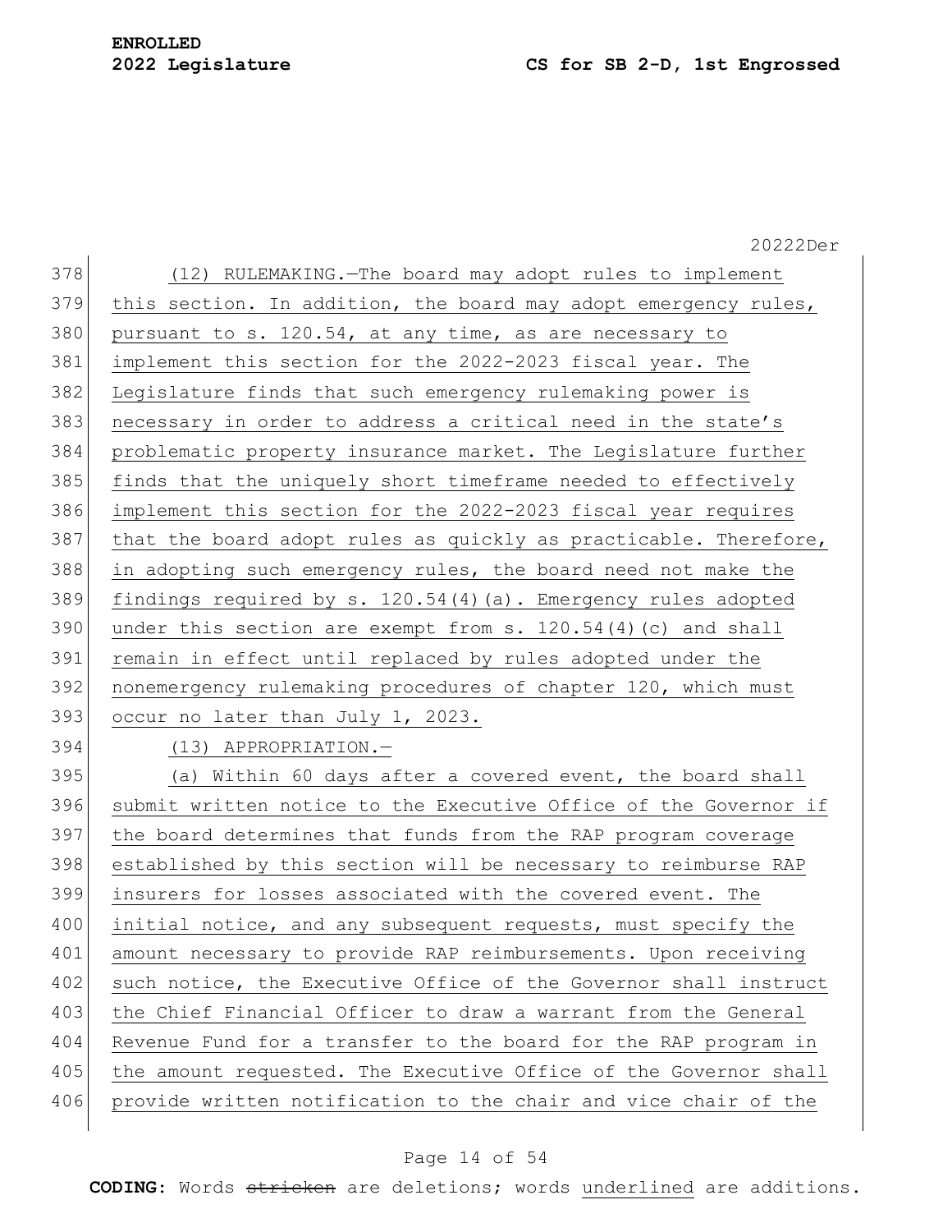(12) RULEMAKING.—The board may adopt rules to implement this section. In addition, the board may adopt emergency rules, pursuant to s. 120.54, at any time, as are necessary to implement this section for the 2022-2023 fiscal year. The Legislature finds that such emergency rulemaking power is necessary in order to address a critical need in the state's problematic property insurance market. The Legislature further finds that the uniquely short timeframe needed to effectively implement this section for the 2022-2023 fiscal year requires that the board adopt rules as quickly as practicable. Therefore, in adopting such emergency rules, the board need not make the findings required by s. 120.54(4)(a). Emergency rules adopted under this section are exempt from s. 120.54(4)(c) and shall remain in effect until replaced by rules adopted under the nonemergency rulemaking procedures of chapter 120, which must occur no later than July 1, 2023.

(13) APPROPRIATION.—

(a) Within 60 days after a covered event, the board shall submit written notice to the Executive Office of the Governor if the board determines that funds from the RAP program coverage established by this section will be necessary to reimburse RAP insurers for losses associated with the covered event. The initial notice, and any subsequent requests, must specify the amount necessary to provide RAP reimbursements. Upon receiving such notice, the Executive Office of the Governor shall instruct the Chief Financial Officer to draw a warrant from the General Revenue Fund for a transfer to the board for the RAP program in the amount requested. The Executive Office of the Governor shall provide written notification to the chair and vice chair of the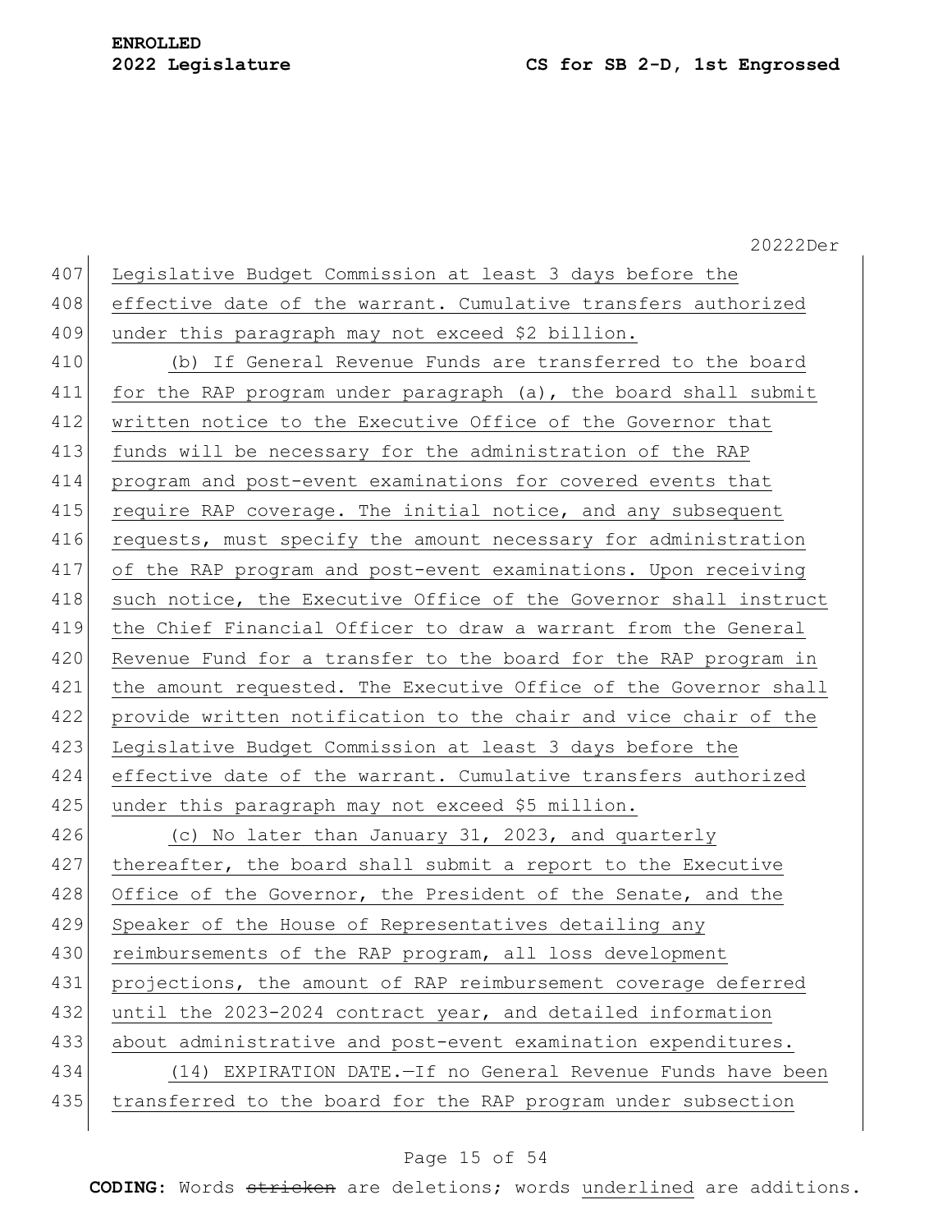Legislative Budget Commission at least 3 days before the effective date of the warrant. Cumulative transfers authorized under this paragraph may not exceed $2 billion.

(b) If General Revenue Funds are transferred to the board for the RAP program under paragraph (a), the board shall submit written notice to the Executive Office of the Governor that funds will be necessary for the administration of the RAP program and post-event examinations for covered events that require RAP coverage. The initial notice, and any subsequent requests, must specify the amount necessary for administration of the RAP program and post-event examinations. Upon receiving such notice, the Executive Office of the Governor shall instruct the Chief Financial Officer to draw a warrant from the General Revenue Fund for a transfer to the board for the RAP program in the amount requested. The Executive Office of the Governor shall provide written notification to the chair and vice chair of the Legislative Budget Commission at least 3 days before the effective date of the warrant. Cumulative transfers authorized under this paragraph may not exceed $5 million.

(c) No later than January 31, 2023, and quarterly thereafter, the board shall submit a report to the Executive Office of the Governor, the President of the Senate, and the Speaker of the House of Representatives detailing any reimbursements of the RAP program, all loss development projections, the amount of RAP reimbursement coverage deferred until the 2023-2024 contract year, and detailed information about administrative and post-event examination expenditures.

(14) EXPIRATION DATE.—If no General Revenue Funds have been transferred to the board for the RAP program under subsection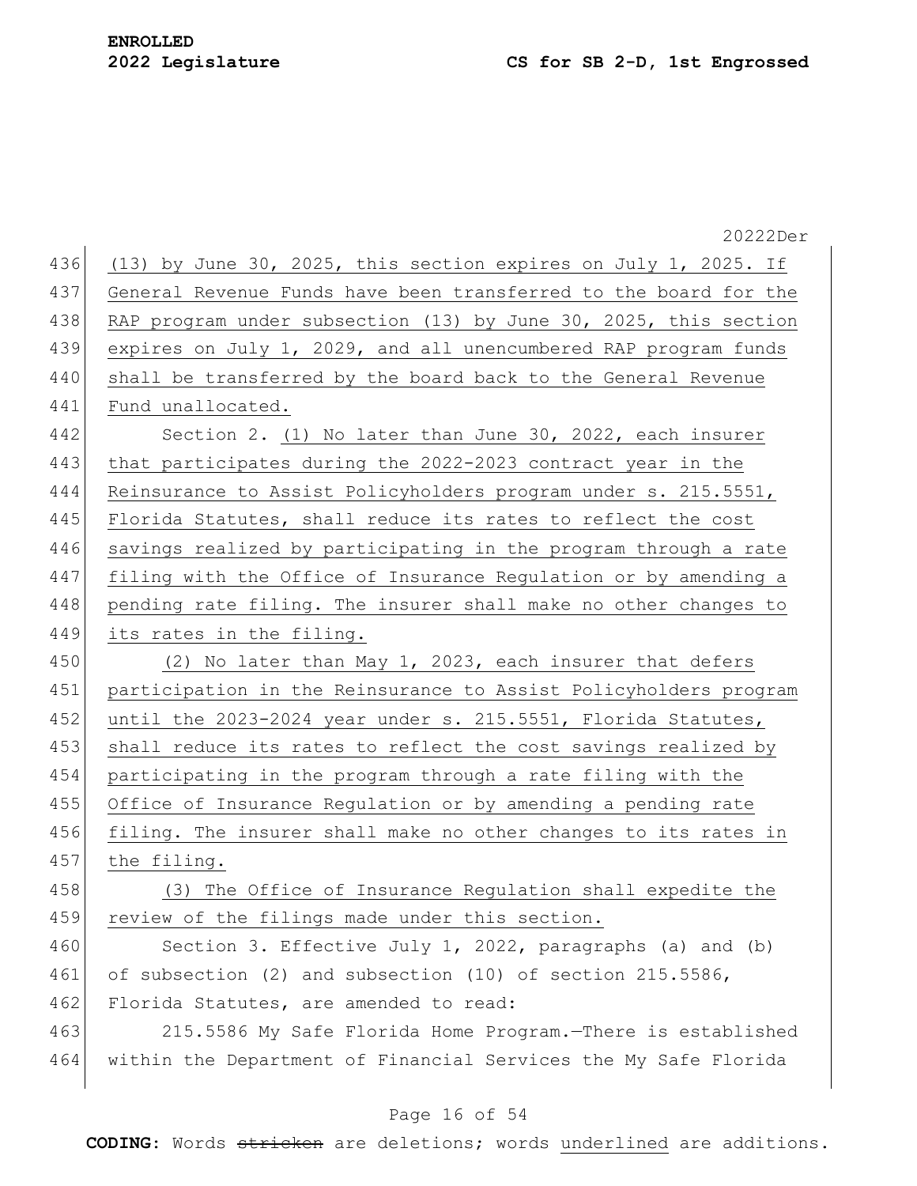(13) by June 30, 2025, this section expires on July 1, 2025. If General Revenue Funds have been transferred to the board for the RAP program under subsection (13) by June 30, 2025, this section expires on July 1, 2029, and all unencumbered RAP program funds shall be transferred by the board back to the General Revenue Fund unallocated.

Section 2. (1) No later than June 30, 2022, each insurer that participates during the 2022-2023 contract year in the Reinsurance to Assist Policyholders program under s. 215.5551, Florida Statutes, shall reduce its rates to reflect the cost savings realized by participating in the program through a rate filing with the Office of Insurance Regulation or by amending a pending rate filing. The insurer shall make no other changes to its rates in the filing.

(2) No later than May 1, 2023, each insurer that defers participation in the Reinsurance to Assist Policyholders program until the 2023-2024 year under s. 215.5551, Florida Statutes, shall reduce its rates to reflect the cost savings realized by participating in the program through a rate filing with the Office of Insurance Regulation or by amending a pending rate filing. The insurer shall make no other changes to its rates in the filing.

(3) The Office of Insurance Regulation shall expedite the review of the filings made under this section.

Section 3. Effective July 1, 2022, paragraphs (a) and (b) of subsection (2) and subsection (10) of section 215.5586, Florida Statutes, are amended to read:

215.5586 My Safe Florida Home Program.—There is established within the Department of Financial Services the My Safe Florida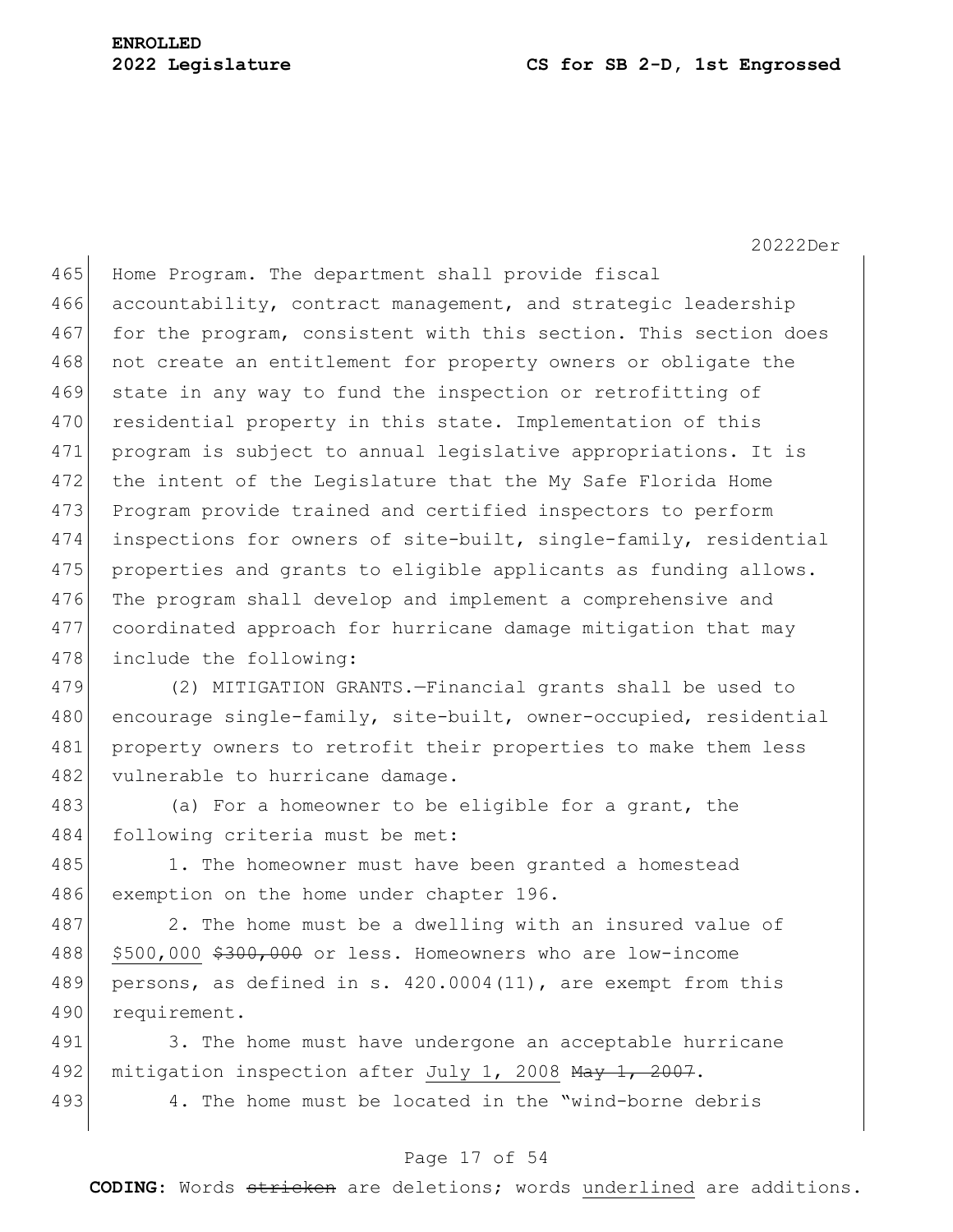Home Program. The department shall provide fiscal accountability, contract management, and strategic leadership for the program, consistent with this section. This section does not create an entitlement for property owners or obligate the state in any way to fund the inspection or retrofitting of residential property in this state. Implementation of this program is subject to annual legislative appropriations. It is the intent of the Legislature that the My Safe Florida Home Program provide trained and certified inspectors to perform inspections for owners of site-built, single-family, residential properties and grants to eligible applicants as funding allows. The program shall develop and implement a comprehensive and coordinated approach for hurricane damage mitigation that may include the following:

(2) MITIGATION GRANTS.—Financial grants shall be used to encourage single-family, site-built, owner-occupied, residential property owners to retrofit their properties to make them less vulnerable to hurricane damage.

(a) For a homeowner to be eligible for a grant, the following criteria must be met:

1. The homeowner must have been granted a homestead exemption on the home under chapter 196.

2. The home must be a dwelling with an insured value of <u>$500,000</u> ~~$300,000~~ or less. Homeowners who are low-income persons, as defined in s. 420.0004(11), are exempt from this requirement.

3. The home must have undergone an acceptable hurricane mitigation inspection after <u>July 1, 2008</u> ~~May 1, 2007~~.

4. The home must be located in the "wind-borne debris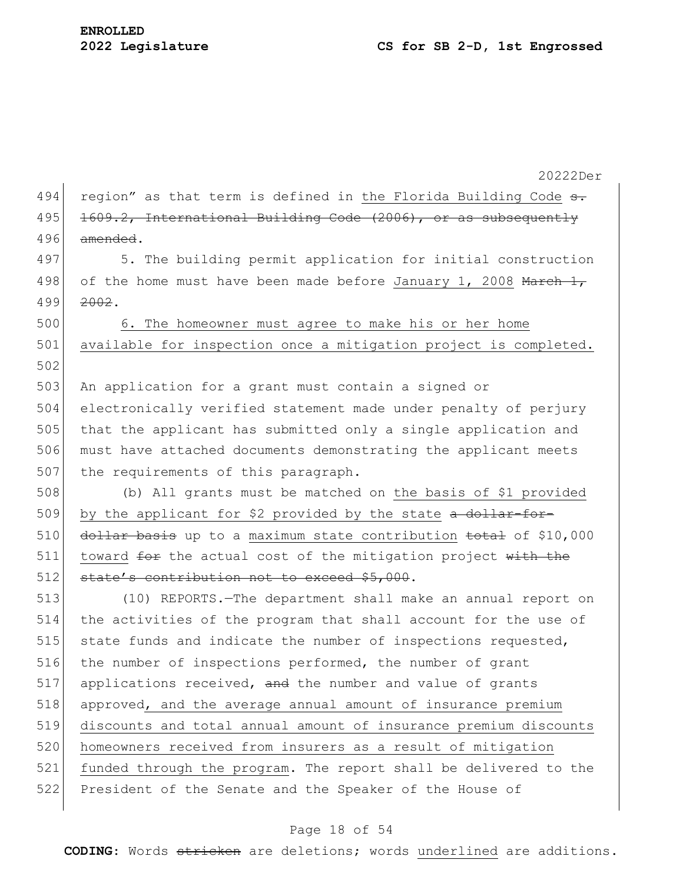region” as that term is defined in <u>the Florida Building Code</u> ~~s. 1609.2, International Building Code (2006), or as subsequently amended~~.

5. The building permit application for initial construction of the home must have been made before <u>January 1, 2008</u> ~~March 1, 2002~~.

<u>6. The homeowner must agree to make his or her home available for inspection once a mitigation project is completed.</u>

An application for a grant must contain a signed or electronically verified statement made under penalty of perjury that the applicant has submitted only a single application and must have attached documents demonstrating the applicant meets the requirements of this paragraph.

(b) All grants must be matched on <u>the basis of $1 provided by the applicant for $2 provided by the state</u> ~~a dollar-for-dollar basis~~ up to a <u>maximum state contribution</u> ~~total~~ of $10,000 <u>toward</u> ~~for~~ the actual cost of the mitigation project ~~with the state’s contribution not to exceed $5,000~~.

(10) REPORTS.—The department shall make an annual report on the activities of the program that shall account for the use of state funds and indicate the number of inspections requested, the number of inspections performed, the number of grant applications received, ~~and~~ the number and value of grants approved<u>, and the average annual amount of insurance premium discounts and total annual amount of insurance premium discounts homeowners received from insurers as a result of mitigation funded through the program</u>. The report shall be delivered to the President of the Senate and the Speaker of the House of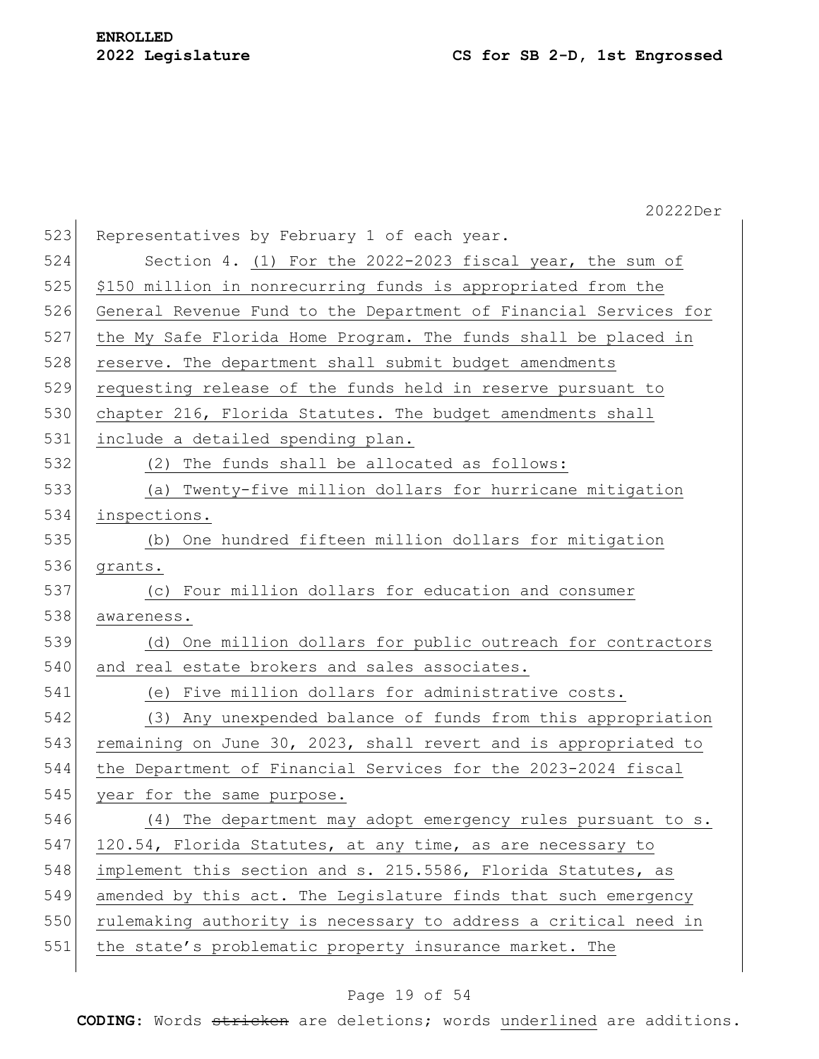Representatives by February 1 of each year.

Section 4. (1) For the 2022-2023 fiscal year, the sum of $150 million in nonrecurring funds is appropriated from the General Revenue Fund to the Department of Financial Services for the My Safe Florida Home Program. The funds shall be placed in reserve. The department shall submit budget amendments requesting release of the funds held in reserve pursuant to chapter 216, Florida Statutes. The budget amendments shall include a detailed spending plan.

(2) The funds shall be allocated as follows:

(a) Twenty-five million dollars for hurricane mitigation inspections.

(b) One hundred fifteen million dollars for mitigation grants.

(c) Four million dollars for education and consumer awareness.

(d) One million dollars for public outreach for contractors and real estate brokers and sales associates.

(e) Five million dollars for administrative costs.

(3) Any unexpended balance of funds from this appropriation remaining on June 30, 2023, shall revert and is appropriated to the Department of Financial Services for the 2023-2024 fiscal year for the same purpose.

(4) The department may adopt emergency rules pursuant to s. 120.54, Florida Statutes, at any time, as are necessary to implement this section and s. 215.5586, Florida Statutes, as amended by this act. The Legislature finds that such emergency rulemaking authority is necessary to address a critical need in the state's problematic property insurance market. The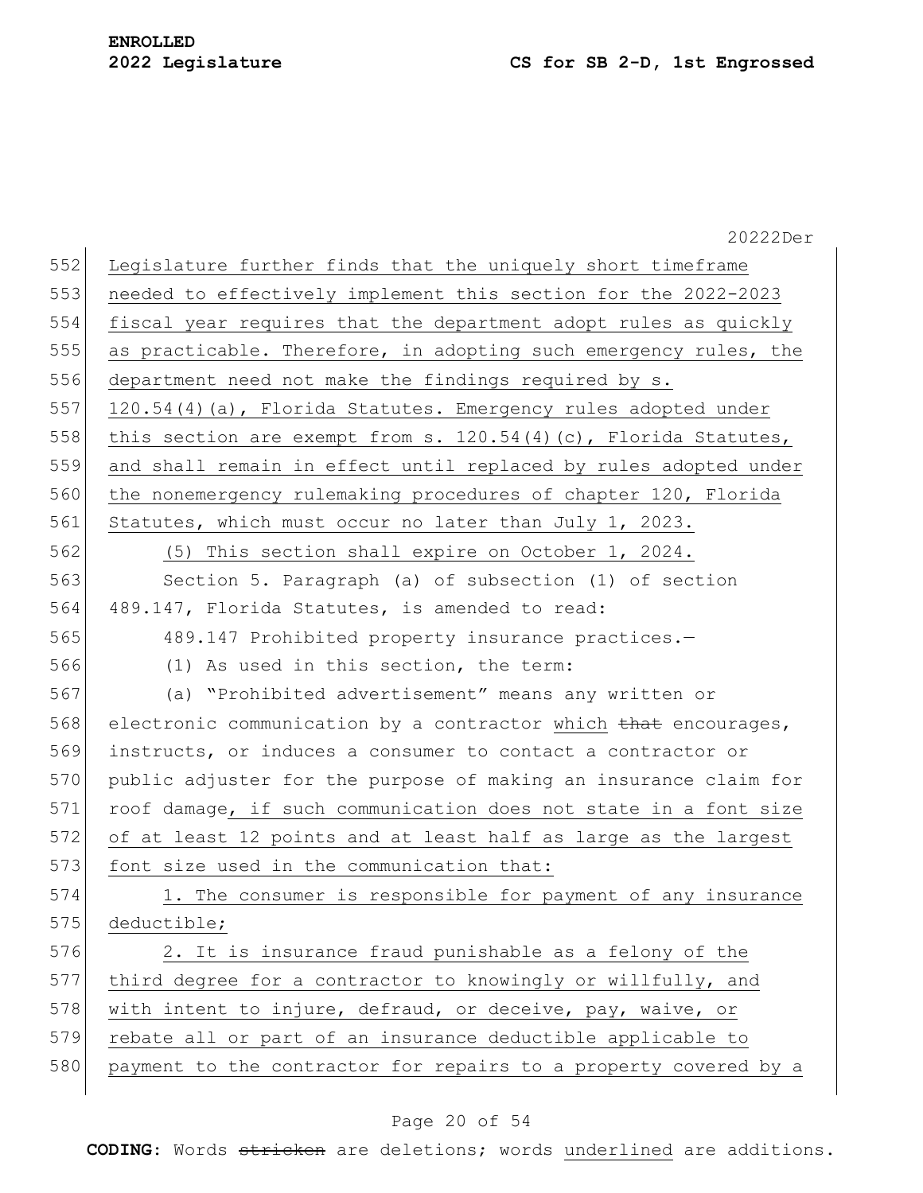Legislature further finds that the uniquely short timeframe needed to effectively implement this section for the 2022-2023 fiscal year requires that the department adopt rules as quickly as practicable. Therefore, in adopting such emergency rules, the department need not make the findings required by s. 120.54(4)(a), Florida Statutes. Emergency rules adopted under this section are exempt from s. 120.54(4)(c), Florida Statutes, and shall remain in effect until replaced by rules adopted under the nonemergency rulemaking procedures of chapter 120, Florida Statutes, which must occur no later than July 1, 2023.

(5) This section shall expire on October 1, 2024.

Section 5. Paragraph (a) of subsection (1) of section 489.147, Florida Statutes, is amended to read:

489.147 Prohibited property insurance practices.—

(1) As used in this section, the term:

(a) "Prohibited advertisement" means any written or electronic communication by a contractor which ~~that~~ encourages, instructs, or induces a consumer to contact a contractor or public adjuster for the purpose of making an insurance claim for roof damage, if such communication does not state in a font size of at least 12 points and at least half as large as the largest font size used in the communication that:

1. The consumer is responsible for payment of any insurance deductible;

2. It is insurance fraud punishable as a felony of the third degree for a contractor to knowingly or willfully, and with intent to injure, defraud, or deceive, pay, waive, or rebate all or part of an insurance deductible applicable to payment to the contractor for repairs to a property covered by a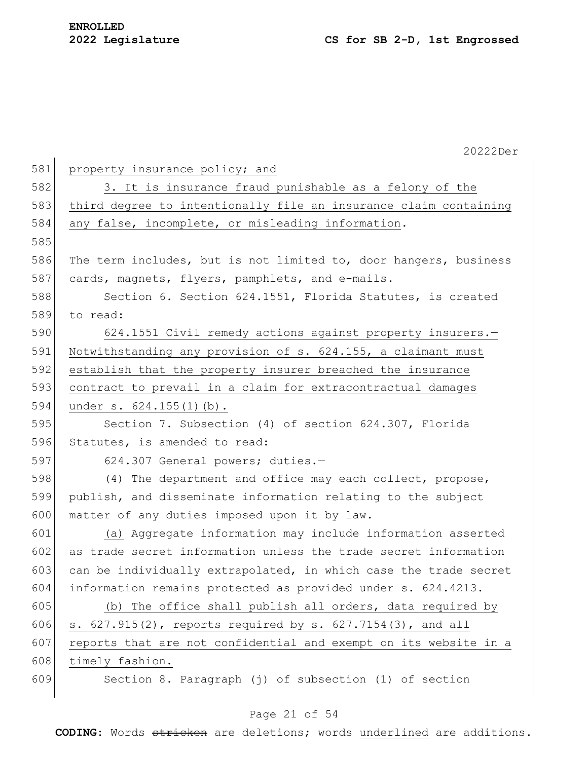property insurance policy; and

3. It is insurance fraud punishable as a felony of the third degree to intentionally file an insurance claim containing any false, incomplete, or misleading information.

The term includes, but is not limited to, door hangers, business cards, magnets, flyers, pamphlets, and e-mails.

Section 6. Section 624.1551, Florida Statutes, is created to read:

624.1551 Civil remedy actions against property insurers.—Notwithstanding any provision of s. 624.155, a claimant must establish that the property insurer breached the insurance contract to prevail in a claim for extracontractual damages under s. 624.155(1)(b).

Section 7. Subsection (4) of section 624.307, Florida Statutes, is amended to read:

624.307 General powers; duties.—

(4) The department and office may each collect, propose, publish, and disseminate information relating to the subject matter of any duties imposed upon it by law.

(a) Aggregate information may include information asserted as trade secret information unless the trade secret information can be individually extrapolated, in which case the trade secret information remains protected as provided under s. 624.4213.

(b) The office shall publish all orders, data required by s. 627.915(2), reports required by s. 627.7154(3), and all reports that are not confidential and exempt on its website in a timely fashion.

Section 8. Paragraph (j) of subsection (1) of section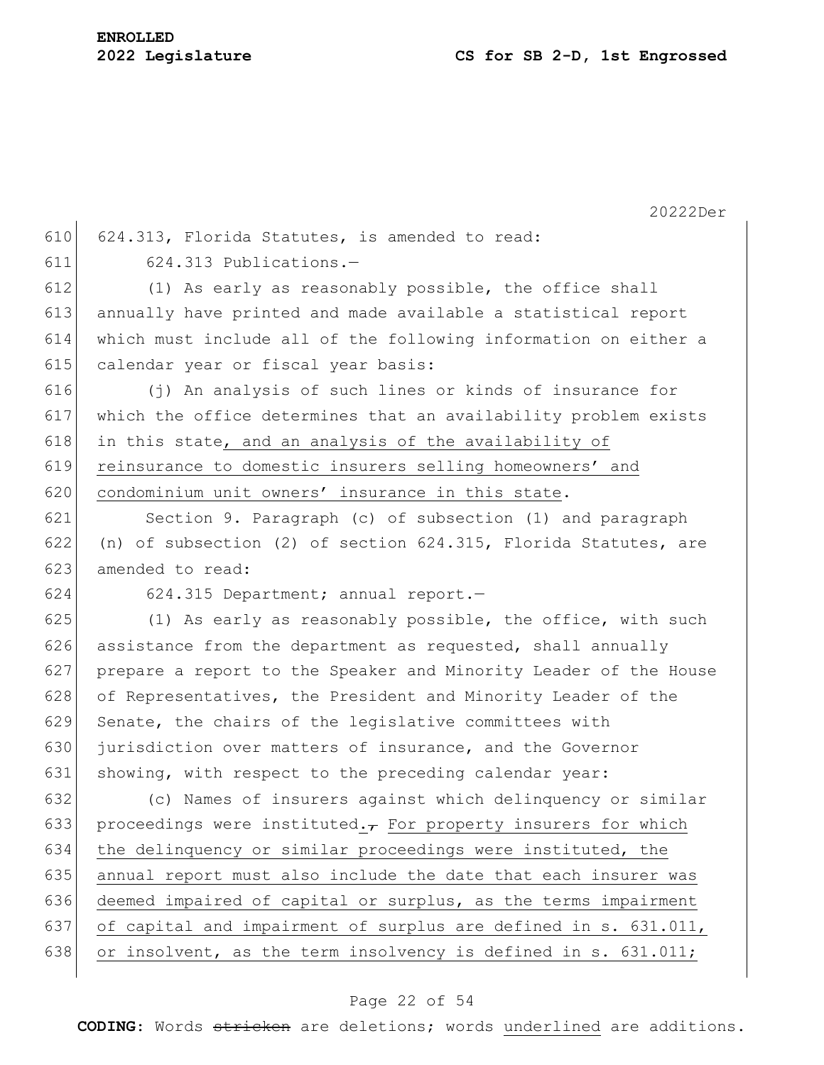624.313, Florida Statutes, is amended to read:

624.313 Publications.—

(1) As early as reasonably possible, the office shall annually have printed and made available a statistical report which must include all of the following information on either a calendar year or fiscal year basis:

(j) An analysis of such lines or kinds of insurance for which the office determines that an availability problem exists in this state<u>, and an analysis of the availability of reinsurance to domestic insurers selling homeowners' and condominium unit owners' insurance in this state</u>.

Section 9. Paragraph (c) of subsection (1) and paragraph (n) of subsection (2) of section 624.315, Florida Statutes, are amended to read:

624.315 Department; annual report.—

(1) As early as reasonably possible, the office, with such assistance from the department as requested, shall annually prepare a report to the Speaker and Minority Leader of the House of Representatives, the President and Minority Leader of the Senate, the chairs of the legislative committees with jurisdiction over matters of insurance, and the Governor showing, with respect to the preceding calendar year:

(c) Names of insurers against which delinquency or similar proceedings were instituted<u>.</u>~~,~~ <u>For property insurers for which the delinquency or similar proceedings were instituted, the annual report must also include the date that each insurer was deemed impaired of capital or surplus, as the terms impairment of capital and impairment of surplus are defined in s. 631.011, or insolvent, as the term insolvency is defined in s. 631.011;</u>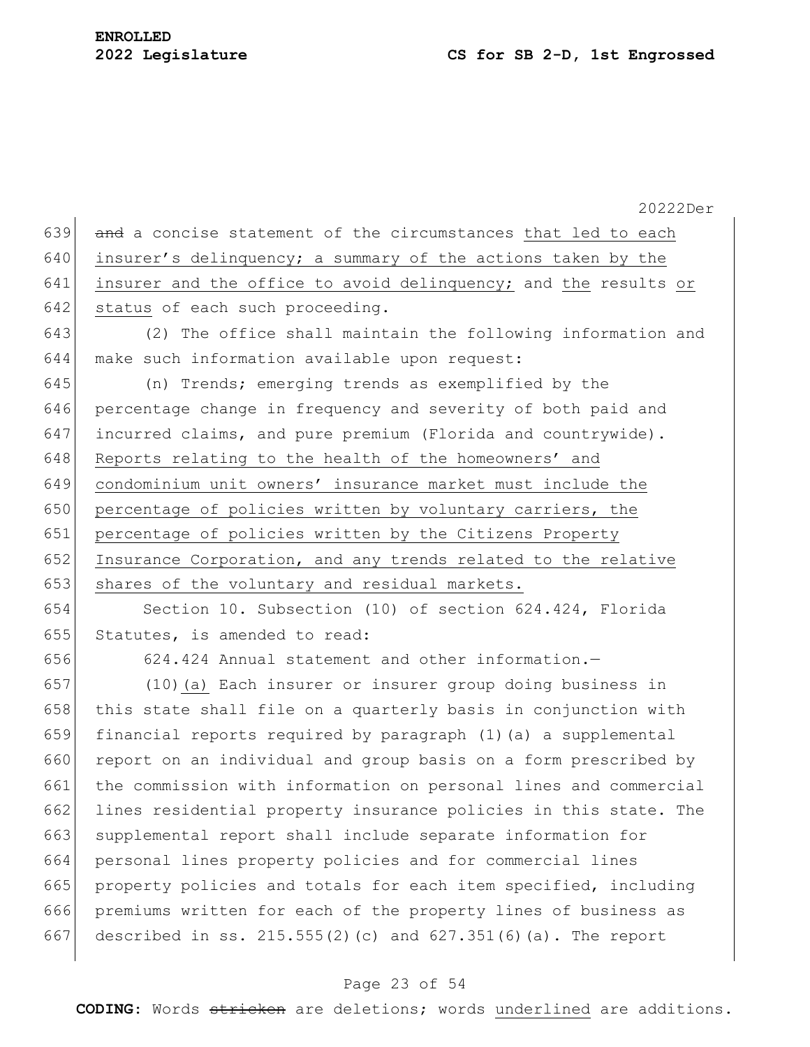~~and~~ a concise statement of the circumstances <u>that led to each insurer's delinquency; a summary of the actions taken by the insurer and the office to avoid delinquency;</u> and <u>the</u> results <u>or status</u> of each such proceeding.

(2) The office shall maintain the following information and make such information available upon request:

(n) Trends; emerging trends as exemplified by the percentage change in frequency and severity of both paid and incurred claims, and pure premium (Florida and countrywide). <u>Reports relating to the health of the homeowners' and condominium unit owners' insurance market must include the percentage of policies written by voluntary carriers, the percentage of policies written by the Citizens Property Insurance Corporation, and any trends related to the relative shares of the voluntary and residual markets.</u>

Section 10. Subsection (10) of section 624.424, Florida Statutes, is amended to read:

624.424 Annual statement and other information.—

(10)<u>(a)</u> Each insurer or insurer group doing business in this state shall file on a quarterly basis in conjunction with financial reports required by paragraph (1)(a) a supplemental report on an individual and group basis on a form prescribed by the commission with information on personal lines and commercial lines residential property insurance policies in this state. The supplemental report shall include separate information for personal lines property policies and for commercial lines property policies and totals for each item specified, including premiums written for each of the property lines of business as described in ss. 215.555(2)(c) and 627.351(6)(a). The report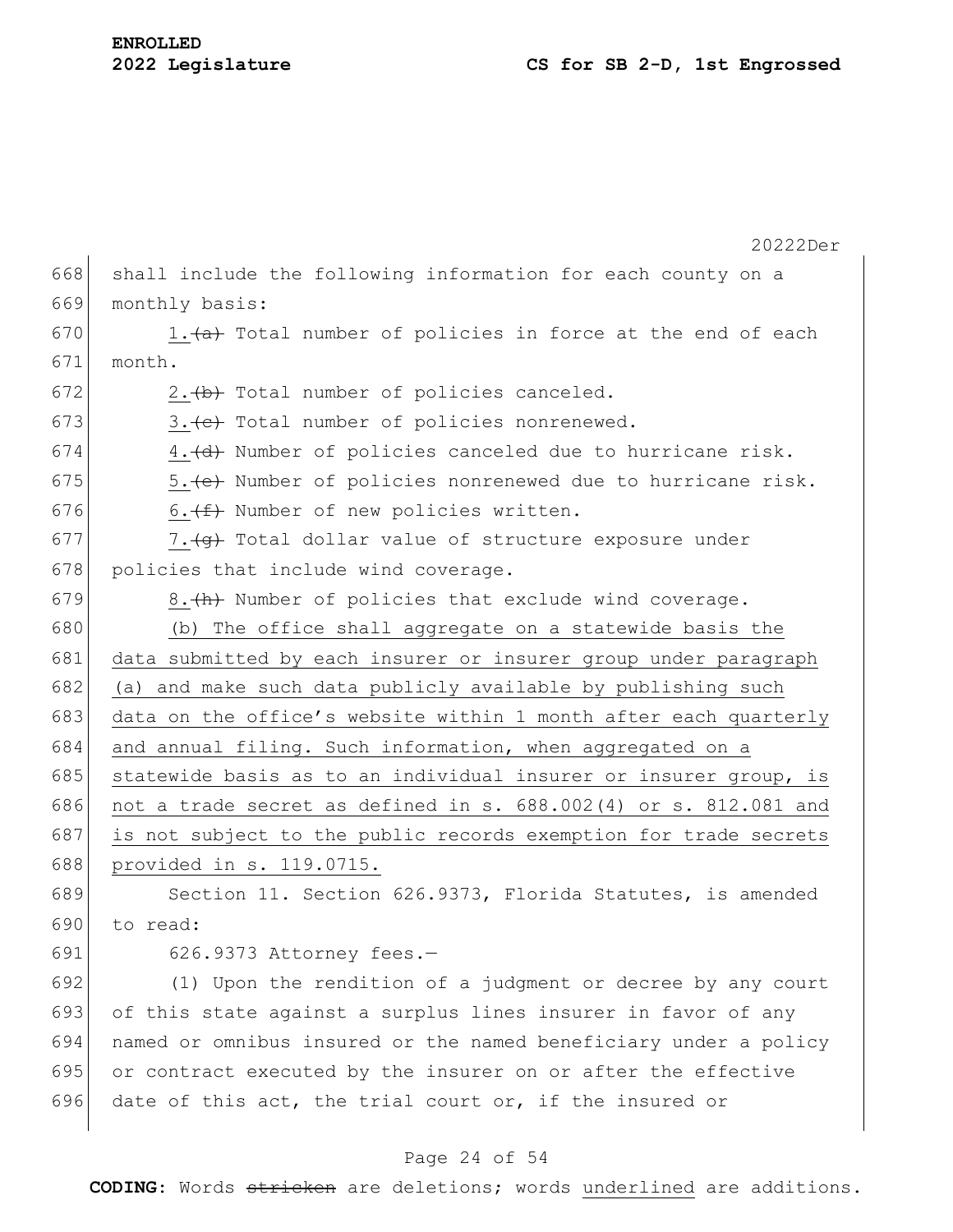shall include the following information for each county on a monthly basis:

1.~~(a)~~ Total number of policies in force at the end of each month.

2.~~(b)~~ Total number of policies canceled.

3.~~(c)~~ Total number of policies nonrenewed.

4.~~(d)~~ Number of policies canceled due to hurricane risk.

5.~~(e)~~ Number of policies nonrenewed due to hurricane risk.

6.~~(f)~~ Number of new policies written.

7.~~(g)~~ Total dollar value of structure exposure under policies that include wind coverage.

8.~~(h)~~ Number of policies that exclude wind coverage.

<u>(b) The office shall aggregate on a statewide basis the data submitted by each insurer or insurer group under paragraph (a) and make such data publicly available by publishing such data on the office's website within 1 month after each quarterly and annual filing. Such information, when aggregated on a statewide basis as to an individual insurer or insurer group, is not a trade secret as defined in s. 688.002(4) or s. 812.081 and is not subject to the public records exemption for trade secrets provided in s. 119.0715.</u>

Section 11. Section 626.9373, Florida Statutes, is amended to read:

626.9373 Attorney fees.—

(1) Upon the rendition of a judgment or decree by any court of this state against a surplus lines insurer in favor of any named or omnibus insured or the named beneficiary under a policy or contract executed by the insurer on or after the effective date of this act, the trial court or, if the insured or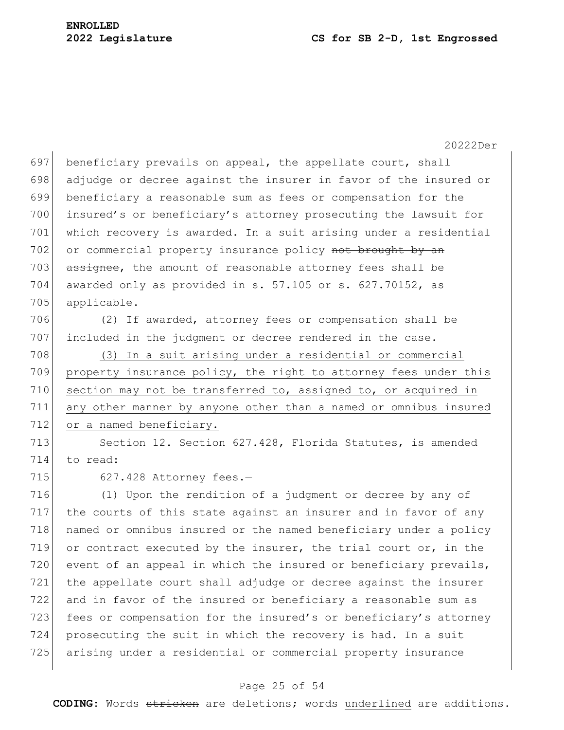beneficiary prevails on appeal, the appellate court, shall adjudge or decree against the insurer in favor of the insured or beneficiary a reasonable sum as fees or compensation for the insured's or beneficiary's attorney prosecuting the lawsuit for which recovery is awarded. In a suit arising under a residential or commercial property insurance policy ~~not brought by an assignee~~, the amount of reasonable attorney fees shall be awarded only as provided in s. 57.105 or s. 627.70152, as applicable.

(2) If awarded, attorney fees or compensation shall be included in the judgment or decree rendered in the case.

<u>(3) In a suit arising under a residential or commercial property insurance policy, the right to attorney fees under this section may not be transferred to, assigned to, or acquired in any other manner by anyone other than a named or omnibus insured or a named beneficiary.</u>

Section 12. Section 627.428, Florida Statutes, is amended to read:

627.428 Attorney fees.—

(1) Upon the rendition of a judgment or decree by any of the courts of this state against an insurer and in favor of any named or omnibus insured or the named beneficiary under a policy or contract executed by the insurer, the trial court or, in the event of an appeal in which the insured or beneficiary prevails, the appellate court shall adjudge or decree against the insurer and in favor of the insured or beneficiary a reasonable sum as fees or compensation for the insured's or beneficiary's attorney prosecuting the suit in which the recovery is had. In a suit arising under a residential or commercial property insurance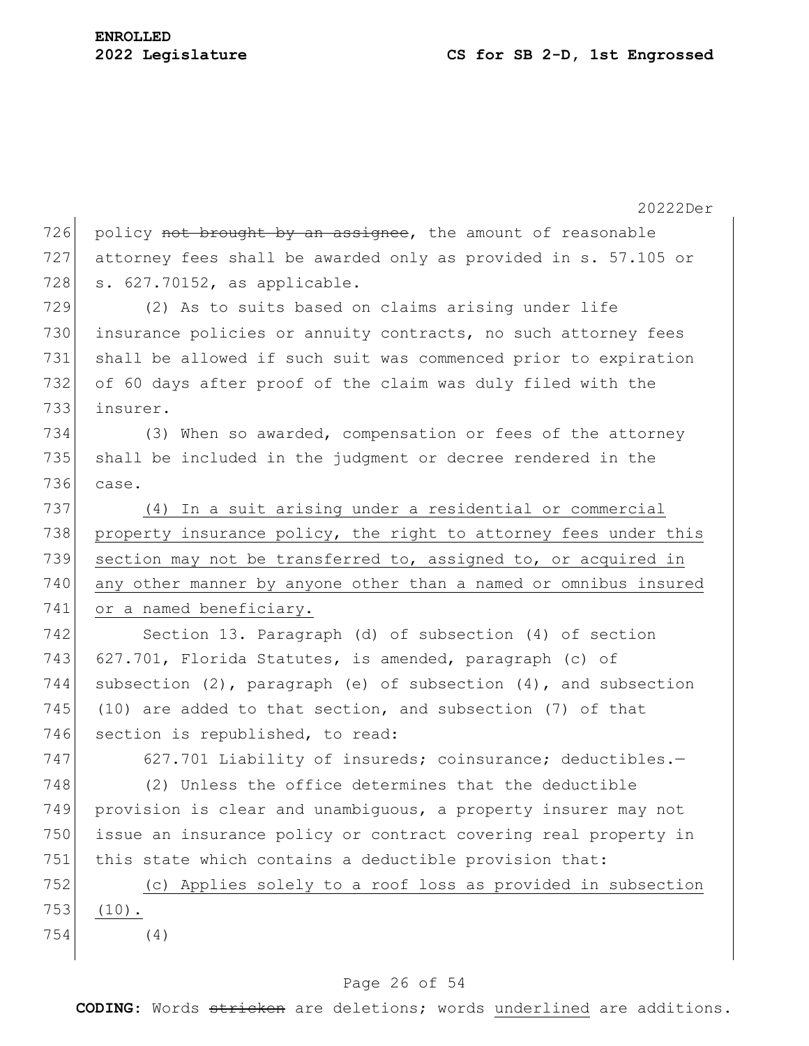policy ~~not brought by an assignee~~, the amount of reasonable attorney fees shall be awarded only as provided in s. 57.105 or s. 627.70152, as applicable.

(2) As to suits based on claims arising under life insurance policies or annuity contracts, no such attorney fees shall be allowed if such suit was commenced prior to expiration of 60 days after proof of the claim was duly filed with the insurer.

(3) When so awarded, compensation or fees of the attorney shall be included in the judgment or decree rendered in the case.

<u>(4) In a suit arising under a residential or commercial property insurance policy, the right to attorney fees under this section may not be transferred to, assigned to, or acquired in any other manner by anyone other than a named or omnibus insured or a named beneficiary.</u>

Section 13. Paragraph (d) of subsection (4) of section 627.701, Florida Statutes, is amended, paragraph (c) of subsection (2), paragraph (e) of subsection (4), and subsection (10) are added to that section, and subsection (7) of that section is republished, to read:

627.701 Liability of insureds; coinsurance; deductibles.—

(2) Unless the office determines that the deductible provision is clear and unambiguous, a property insurer may not issue an insurance policy or contract covering real property in this state which contains a deductible provision that:

<u>(c) Applies solely to a roof loss as provided in subsection (10).</u>

(4)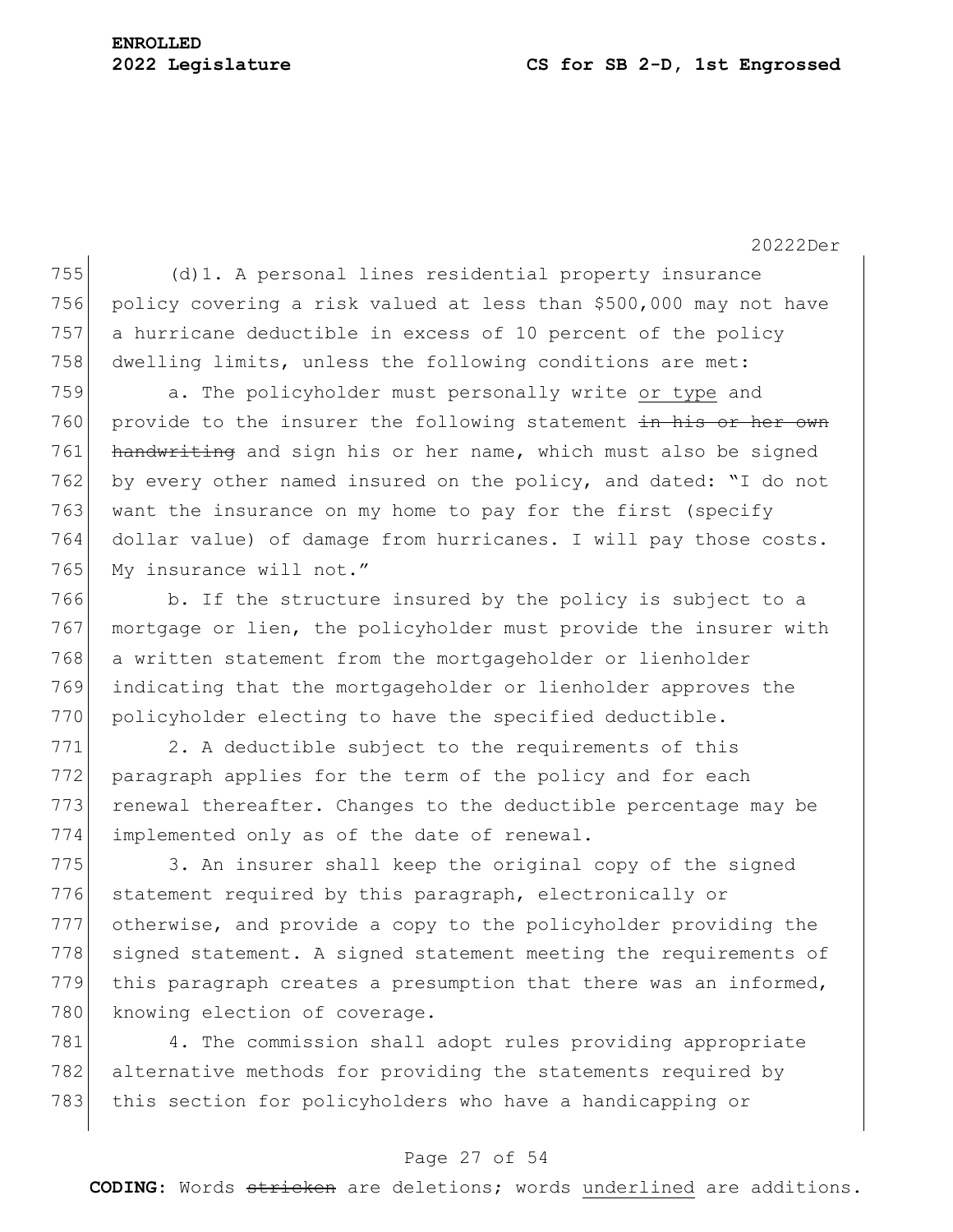(d)1. A personal lines residential property insurance policy covering a risk valued at less than $500,000 may not have a hurricane deductible in excess of 10 percent of the policy dwelling limits, unless the following conditions are met:

a. The policyholder must personally write <u>or type</u> and provide to the insurer the following statement ~~in his or her own handwriting~~ and sign his or her name, which must also be signed by every other named insured on the policy, and dated: "I do not want the insurance on my home to pay for the first (specify dollar value) of damage from hurricanes. I will pay those costs. My insurance will not."

b. If the structure insured by the policy is subject to a mortgage or lien, the policyholder must provide the insurer with a written statement from the mortgageholder or lienholder indicating that the mortgageholder or lienholder approves the policyholder electing to have the specified deductible.

2. A deductible subject to the requirements of this paragraph applies for the term of the policy and for each renewal thereafter. Changes to the deductible percentage may be implemented only as of the date of renewal.

3. An insurer shall keep the original copy of the signed statement required by this paragraph, electronically or otherwise, and provide a copy to the policyholder providing the signed statement. A signed statement meeting the requirements of this paragraph creates a presumption that there was an informed, knowing election of coverage.

4. The commission shall adopt rules providing appropriate alternative methods for providing the statements required by this section for policyholders who have a handicapping or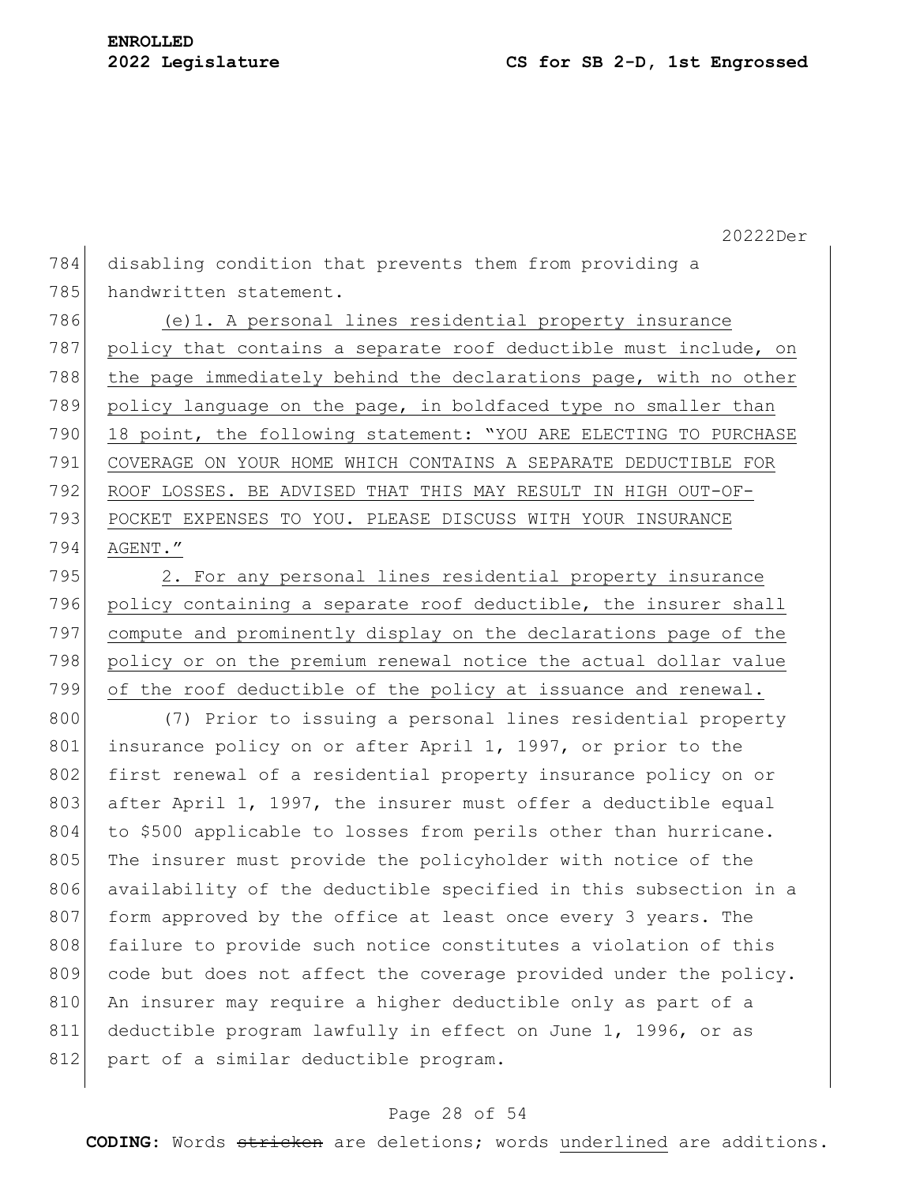disabling condition that prevents them from providing a handwritten statement.

<u>(e)1. A personal lines residential property insurance policy that contains a separate roof deductible must include, on the page immediately behind the declarations page, with no other policy language on the page, in boldfaced type no smaller than 18 point, the following statement: "YOU ARE ELECTING TO PURCHASE COVERAGE ON YOUR HOME WHICH CONTAINS A SEPARATE DEDUCTIBLE FOR ROOF LOSSES. BE ADVISED THAT THIS MAY RESULT IN HIGH OUT-OF-POCKET EXPENSES TO YOU. PLEASE DISCUSS WITH YOUR INSURANCE AGENT."</u>

<u>2. For any personal lines residential property insurance policy containing a separate roof deductible, the insurer shall compute and prominently display on the declarations page of the policy or on the premium renewal notice the actual dollar value of the roof deductible of the policy at issuance and renewal.</u>

(7) Prior to issuing a personal lines residential property insurance policy on or after April 1, 1997, or prior to the first renewal of a residential property insurance policy on or after April 1, 1997, the insurer must offer a deductible equal to $500 applicable to losses from perils other than hurricane. The insurer must provide the policyholder with notice of the availability of the deductible specified in this subsection in a form approved by the office at least once every 3 years. The failure to provide such notice constitutes a violation of this code but does not affect the coverage provided under the policy. An insurer may require a higher deductible only as part of a deductible program lawfully in effect on June 1, 1996, or as part of a similar deductible program.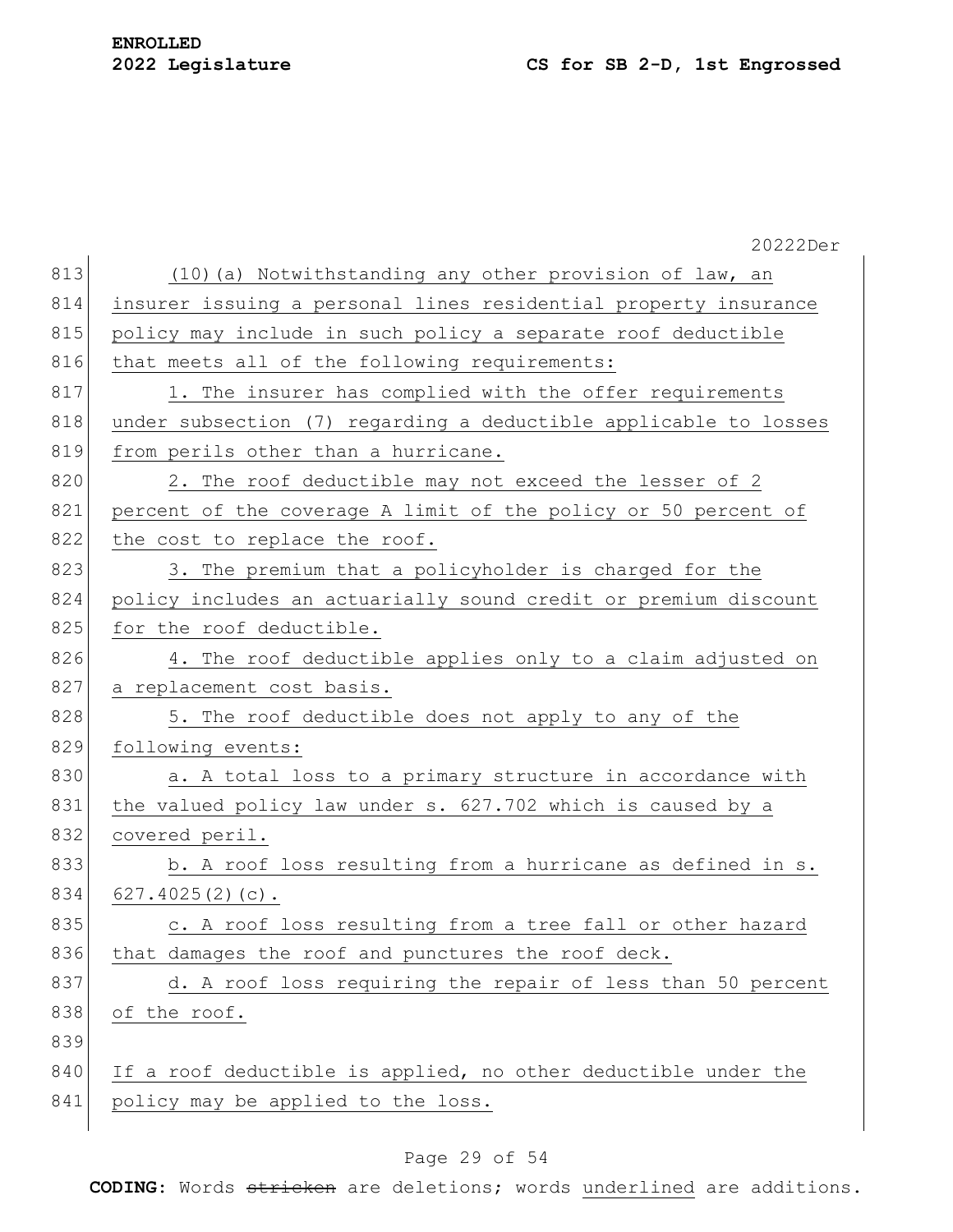(10)(a) Notwithstanding any other provision of law, an insurer issuing a personal lines residential property insurance policy may include in such policy a separate roof deductible that meets all of the following requirements:

1. The insurer has complied with the offer requirements under subsection (7) regarding a deductible applicable to losses from perils other than a hurricane.

2. The roof deductible may not exceed the lesser of 2 percent of the coverage A limit of the policy or 50 percent of the cost to replace the roof.

3. The premium that a policyholder is charged for the policy includes an actuarially sound credit or premium discount for the roof deductible.

4. The roof deductible applies only to a claim adjusted on a replacement cost basis.

5. The roof deductible does not apply to any of the following events:

a. A total loss to a primary structure in accordance with the valued policy law under s. 627.702 which is caused by a covered peril.

b. A roof loss resulting from a hurricane as defined in s. 627.4025(2)(c).

c. A roof loss resulting from a tree fall or other hazard that damages the roof and punctures the roof deck.

d. A roof loss requiring the repair of less than 50 percent of the roof.

If a roof deductible is applied, no other deductible under the policy may be applied to the loss.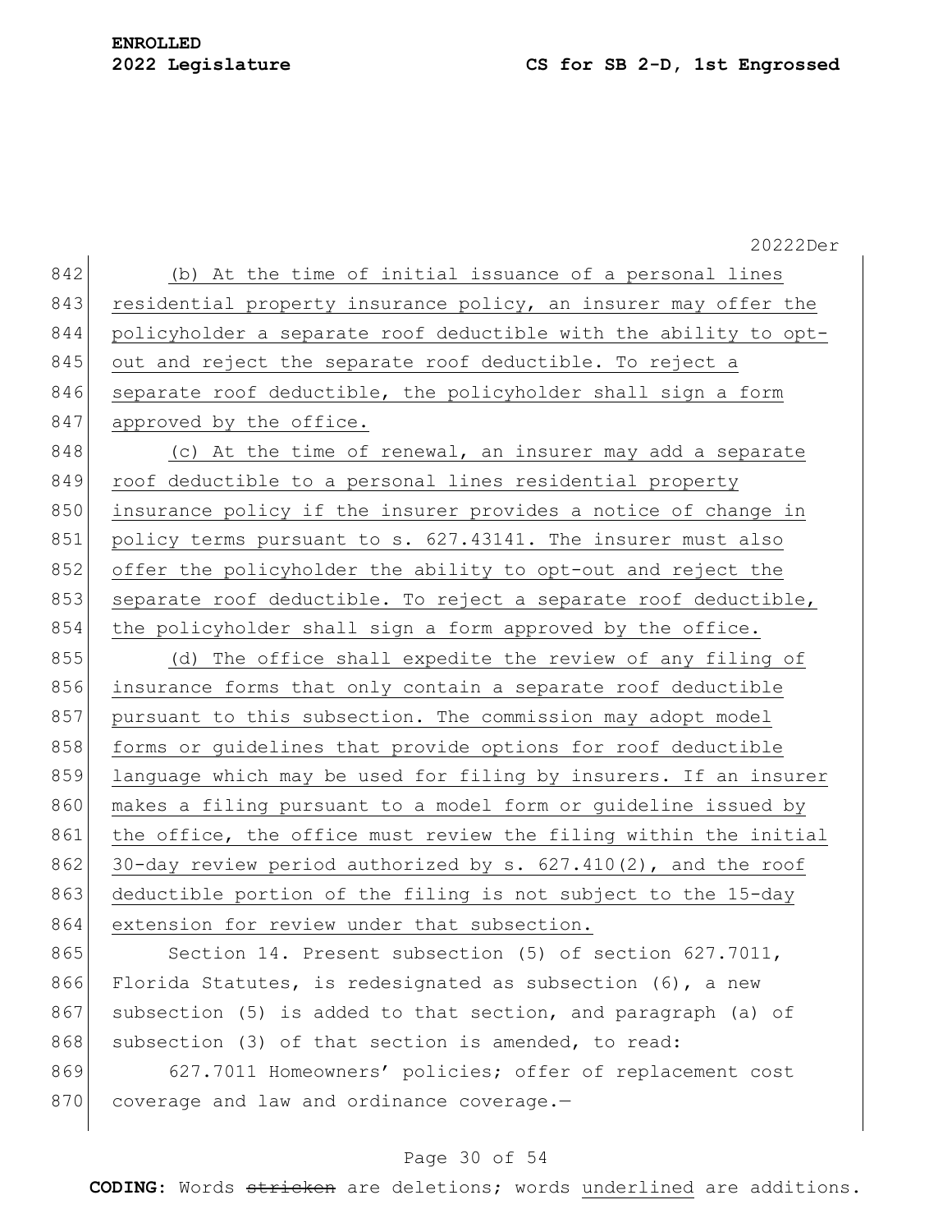(b) At the time of initial issuance of a personal lines residential property insurance policy, an insurer may offer the policyholder a separate roof deductible with the ability to opt-out and reject the separate roof deductible. To reject a separate roof deductible, the policyholder shall sign a form approved by the office.

(c) At the time of renewal, an insurer may add a separate roof deductible to a personal lines residential property insurance policy if the insurer provides a notice of change in policy terms pursuant to s. 627.43141. The insurer must also offer the policyholder the ability to opt-out and reject the separate roof deductible. To reject a separate roof deductible, the policyholder shall sign a form approved by the office.

(d) The office shall expedite the review of any filing of insurance forms that only contain a separate roof deductible pursuant to this subsection. The commission may adopt model forms or guidelines that provide options for roof deductible language which may be used for filing by insurers. If an insurer makes a filing pursuant to a model form or guideline issued by the office, the office must review the filing within the initial 30-day review period authorized by s. 627.410(2), and the roof deductible portion of the filing is not subject to the 15-day extension for review under that subsection.

Section 14. Present subsection (5) of section 627.7011, Florida Statutes, is redesignated as subsection (6), a new subsection (5) is added to that section, and paragraph (a) of subsection (3) of that section is amended, to read:

627.7011 Homeowners' policies; offer of replacement cost coverage and law and ordinance coverage.—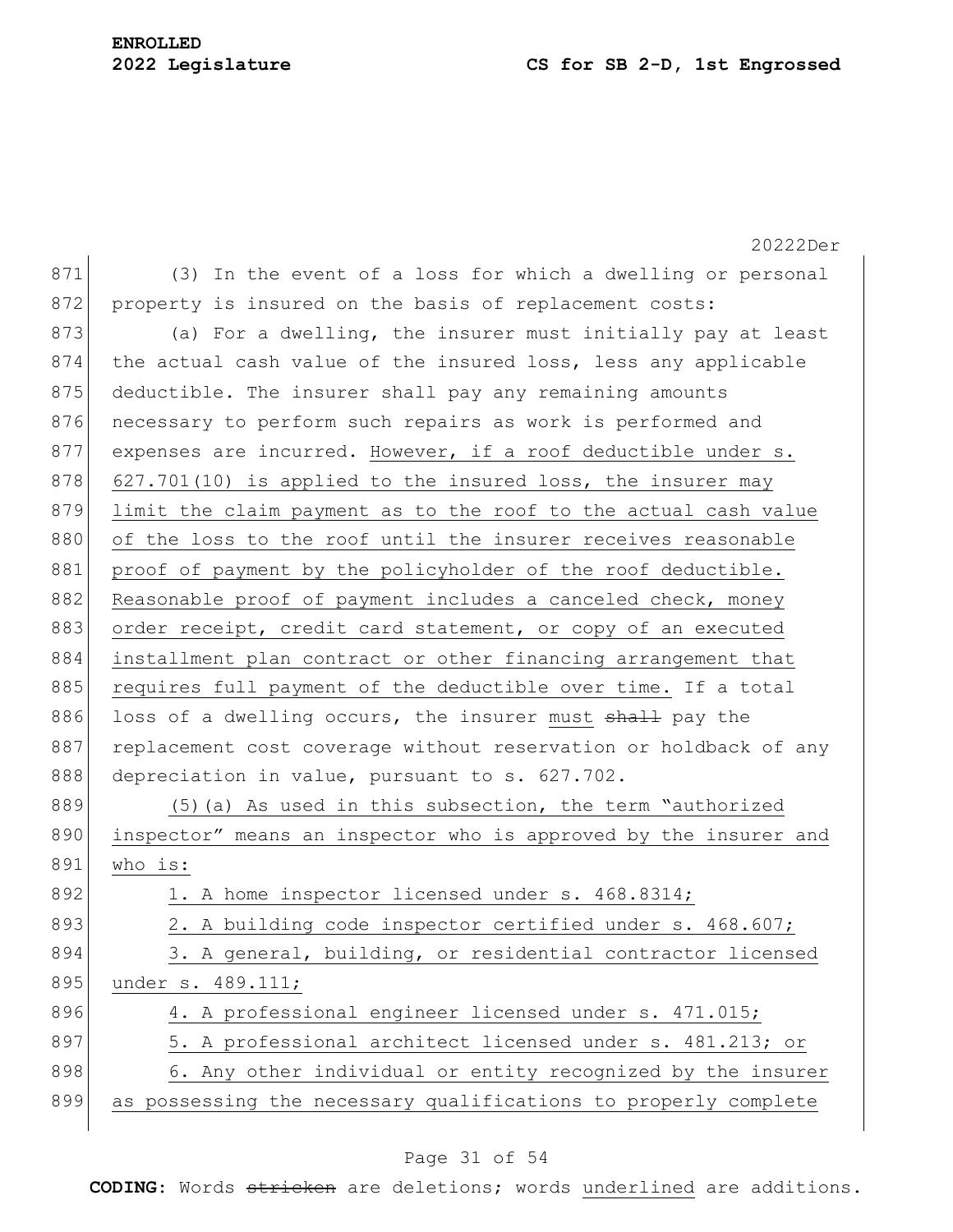(3) In the event of a loss for which a dwelling or personal property is insured on the basis of replacement costs:

(a) For a dwelling, the insurer must initially pay at least the actual cash value of the insured loss, less any applicable deductible. The insurer shall pay any remaining amounts necessary to perform such repairs as work is performed and expenses are incurred. However, if a roof deductible under s. 627.701(10) is applied to the insured loss, the insurer may limit the claim payment as to the roof to the actual cash value of the loss to the roof until the insurer receives reasonable proof of payment by the policyholder of the roof deductible. Reasonable proof of payment includes a canceled check, money order receipt, credit card statement, or copy of an executed installment plan contract or other financing arrangement that requires full payment of the deductible over time. If a total loss of a dwelling occurs, the insurer must ~~shall~~ pay the replacement cost coverage without reservation or holdback of any depreciation in value, pursuant to s. 627.702.

(5)(a) As used in this subsection, the term "authorized inspector" means an inspector who is approved by the insurer and who is:

1. A home inspector licensed under s. 468.8314;
2. A building code inspector certified under s. 468.607;
3. A general, building, or residential contractor licensed under s. 489.111;
4. A professional engineer licensed under s. 471.015;
5. A professional architect licensed under s. 481.213; or
6. Any other individual or entity recognized by the insurer as possessing the necessary qualifications to properly complete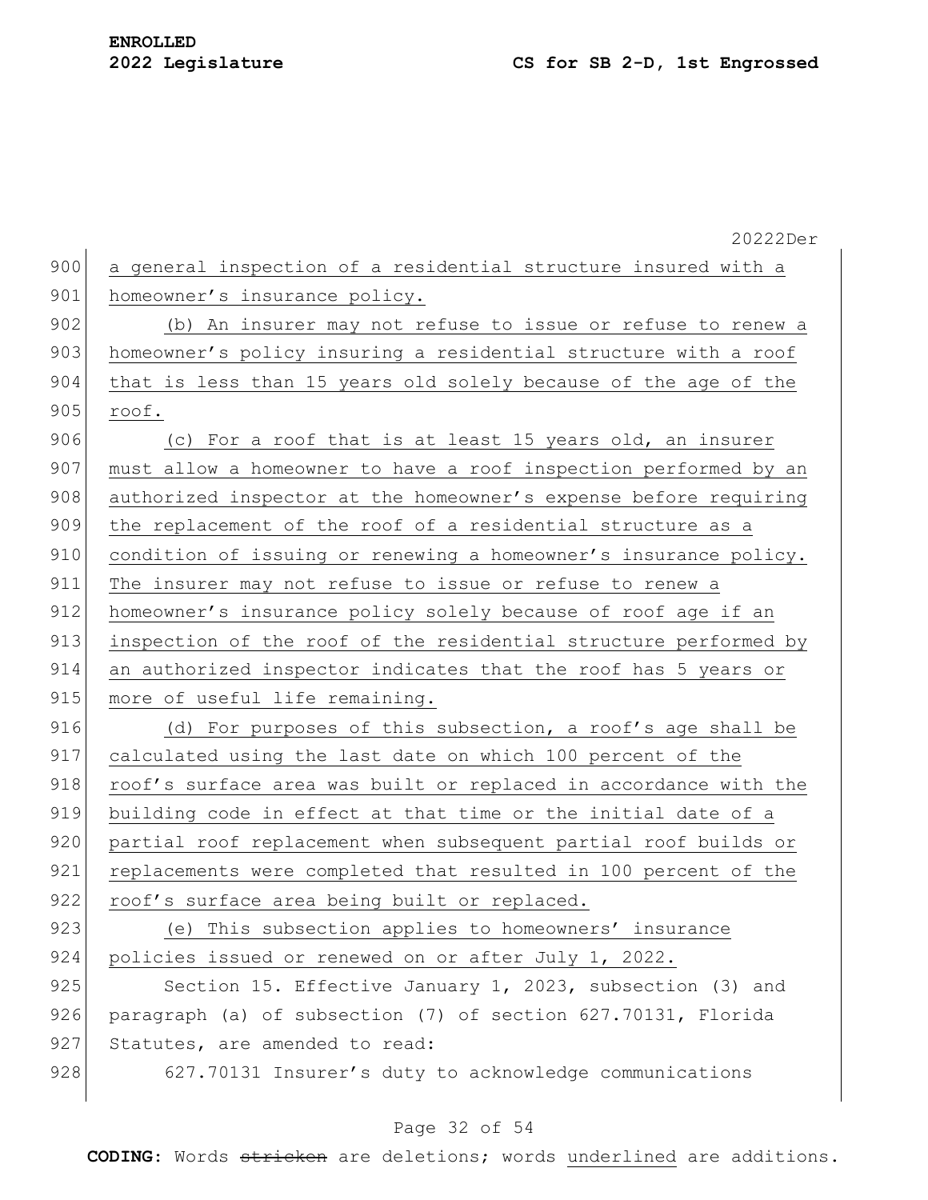a general inspection of a residential structure insured with a homeowner's insurance policy.

(b) An insurer may not refuse to issue or refuse to renew a homeowner's policy insuring a residential structure with a roof that is less than 15 years old solely because of the age of the roof.

(c) For a roof that is at least 15 years old, an insurer must allow a homeowner to have a roof inspection performed by an authorized inspector at the homeowner's expense before requiring the replacement of the roof of a residential structure as a condition of issuing or renewing a homeowner's insurance policy. The insurer may not refuse to issue or refuse to renew a homeowner's insurance policy solely because of roof age if an inspection of the roof of the residential structure performed by an authorized inspector indicates that the roof has 5 years or more of useful life remaining.

(d) For purposes of this subsection, a roof's age shall be calculated using the last date on which 100 percent of the roof's surface area was built or replaced in accordance with the building code in effect at that time or the initial date of a partial roof replacement when subsequent partial roof builds or replacements were completed that resulted in 100 percent of the roof's surface area being built or replaced.

(e) This subsection applies to homeowners' insurance policies issued or renewed on or after July 1, 2022.

Section 15. Effective January 1, 2023, subsection (3) and paragraph (a) of subsection (7) of section 627.70131, Florida Statutes, are amended to read:

627.70131 Insurer's duty to acknowledge communications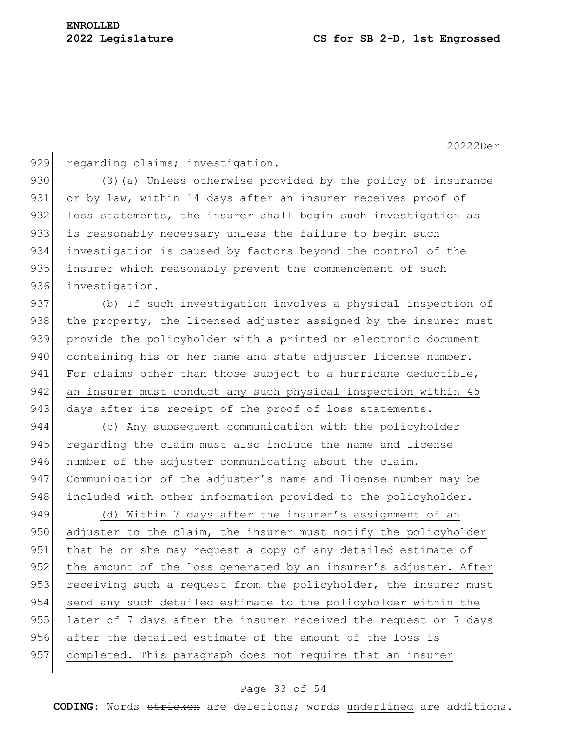regarding claims; investigation.—

(3)(a) Unless otherwise provided by the policy of insurance or by law, within 14 days after an insurer receives proof of loss statements, the insurer shall begin such investigation as is reasonably necessary unless the failure to begin such investigation is caused by factors beyond the control of the insurer which reasonably prevent the commencement of such investigation.

(b) If such investigation involves a physical inspection of the property, the licensed adjuster assigned by the insurer must provide the policyholder with a printed or electronic document containing his or her name and state adjuster license number. For claims other than those subject to a hurricane deductible, an insurer must conduct any such physical inspection within 45 days after its receipt of the proof of loss statements.

(c) Any subsequent communication with the policyholder regarding the claim must also include the name and license number of the adjuster communicating about the claim. Communication of the adjuster's name and license number may be included with other information provided to the policyholder.

(d) Within 7 days after the insurer's assignment of an adjuster to the claim, the insurer must notify the policyholder that he or she may request a copy of any detailed estimate of the amount of the loss generated by an insurer's adjuster. After receiving such a request from the policyholder, the insurer must send any such detailed estimate to the policyholder within the later of 7 days after the insurer received the request or 7 days after the detailed estimate of the amount of the loss is completed. This paragraph does not require that an insurer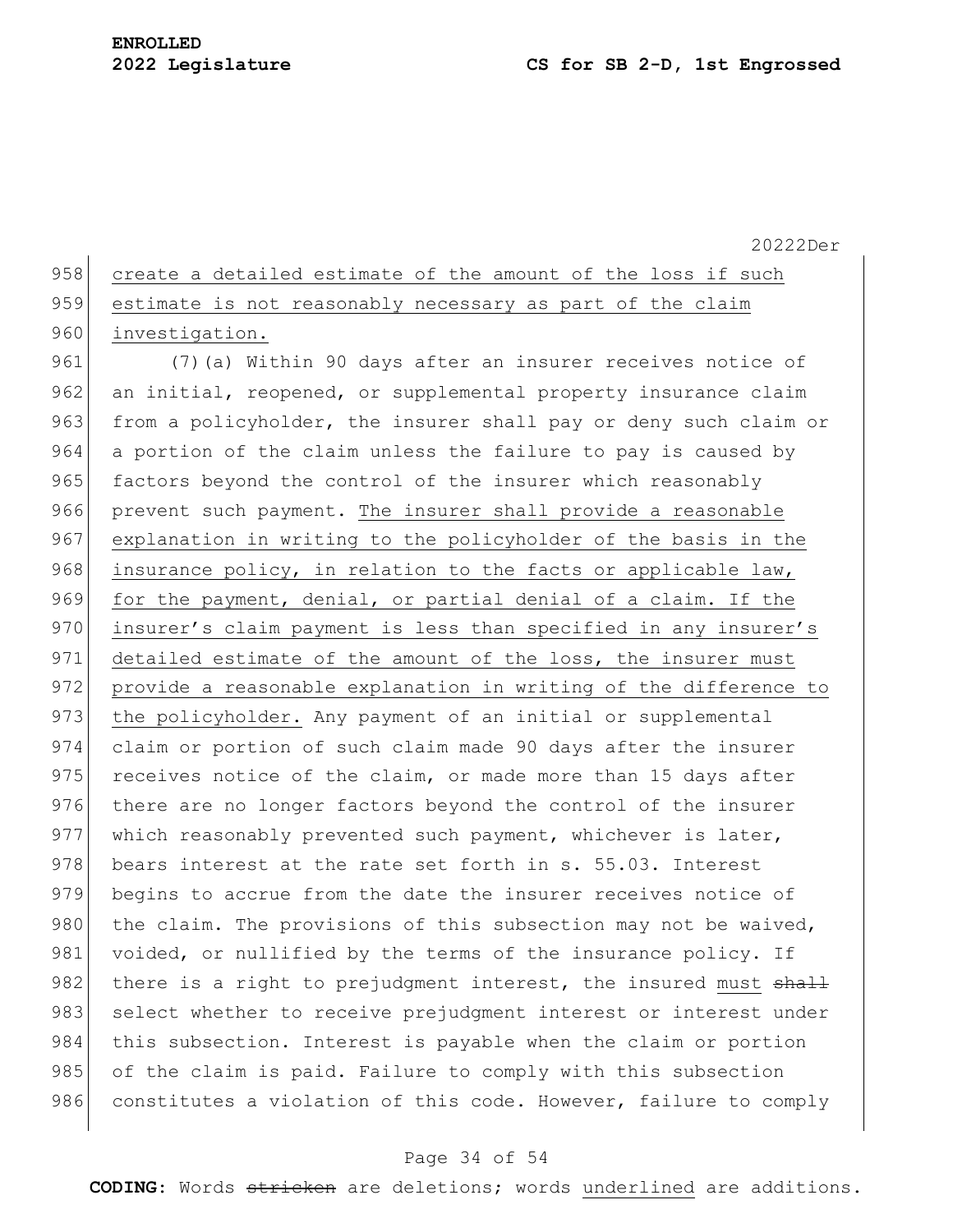create a detailed estimate of the amount of the loss if such estimate is not reasonably necessary as part of the claim investigation.

(7)(a) Within 90 days after an insurer receives notice of an initial, reopened, or supplemental property insurance claim from a policyholder, the insurer shall pay or deny such claim or a portion of the claim unless the failure to pay is caused by factors beyond the control of the insurer which reasonably prevent such payment. The insurer shall provide a reasonable explanation in writing to the policyholder of the basis in the insurance policy, in relation to the facts or applicable law, for the payment, denial, or partial denial of a claim. If the insurer's claim payment is less than specified in any insurer's detailed estimate of the amount of the loss, the insurer must provide a reasonable explanation in writing of the difference to the policyholder. Any payment of an initial or supplemental claim or portion of such claim made 90 days after the insurer receives notice of the claim, or made more than 15 days after there are no longer factors beyond the control of the insurer which reasonably prevented such payment, whichever is later, bears interest at the rate set forth in s. 55.03. Interest begins to accrue from the date the insurer receives notice of the claim. The provisions of this subsection may not be waived, voided, or nullified by the terms of the insurance policy. If there is a right to prejudgment interest, the insured must ~~shall~~ select whether to receive prejudgment interest or interest under this subsection. Interest is payable when the claim or portion of the claim is paid. Failure to comply with this subsection constitutes a violation of this code. However, failure to comply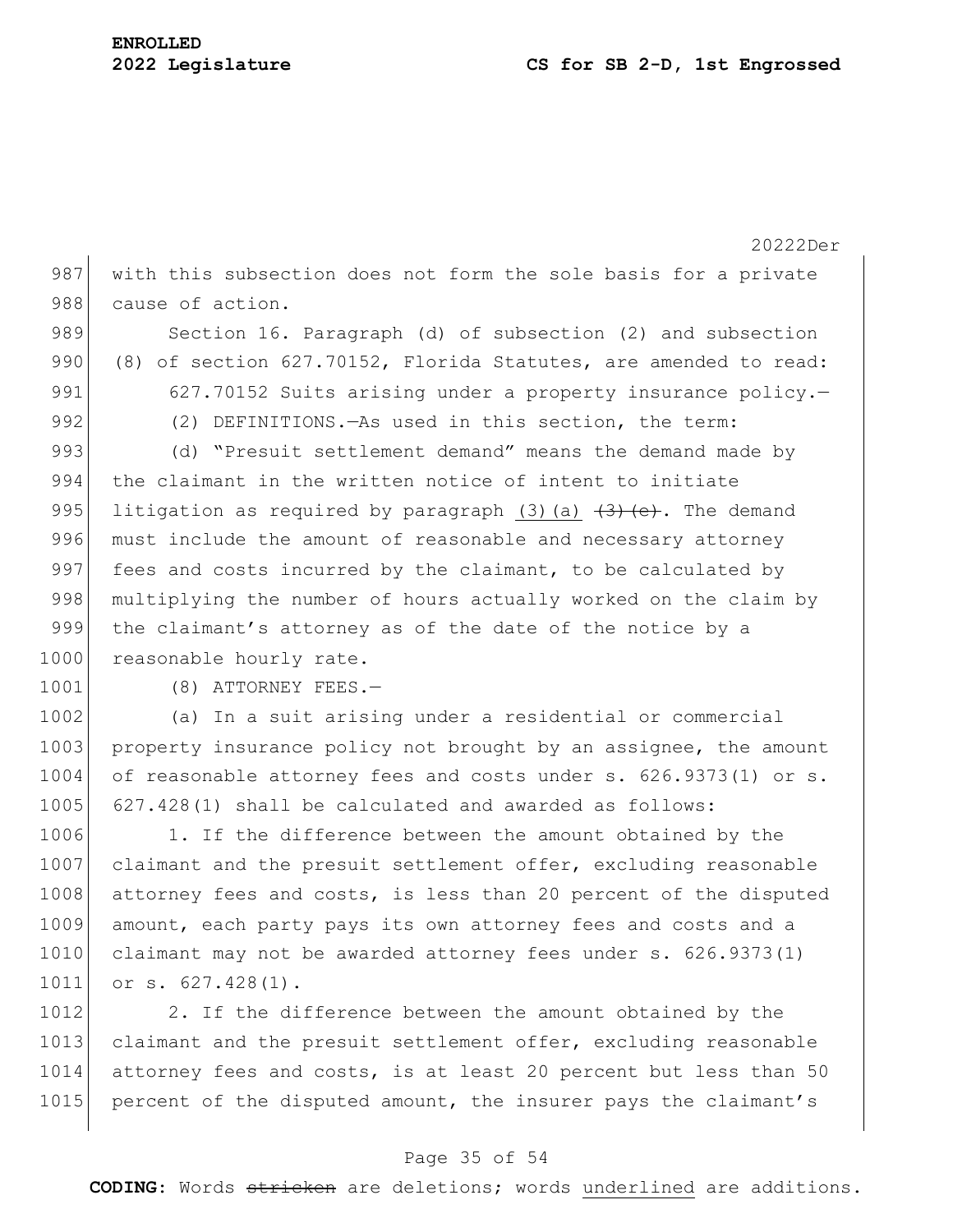with this subsection does not form the sole basis for a private cause of action.

Section 16. Paragraph (d) of subsection (2) and subsection (8) of section 627.70152, Florida Statutes, are amended to read:

627.70152 Suits arising under a property insurance policy.—

(2) DEFINITIONS.—As used in this section, the term:

(d) "Presuit settlement demand" means the demand made by the claimant in the written notice of intent to initiate litigation as required by paragraph <u>(3)(a)</u> ~~(3)(e)~~. The demand must include the amount of reasonable and necessary attorney fees and costs incurred by the claimant, to be calculated by multiplying the number of hours actually worked on the claim by the claimant's attorney as of the date of the notice by a reasonable hourly rate.

(8) ATTORNEY FEES.—

(a) In a suit arising under a residential or commercial property insurance policy not brought by an assignee, the amount of reasonable attorney fees and costs under s. 626.9373(1) or s. 627.428(1) shall be calculated and awarded as follows:

1. If the difference between the amount obtained by the claimant and the presuit settlement offer, excluding reasonable attorney fees and costs, is less than 20 percent of the disputed amount, each party pays its own attorney fees and costs and a claimant may not be awarded attorney fees under s. 626.9373(1) or s. 627.428(1).

2. If the difference between the amount obtained by the claimant and the presuit settlement offer, excluding reasonable attorney fees and costs, is at least 20 percent but less than 50 percent of the disputed amount, the insurer pays the claimant's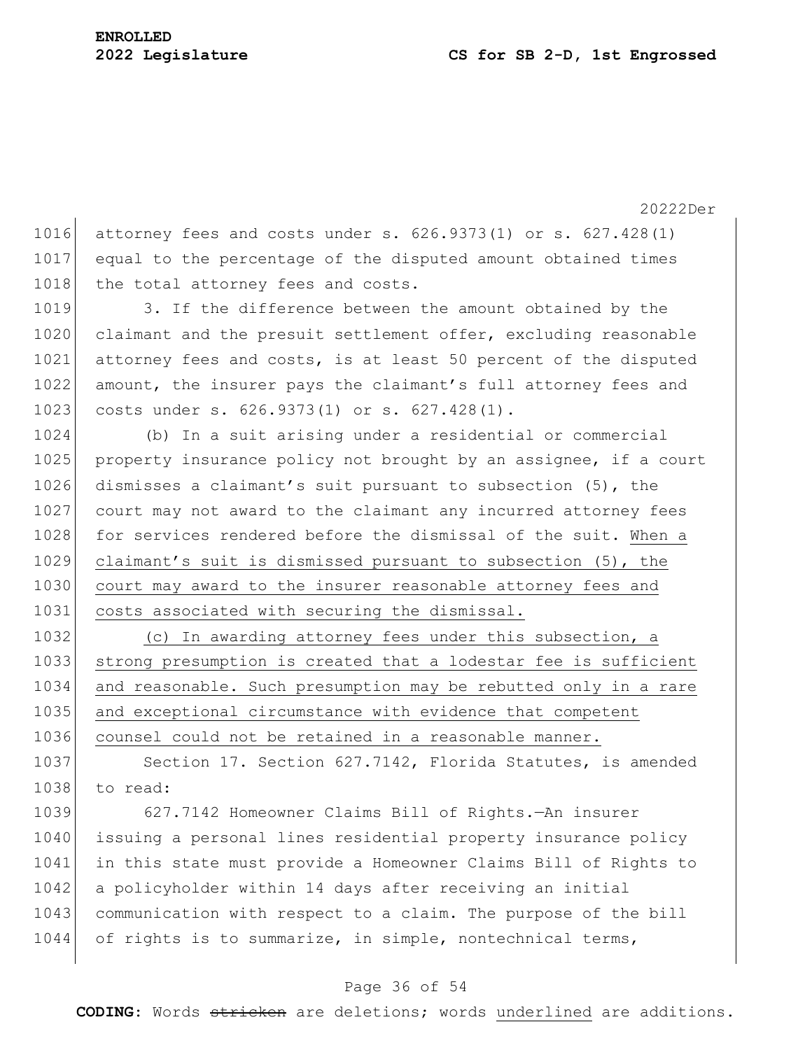attorney fees and costs under s. 626.9373(1) or s. 627.428(1) equal to the percentage of the disputed amount obtained times the total attorney fees and costs.

3. If the difference between the amount obtained by the claimant and the presuit settlement offer, excluding reasonable attorney fees and costs, is at least 50 percent of the disputed amount, the insurer pays the claimant's full attorney fees and costs under s. 626.9373(1) or s. 627.428(1).

(b) In a suit arising under a residential or commercial property insurance policy not brought by an assignee, if a court dismisses a claimant's suit pursuant to subsection (5), the court may not award to the claimant any incurred attorney fees for services rendered before the dismissal of the suit. When a claimant's suit is dismissed pursuant to subsection (5), the court may award to the insurer reasonable attorney fees and costs associated with securing the dismissal.

(c) In awarding attorney fees under this subsection, a strong presumption is created that a lodestar fee is sufficient and reasonable. Such presumption may be rebutted only in a rare and exceptional circumstance with evidence that competent counsel could not be retained in a reasonable manner.

Section 17. Section 627.7142, Florida Statutes, is amended to read:

627.7142 Homeowner Claims Bill of Rights.—An insurer issuing a personal lines residential property insurance policy in this state must provide a Homeowner Claims Bill of Rights to a policyholder within 14 days after receiving an initial communication with respect to a claim. The purpose of the bill of rights is to summarize, in simple, nontechnical terms,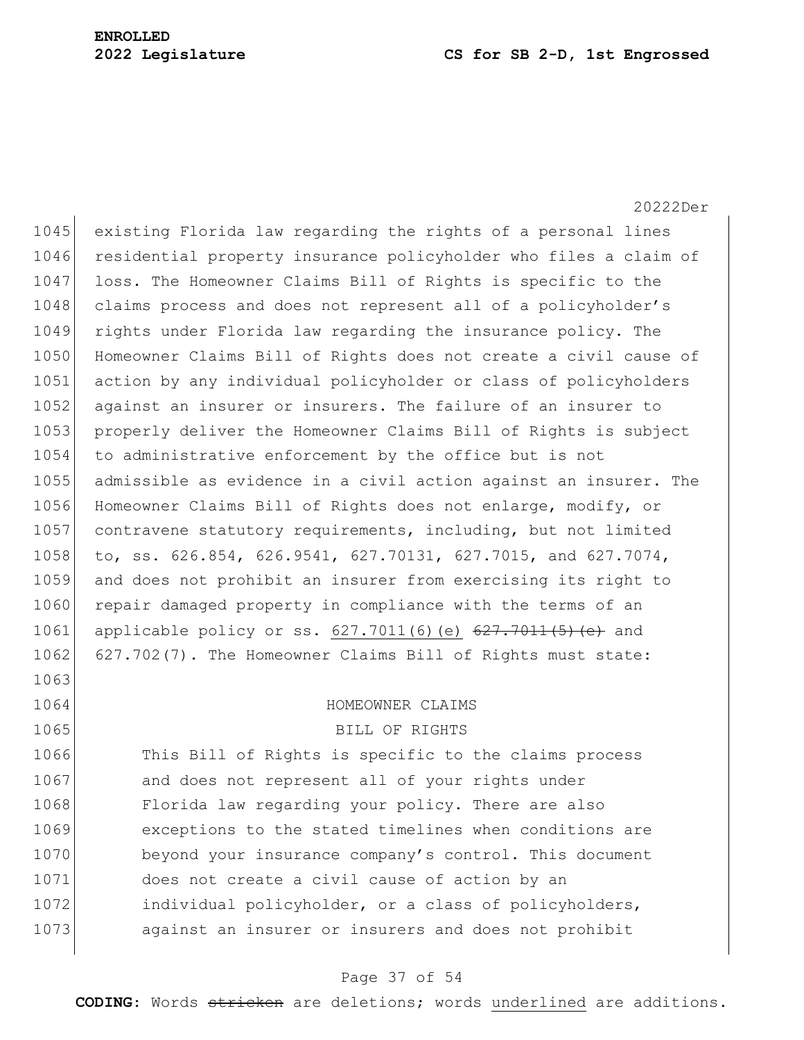existing Florida law regarding the rights of a personal lines residential property insurance policyholder who files a claim of loss. The Homeowner Claims Bill of Rights is specific to the claims process and does not represent all of a policyholder's rights under Florida law regarding the insurance policy. The Homeowner Claims Bill of Rights does not create a civil cause of action by any individual policyholder or class of policyholders against an insurer or insurers. The failure of an insurer to properly deliver the Homeowner Claims Bill of Rights is subject to administrative enforcement by the office but is not admissible as evidence in a civil action against an insurer. The Homeowner Claims Bill of Rights does not enlarge, modify, or contravene statutory requirements, including, but not limited to, ss. 626.854, 626.9541, 627.70131, 627.7015, and 627.7074, and does not prohibit an insurer from exercising its right to repair damaged property in compliance with the terms of an applicable policy or ss. <u>627.7011(6)(e)</u> ~~627.7011(5)(e)~~ and 627.702(7). The Homeowner Claims Bill of Rights must state:

HOMEOWNER CLAIMS
BILL OF RIGHTS

This Bill of Rights is specific to the claims process and does not represent all of your rights under Florida law regarding your policy. There are also exceptions to the stated timelines when conditions are beyond your insurance company's control. This document does not create a civil cause of action by an individual policyholder, or a class of policyholders, against an insurer or insurers and does not prohibit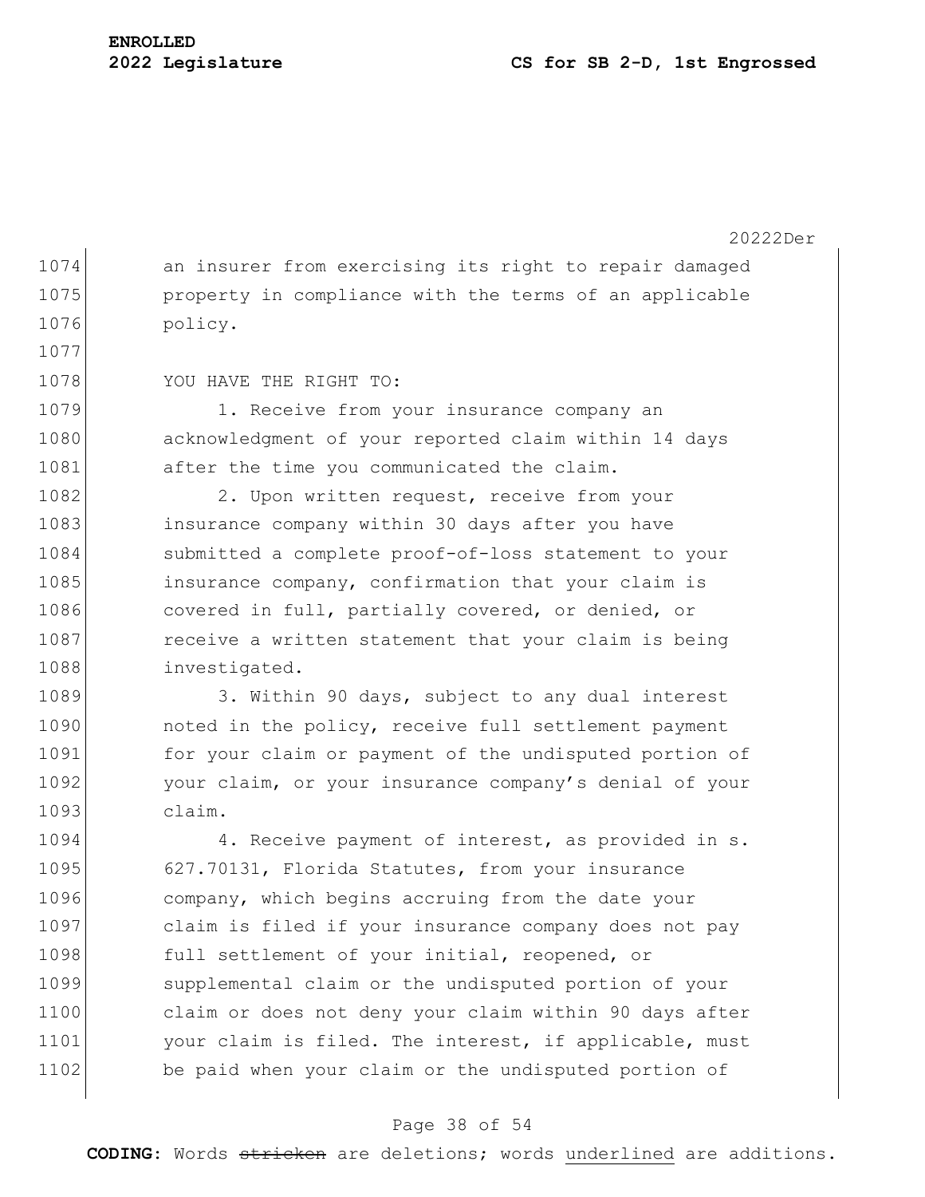an insurer from exercising its right to repair damaged property in compliance with the terms of an applicable policy.

YOU HAVE THE RIGHT TO:

1. Receive from your insurance company an acknowledgment of your reported claim within 14 days after the time you communicated the claim.

2. Upon written request, receive from your insurance company within 30 days after you have submitted a complete proof-of-loss statement to your insurance company, confirmation that your claim is covered in full, partially covered, or denied, or receive a written statement that your claim is being investigated.

3. Within 90 days, subject to any dual interest noted in the policy, receive full settlement payment for your claim or payment of the undisputed portion of your claim, or your insurance company's denial of your claim.

4. Receive payment of interest, as provided in s. 627.70131, Florida Statutes, from your insurance company, which begins accruing from the date your claim is filed if your insurance company does not pay full settlement of your initial, reopened, or supplemental claim or the undisputed portion of your claim or does not deny your claim within 90 days after your claim is filed. The interest, if applicable, must be paid when your claim or the undisputed portion of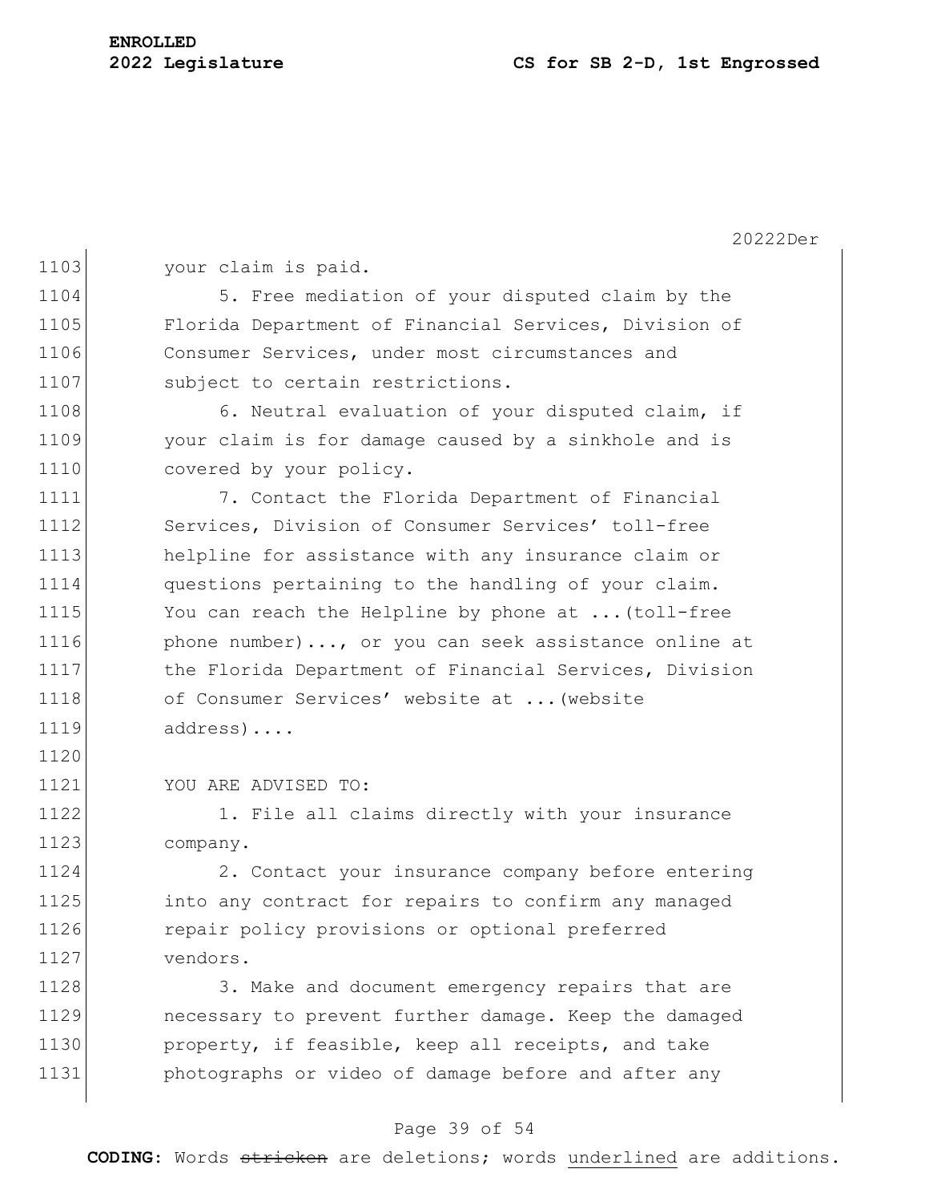your claim is paid.

5. Free mediation of your disputed claim by the Florida Department of Financial Services, Division of Consumer Services, under most circumstances and subject to certain restrictions.

6. Neutral evaluation of your disputed claim, if your claim is for damage caused by a sinkhole and is covered by your policy.

7. Contact the Florida Department of Financial Services, Division of Consumer Services' toll-free helpline for assistance with any insurance claim or questions pertaining to the handling of your claim. You can reach the Helpline by phone at ...(toll-free phone number)..., or you can seek assistance online at the Florida Department of Financial Services, Division of Consumer Services' website at ...(website address)....

YOU ARE ADVISED TO:

1. File all claims directly with your insurance company.

2. Contact your insurance company before entering into any contract for repairs to confirm any managed repair policy provisions or optional preferred vendors.

3. Make and document emergency repairs that are necessary to prevent further damage. Keep the damaged property, if feasible, keep all receipts, and take photographs or video of damage before and after any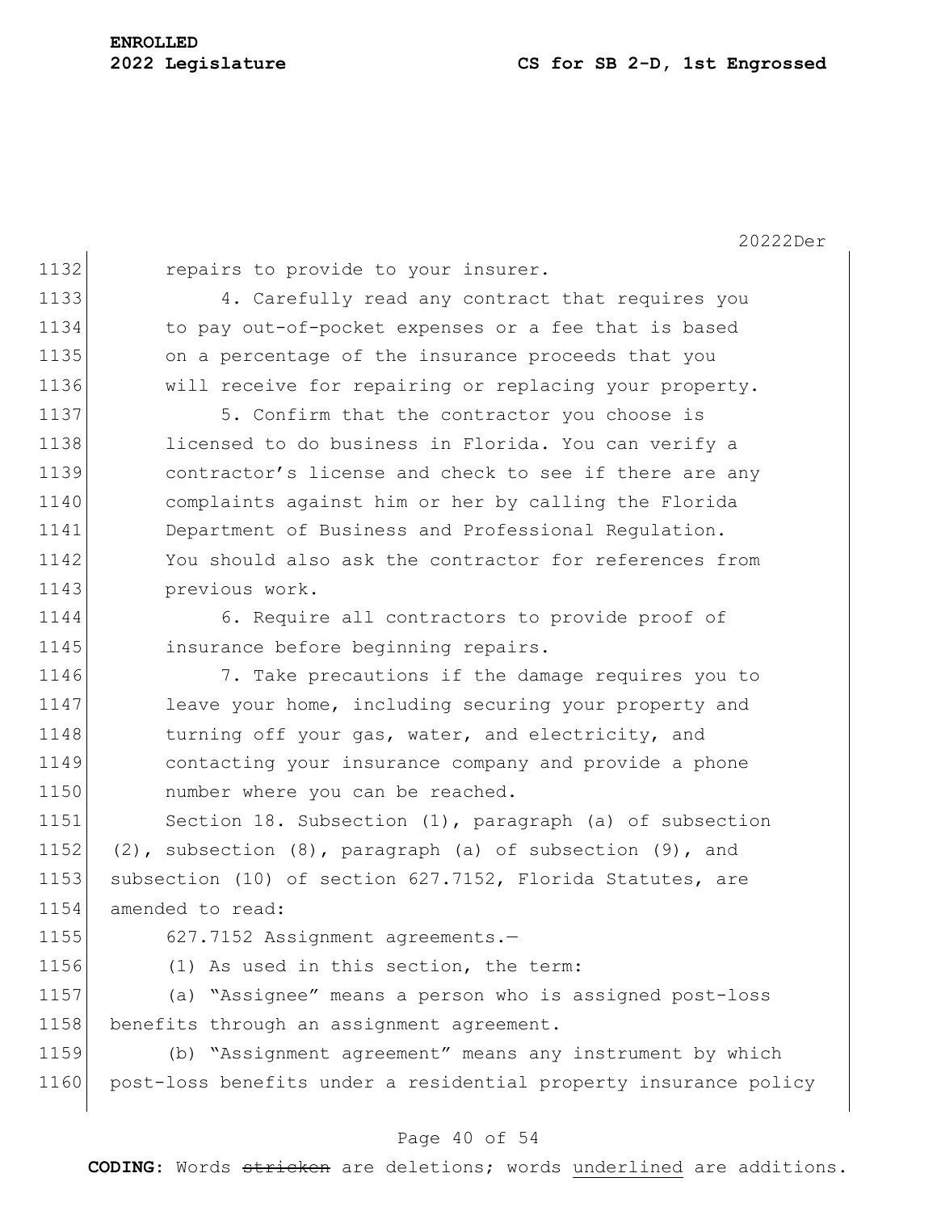repairs to provide to your insurer.

4. Carefully read any contract that requires you to pay out-of-pocket expenses or a fee that is based on a percentage of the insurance proceeds that you will receive for repairing or replacing your property.

5. Confirm that the contractor you choose is licensed to do business in Florida. You can verify a contractor's license and check to see if there are any complaints against him or her by calling the Florida Department of Business and Professional Regulation. You should also ask the contractor for references from previous work.

6. Require all contractors to provide proof of insurance before beginning repairs.

7. Take precautions if the damage requires you to leave your home, including securing your property and turning off your gas, water, and electricity, and contacting your insurance company and provide a phone number where you can be reached.

Section 18. Subsection (1), paragraph (a) of subsection (2), subsection (8), paragraph (a) of subsection (9), and subsection (10) of section 627.7152, Florida Statutes, are amended to read:

627.7152 Assignment agreements.—

(1) As used in this section, the term:

(a) "Assignee" means a person who is assigned post-loss benefits through an assignment agreement.

(b) "Assignment agreement" means any instrument by which post-loss benefits under a residential property insurance policy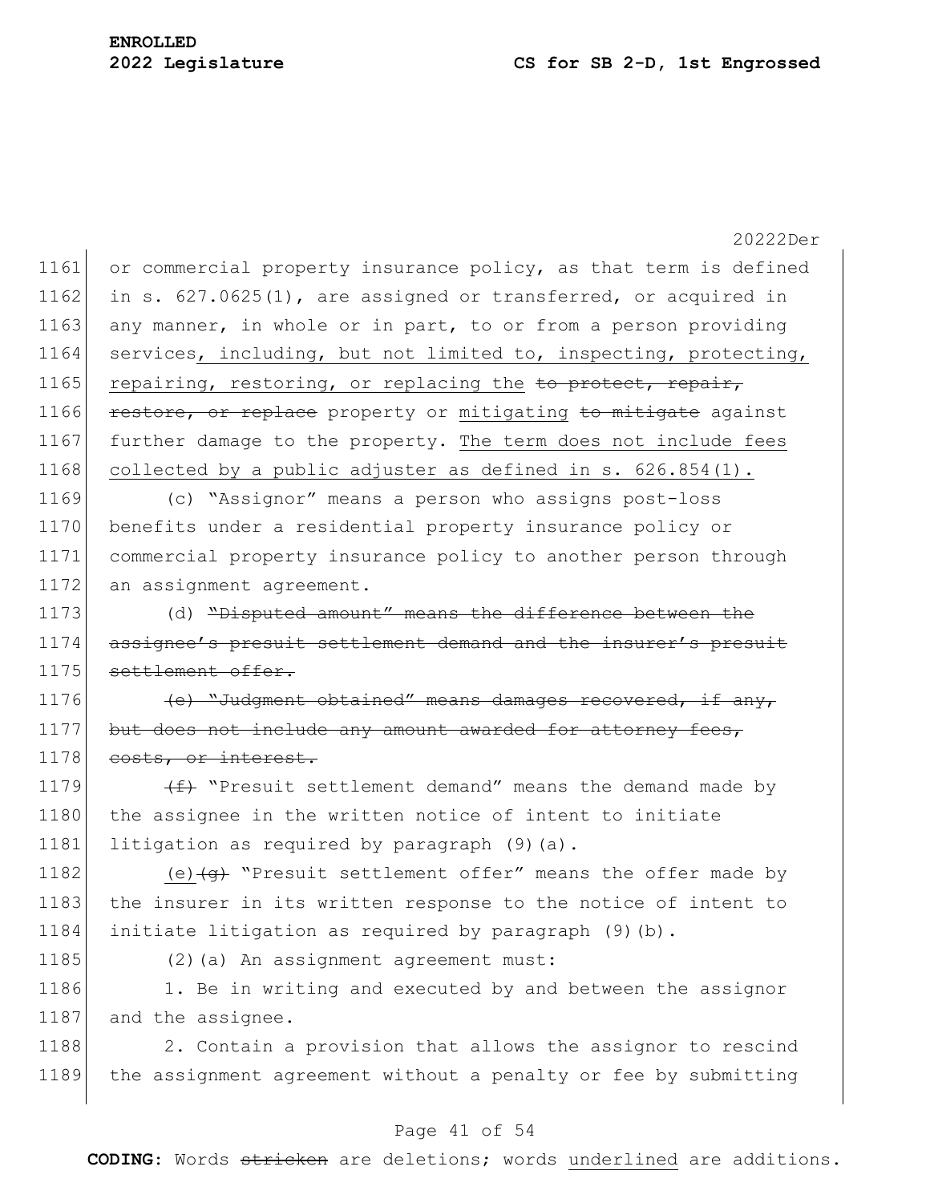or commercial property insurance policy, as that term is defined in s. 627.0625(1), are assigned or transferred, or acquired in any manner, in whole or in part, to or from a person providing services, including, but not limited to, inspecting, protecting, repairing, restoring, or replacing the ~~to protect, repair, restore, or replace~~ property or mitigating ~~to mitigate~~ against further damage to the property. The term does not include fees collected by a public adjuster as defined in s. 626.854(1).

(c) "Assignor" means a person who assigns post-loss benefits under a residential property insurance policy or commercial property insurance policy to another person through an assignment agreement.

(d) ~~"Disputed amount" means the difference between the assignee's presuit settlement demand and the insurer's presuit settlement offer.~~

~~(e) "Judgment obtained" means damages recovered, if any, but does not include any amount awarded for attorney fees, costs, or interest.~~

~~(f)~~ "Presuit settlement demand" means the demand made by the assignee in the written notice of intent to initiate litigation as required by paragraph (9)(a).

(e)~~(g)~~ "Presuit settlement offer" means the offer made by the insurer in its written response to the notice of intent to initiate litigation as required by paragraph (9)(b).

(2)(a) An assignment agreement must:

1. Be in writing and executed by and between the assignor and the assignee.

2. Contain a provision that allows the assignor to rescind the assignment agreement without a penalty or fee by submitting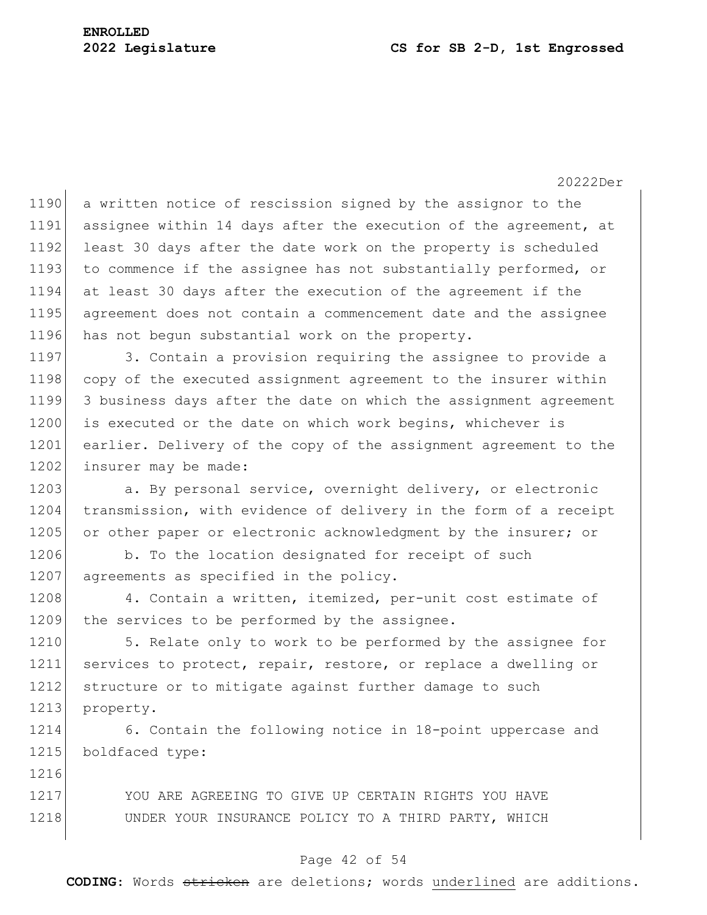a written notice of rescission signed by the assignor to the assignee within 14 days after the execution of the agreement, at least 30 days after the date work on the property is scheduled to commence if the assignee has not substantially performed, or at least 30 days after the execution of the agreement if the agreement does not contain a commencement date and the assignee has not begun substantial work on the property.

3. Contain a provision requiring the assignee to provide a copy of the executed assignment agreement to the insurer within 3 business days after the date on which the assignment agreement is executed or the date on which work begins, whichever is earlier. Delivery of the copy of the assignment agreement to the insurer may be made:

a. By personal service, overnight delivery, or electronic transmission, with evidence of delivery in the form of a receipt or other paper or electronic acknowledgment by the insurer; or

b. To the location designated for receipt of such agreements as specified in the policy.

4. Contain a written, itemized, per-unit cost estimate of the services to be performed by the assignee.

5. Relate only to work to be performed by the assignee for services to protect, repair, restore, or replace a dwelling or structure or to mitigate against further damage to such property.

6. Contain the following notice in 18-point uppercase and boldfaced type:

YOU ARE AGREEING TO GIVE UP CERTAIN RIGHTS YOU HAVE UNDER YOUR INSURANCE POLICY TO A THIRD PARTY, WHICH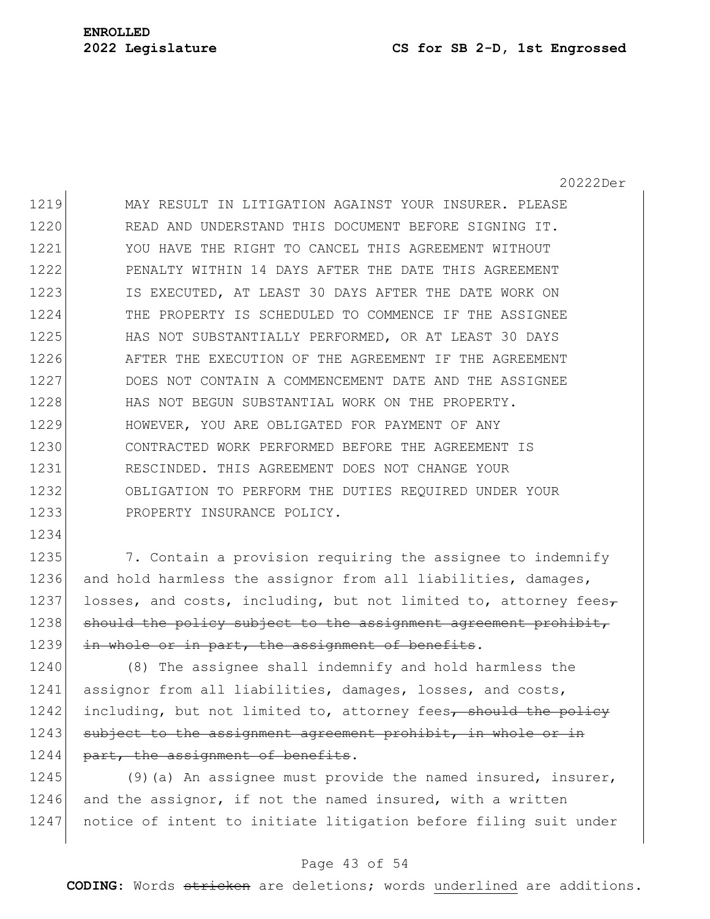MAY RESULT IN LITIGATION AGAINST YOUR INSURER. PLEASE READ AND UNDERSTAND THIS DOCUMENT BEFORE SIGNING IT. YOU HAVE THE RIGHT TO CANCEL THIS AGREEMENT WITHOUT PENALTY WITHIN 14 DAYS AFTER THE DATE THIS AGREEMENT IS EXECUTED, AT LEAST 30 DAYS AFTER THE DATE WORK ON THE PROPERTY IS SCHEDULED TO COMMENCE IF THE ASSIGNEE HAS NOT SUBSTANTIALLY PERFORMED, OR AT LEAST 30 DAYS AFTER THE EXECUTION OF THE AGREEMENT IF THE AGREEMENT DOES NOT CONTAIN A COMMENCEMENT DATE AND THE ASSIGNEE HAS NOT BEGUN SUBSTANTIAL WORK ON THE PROPERTY. HOWEVER, YOU ARE OBLIGATED FOR PAYMENT OF ANY CONTRACTED WORK PERFORMED BEFORE THE AGREEMENT IS RESCINDED. THIS AGREEMENT DOES NOT CHANGE YOUR OBLIGATION TO PERFORM THE DUTIES REQUIRED UNDER YOUR PROPERTY INSURANCE POLICY.

7. Contain a provision requiring the assignee to indemnify and hold harmless the assignor from all liabilities, damages, losses, and costs, including, but not limited to, attorney fees~~, should the policy subject to the assignment agreement prohibit, in whole or in part, the assignment of benefits~~.

(8) The assignee shall indemnify and hold harmless the assignor from all liabilities, damages, losses, and costs, including, but not limited to, attorney fees~~, should the policy subject to the assignment agreement prohibit, in whole or in part, the assignment of benefits~~.

(9)(a) An assignee must provide the named insured, insurer, and the assignor, if not the named insured, with a written notice of intent to initiate litigation before filing suit under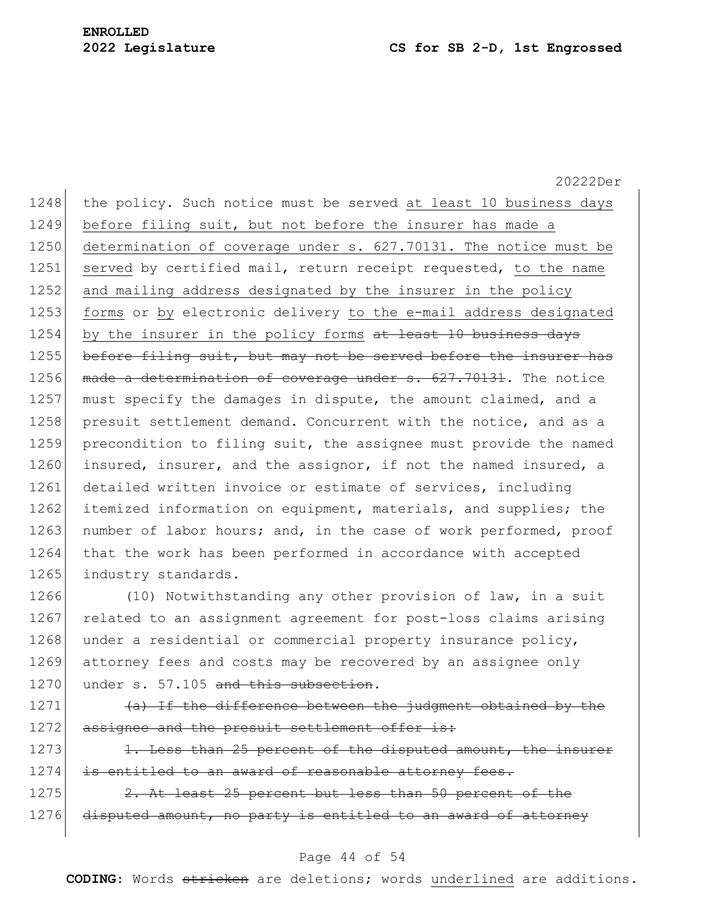the policy. Such notice must be served <u>at least 10 business days before filing suit, but not before the insurer has made a determination of coverage under s. 627.70131. The notice must be served</u> by certified mail, return receipt requested, <u>to the name and mailing address designated by the insurer in the policy forms</u> or <u>by</u> electronic delivery <u>to the e-mail address designated by the insurer in the policy forms</u> ~~at least 10 business days before filing suit, but may not be served before the insurer has made a determination of coverage under s. 627.70131~~. The notice must specify the damages in dispute, the amount claimed, and a presuit settlement demand. Concurrent with the notice, and as a precondition to filing suit, the assignee must provide the named insured, insurer, and the assignor, if not the named insured, a detailed written invoice or estimate of services, including itemized information on equipment, materials, and supplies; the number of labor hours; and, in the case of work performed, proof that the work has been performed in accordance with accepted industry standards.

(10) Notwithstanding any other provision of law, in a suit related to an assignment agreement for post-loss claims arising under a residential or commercial property insurance policy, attorney fees and costs may be recovered by an assignee only under s. 57.105 ~~and this subsection~~.

~~(a) If the difference between the judgment obtained by the assignee and the presuit settlement offer is:~~

~~1. Less than 25 percent of the disputed amount, the insurer is entitled to an award of reasonable attorney fees.~~

~~2. At least 25 percent but less than 50 percent of the disputed amount, no party is entitled to an award of attorney~~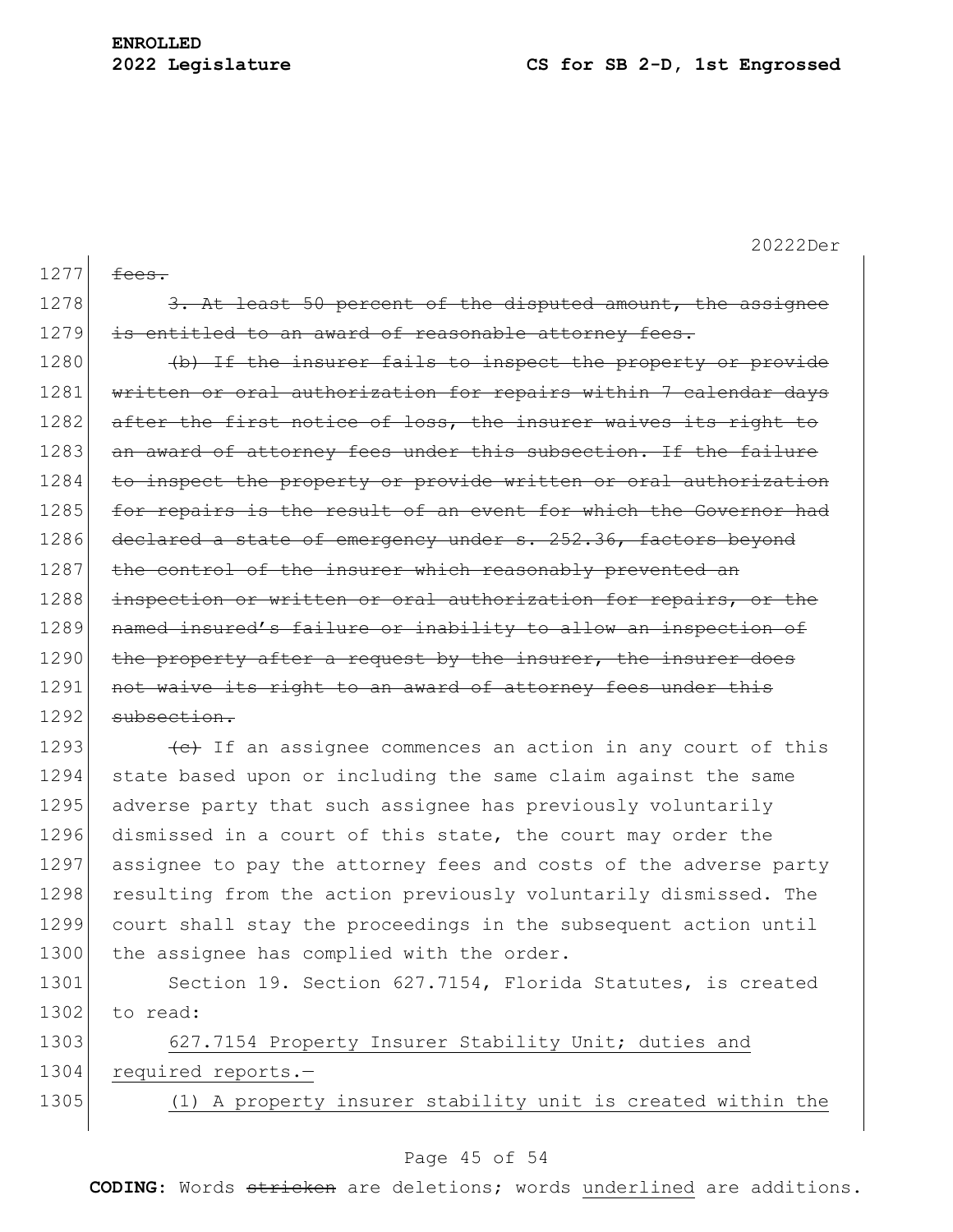~~fees.~~

~~3. At least 50 percent of the disputed amount, the assignee is entitled to an award of reasonable attorney fees.~~

~~(b) If the insurer fails to inspect the property or provide written or oral authorization for repairs within 7 calendar days after the first notice of loss, the insurer waives its right to an award of attorney fees under this subsection. If the failure to inspect the property or provide written or oral authorization for repairs is the result of an event for which the Governor had declared a state of emergency under s. 252.36, factors beyond the control of the insurer which reasonably prevented an inspection or written or oral authorization for repairs, or the named insured's failure or inability to allow an inspection of the property after a request by the insurer, the insurer does not waive its right to an award of attorney fees under this subsection.~~

~~(c)~~ If an assignee commences an action in any court of this state based upon or including the same claim against the same adverse party that such assignee has previously voluntarily dismissed in a court of this state, the court may order the assignee to pay the attorney fees and costs of the adverse party resulting from the action previously voluntarily dismissed. The court shall stay the proceedings in the subsequent action until the assignee has complied with the order.

Section 19. Section 627.7154, Florida Statutes, is created to read:

<u>627.7154 Property Insurer Stability Unit; duties and required reports.—</u>

<u>(1) A property insurer stability unit is created within the</u>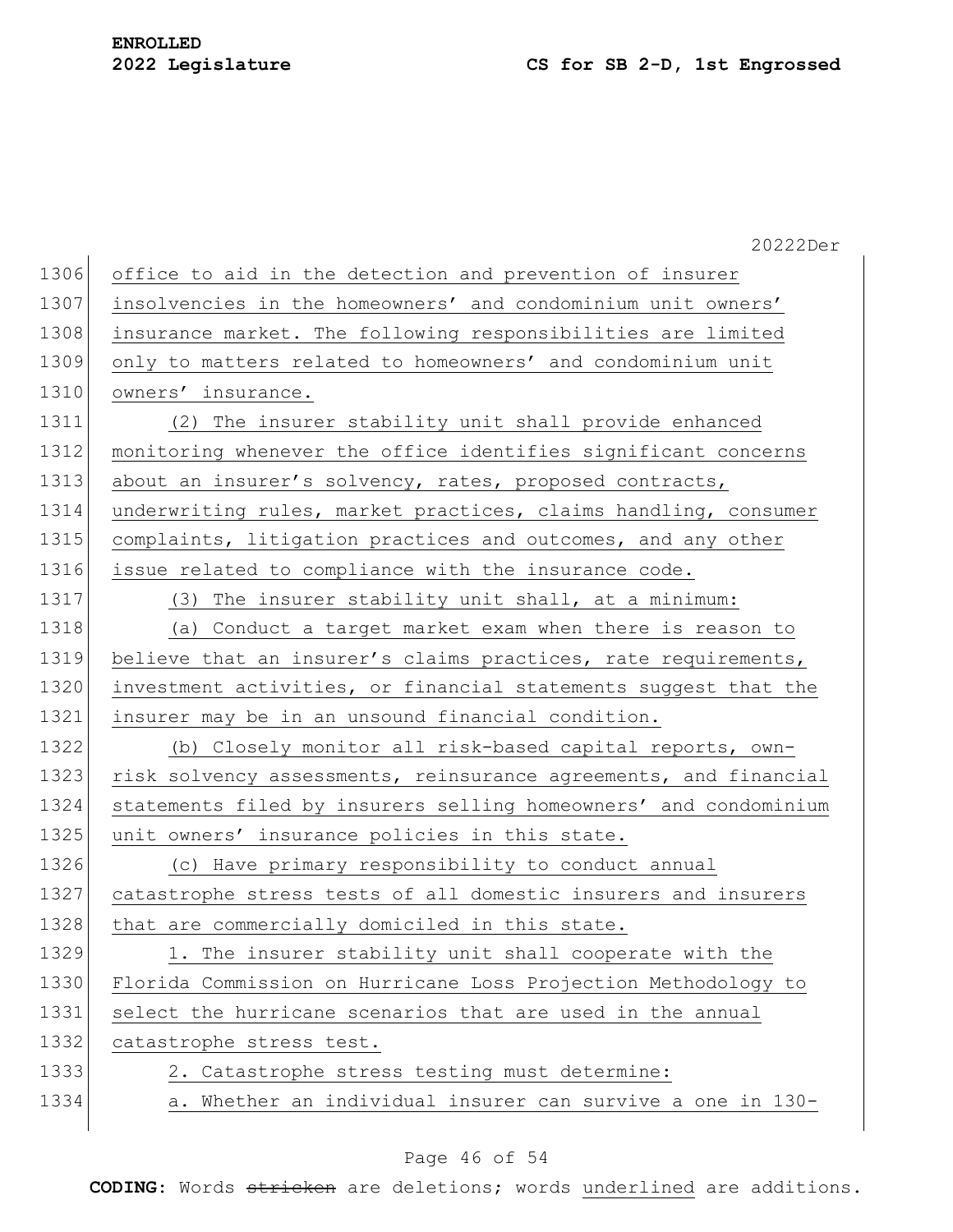office to aid in the detection and prevention of insurer insolvencies in the homeowners' and condominium unit owners' insurance market. The following responsibilities are limited only to matters related to homeowners' and condominium unit owners' insurance.

(2) The insurer stability unit shall provide enhanced monitoring whenever the office identifies significant concerns about an insurer's solvency, rates, proposed contracts, underwriting rules, market practices, claims handling, consumer complaints, litigation practices and outcomes, and any other issue related to compliance with the insurance code.

(3) The insurer stability unit shall, at a minimum:

(a) Conduct a target market exam when there is reason to believe that an insurer's claims practices, rate requirements, investment activities, or financial statements suggest that the insurer may be in an unsound financial condition.

(b) Closely monitor all risk-based capital reports, own-risk solvency assessments, reinsurance agreements, and financial statements filed by insurers selling homeowners' and condominium unit owners' insurance policies in this state.

(c) Have primary responsibility to conduct annual catastrophe stress tests of all domestic insurers and insurers that are commercially domiciled in this state.

1. The insurer stability unit shall cooperate with the Florida Commission on Hurricane Loss Projection Methodology to select the hurricane scenarios that are used in the annual catastrophe stress test.

2. Catastrophe stress testing must determine:

a. Whether an individual insurer can survive a one in 130-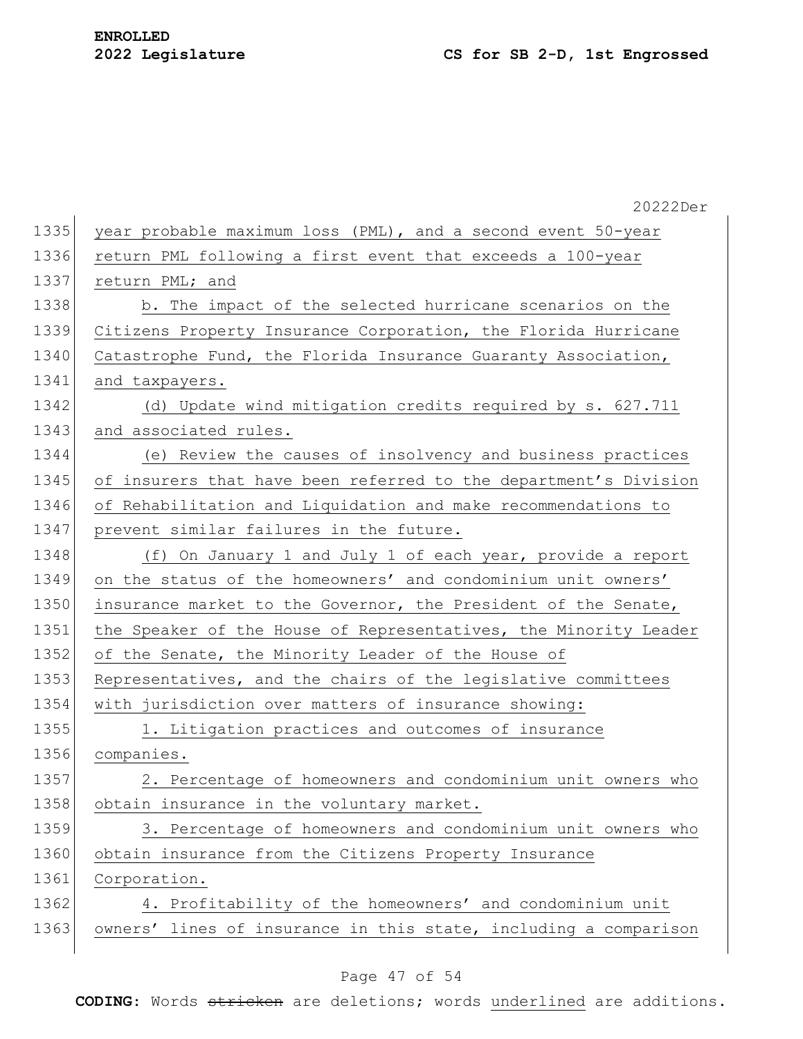year probable maximum loss (PML), and a second event 50-year return PML following a first event that exceeds a 100-year return PML; and

b. The impact of the selected hurricane scenarios on the Citizens Property Insurance Corporation, the Florida Hurricane Catastrophe Fund, the Florida Insurance Guaranty Association, and taxpayers.

(d) Update wind mitigation credits required by s. 627.711 and associated rules.

(e) Review the causes of insolvency and business practices of insurers that have been referred to the department's Division of Rehabilitation and Liquidation and make recommendations to prevent similar failures in the future.

(f) On January 1 and July 1 of each year, provide a report on the status of the homeowners' and condominium unit owners' insurance market to the Governor, the President of the Senate, the Speaker of the House of Representatives, the Minority Leader of the Senate, the Minority Leader of the House of Representatives, and the chairs of the legislative committees with jurisdiction over matters of insurance showing:

1. Litigation practices and outcomes of insurance companies.

2. Percentage of homeowners and condominium unit owners who obtain insurance in the voluntary market.

3. Percentage of homeowners and condominium unit owners who obtain insurance from the Citizens Property Insurance Corporation.

4. Profitability of the homeowners' and condominium unit owners' lines of insurance in this state, including a comparison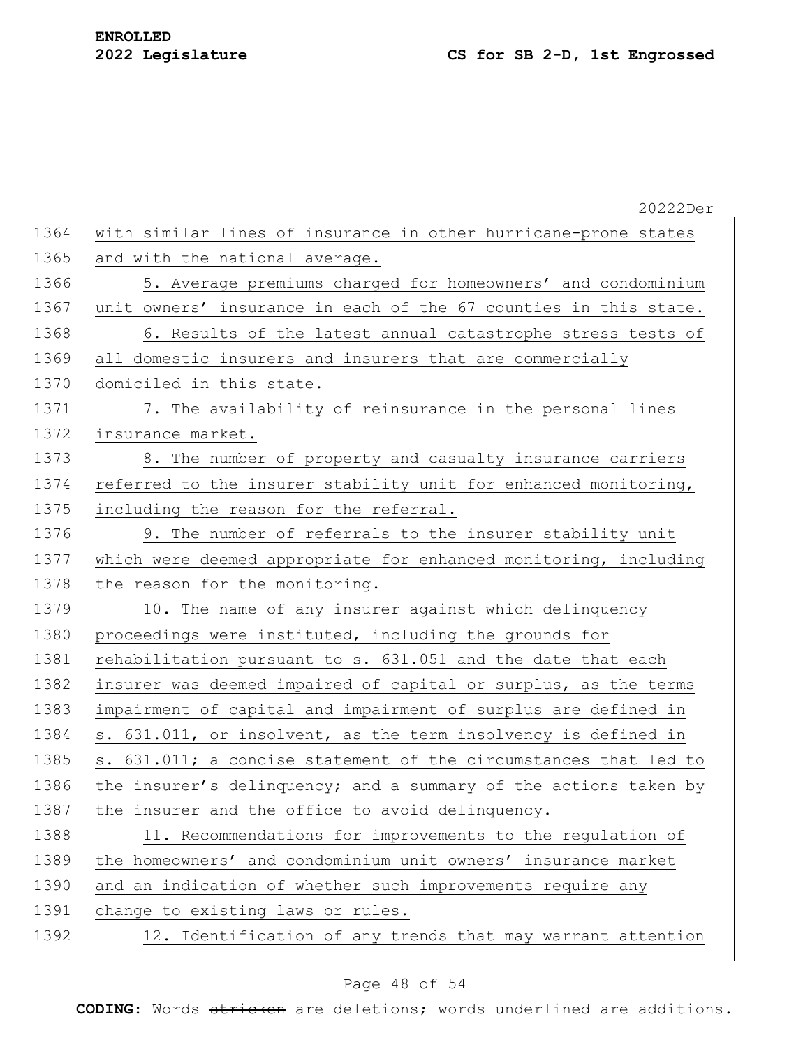with similar lines of insurance in other hurricane-prone states and with the national average.

5. Average premiums charged for homeowners' and condominium unit owners' insurance in each of the 67 counties in this state.

6. Results of the latest annual catastrophe stress tests of all domestic insurers and insurers that are commercially domiciled in this state.

7. The availability of reinsurance in the personal lines insurance market.

8. The number of property and casualty insurance carriers referred to the insurer stability unit for enhanced monitoring, including the reason for the referral.

9. The number of referrals to the insurer stability unit which were deemed appropriate for enhanced monitoring, including the reason for the monitoring.

10. The name of any insurer against which delinquency proceedings were instituted, including the grounds for rehabilitation pursuant to s. 631.051 and the date that each insurer was deemed impaired of capital or surplus, as the terms impairment of capital and impairment of surplus are defined in s. 631.011, or insolvent, as the term insolvency is defined in s. 631.011; a concise statement of the circumstances that led to the insurer's delinquency; and a summary of the actions taken by the insurer and the office to avoid delinquency.

11. Recommendations for improvements to the regulation of the homeowners' and condominium unit owners' insurance market and an indication of whether such improvements require any change to existing laws or rules.

12. Identification of any trends that may warrant attention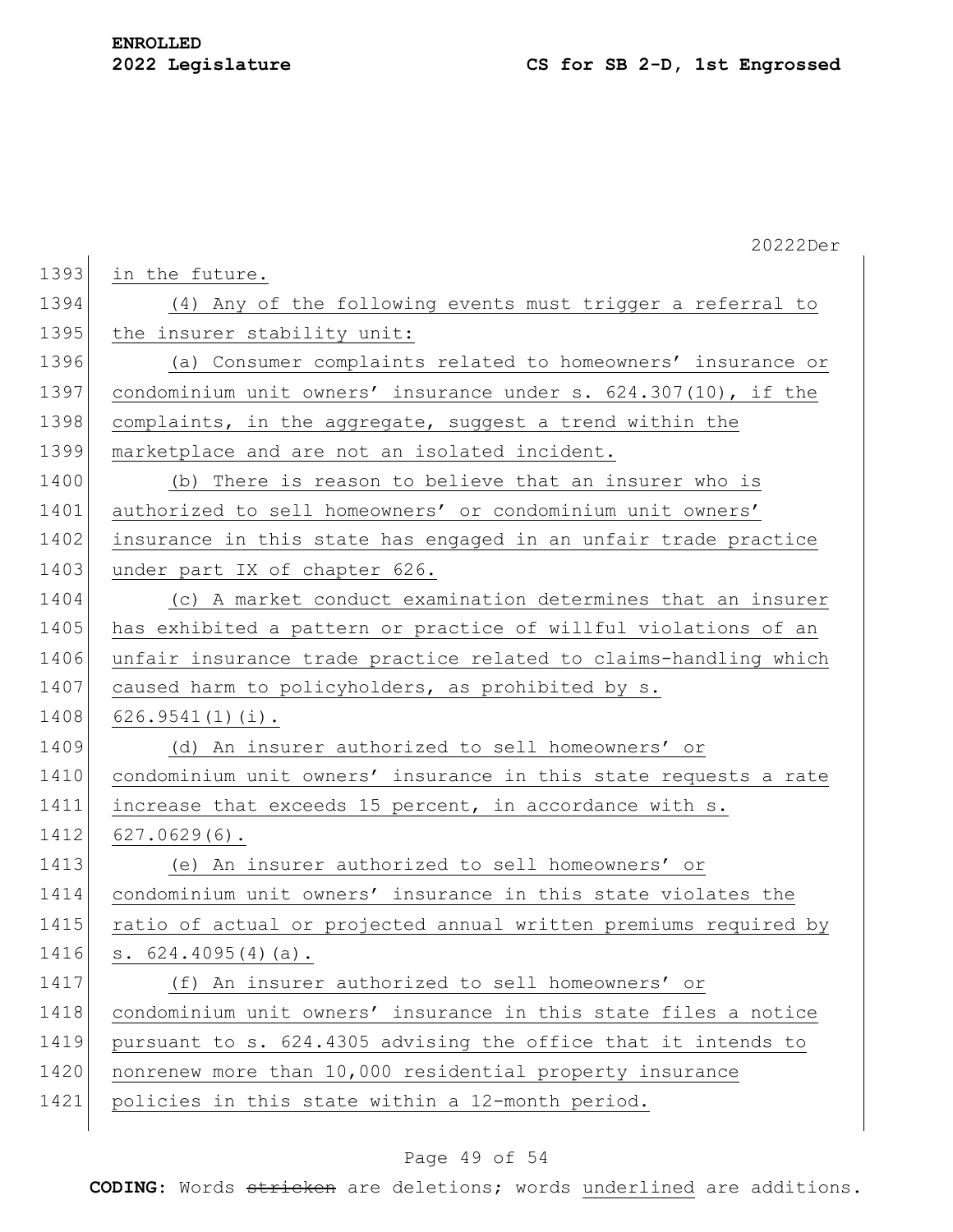in the future.

(4) Any of the following events must trigger a referral to the insurer stability unit:

(a) Consumer complaints related to homeowners' insurance or condominium unit owners' insurance under s. 624.307(10), if the complaints, in the aggregate, suggest a trend within the marketplace and are not an isolated incident.

(b) There is reason to believe that an insurer who is authorized to sell homeowners' or condominium unit owners' insurance in this state has engaged in an unfair trade practice under part IX of chapter 626.

(c) A market conduct examination determines that an insurer has exhibited a pattern or practice of willful violations of an unfair insurance trade practice related to claims-handling which caused harm to policyholders, as prohibited by s. 626.9541(1)(i).

(d) An insurer authorized to sell homeowners' or condominium unit owners' insurance in this state requests a rate increase that exceeds 15 percent, in accordance with s. 627.0629(6).

(e) An insurer authorized to sell homeowners' or condominium unit owners' insurance in this state violates the ratio of actual or projected annual written premiums required by s. 624.4095(4)(a).

(f) An insurer authorized to sell homeowners' or condominium unit owners' insurance in this state files a notice pursuant to s. 624.4305 advising the office that it intends to nonrenew more than 10,000 residential property insurance policies in this state within a 12-month period.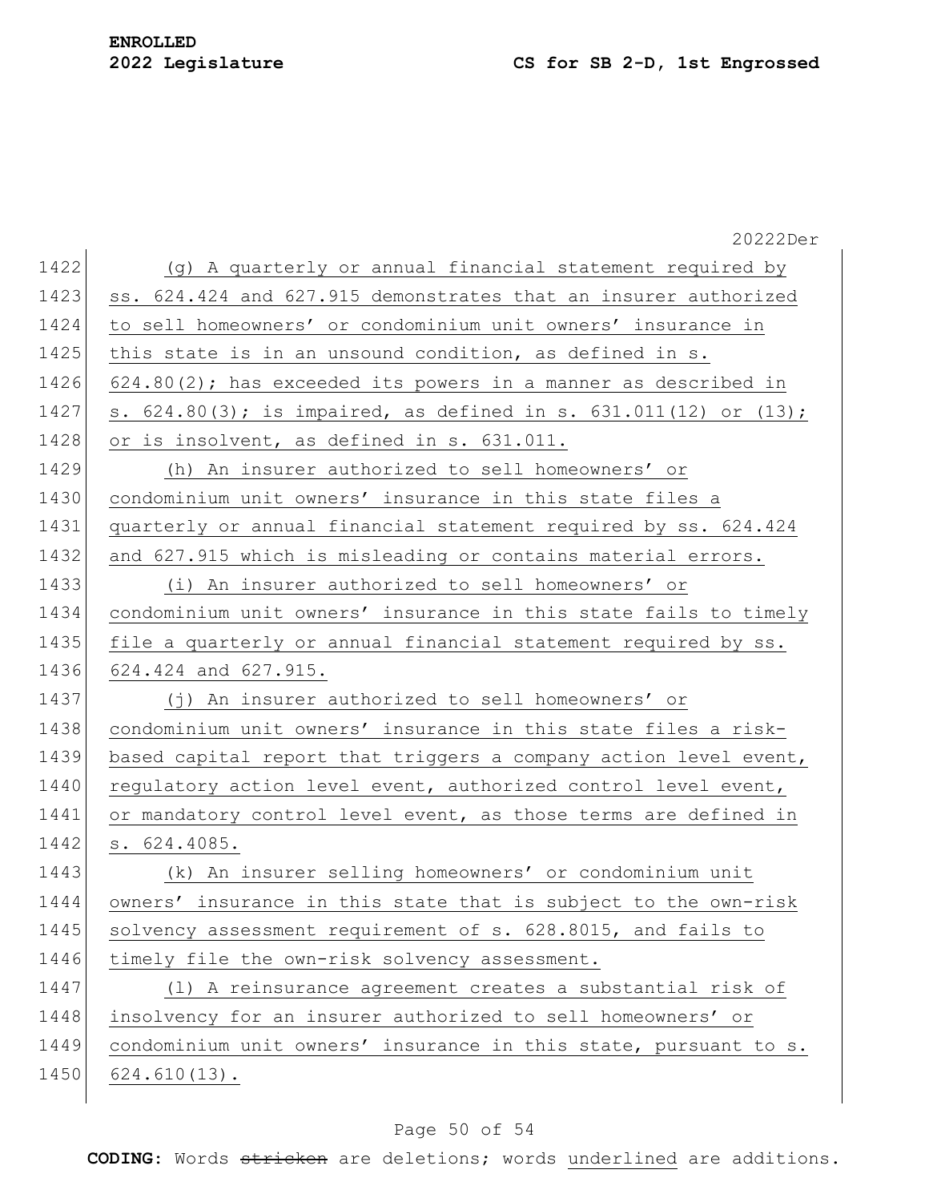(g) A quarterly or annual financial statement required by ss. 624.424 and 627.915 demonstrates that an insurer authorized to sell homeowners' or condominium unit owners' insurance in this state is in an unsound condition, as defined in s. 624.80(2); has exceeded its powers in a manner as described in s. 624.80(3); is impaired, as defined in s. 631.011(12) or (13); or is insolvent, as defined in s. 631.011.

(h) An insurer authorized to sell homeowners' or condominium unit owners' insurance in this state files a quarterly or annual financial statement required by ss. 624.424 and 627.915 which is misleading or contains material errors.

(i) An insurer authorized to sell homeowners' or condominium unit owners' insurance in this state fails to timely file a quarterly or annual financial statement required by ss. 624.424 and 627.915.

(j) An insurer authorized to sell homeowners' or condominium unit owners' insurance in this state files a risk-based capital report that triggers a company action level event, regulatory action level event, authorized control level event, or mandatory control level event, as those terms are defined in s. 624.4085.

(k) An insurer selling homeowners' or condominium unit owners' insurance in this state that is subject to the own-risk solvency assessment requirement of s. 628.8015, and fails to timely file the own-risk solvency assessment.

(l) A reinsurance agreement creates a substantial risk of insolvency for an insurer authorized to sell homeowners' or condominium unit owners' insurance in this state, pursuant to s. 624.610(13).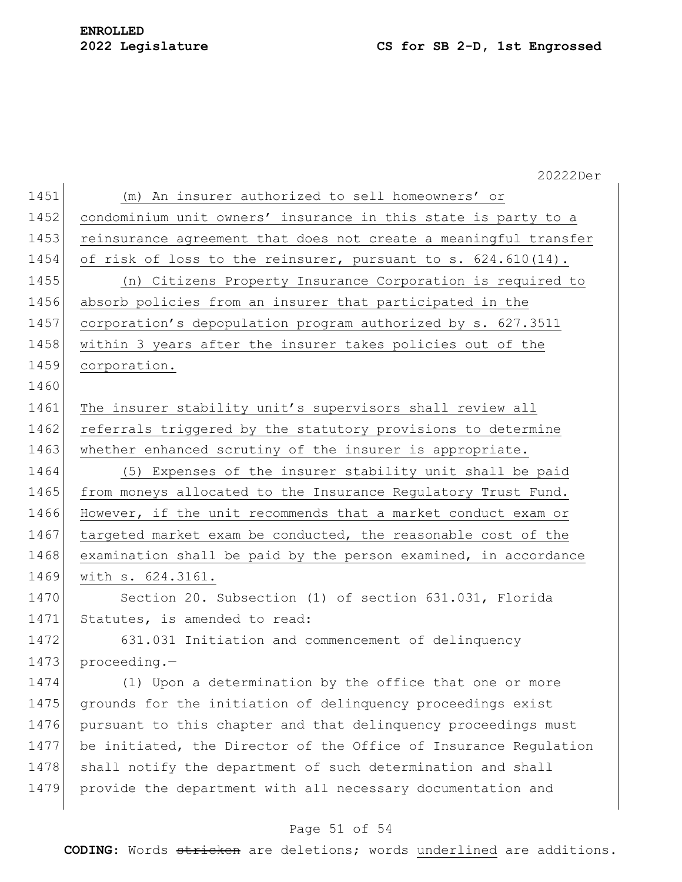(m) An insurer authorized to sell homeowners' or condominium unit owners' insurance in this state is party to a reinsurance agreement that does not create a meaningful transfer of risk of loss to the reinsurer, pursuant to s. 624.610(14).

(n) Citizens Property Insurance Corporation is required to absorb policies from an insurer that participated in the corporation's depopulation program authorized by s. 627.3511 within 3 years after the insurer takes policies out of the corporation.

The insurer stability unit's supervisors shall review all referrals triggered by the statutory provisions to determine whether enhanced scrutiny of the insurer is appropriate.

(5) Expenses of the insurer stability unit shall be paid from moneys allocated to the Insurance Regulatory Trust Fund. However, if the unit recommends that a market conduct exam or targeted market exam be conducted, the reasonable cost of the examination shall be paid by the person examined, in accordance with s. 624.3161.

Section 20. Subsection (1) of section 631.031, Florida Statutes, is amended to read:

631.031 Initiation and commencement of delinquency proceeding.—

(1) Upon a determination by the office that one or more grounds for the initiation of delinquency proceedings exist pursuant to this chapter and that delinquency proceedings must be initiated, the Director of the Office of Insurance Regulation shall notify the department of such determination and shall provide the department with all necessary documentation and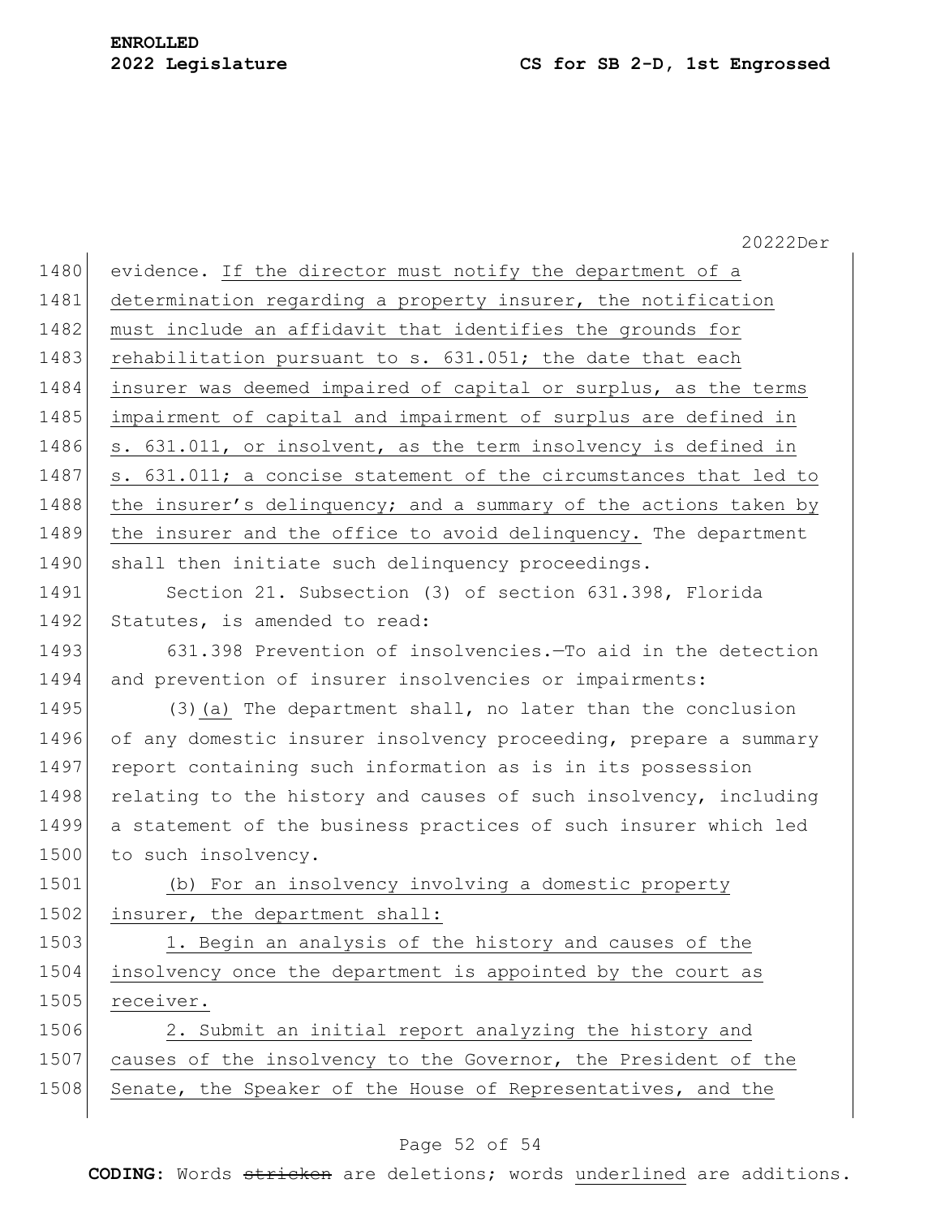evidence. <u>If the director must notify the department of a determination regarding a property insurer, the notification must include an affidavit that identifies the grounds for rehabilitation pursuant to s. 631.051; the date that each insurer was deemed impaired of capital or surplus, as the terms impairment of capital and impairment of surplus are defined in s. 631.011, or insolvent, as the term insolvency is defined in s. 631.011; a concise statement of the circumstances that led to the insurer's delinquency; and a summary of the actions taken by the insurer and the office to avoid delinquency.</u> The department shall then initiate such delinquency proceedings.

Section 21. Subsection (3) of section 631.398, Florida Statutes, is amended to read:

631.398 Prevention of insolvencies.—To aid in the detection and prevention of insurer insolvencies or impairments:

(3)<u>(a)</u> The department shall, no later than the conclusion of any domestic insurer insolvency proceeding, prepare a summary report containing such information as is in its possession relating to the history and causes of such insolvency, including a statement of the business practices of such insurer which led to such insolvency.

<u>(b) For an insolvency involving a domestic property insurer, the department shall:</u>

<u>1. Begin an analysis of the history and causes of the insolvency once the department is appointed by the court as receiver.</u>

<u>2. Submit an initial report analyzing the history and causes of the insolvency to the Governor, the President of the Senate, the Speaker of the House of Representatives, and the</u>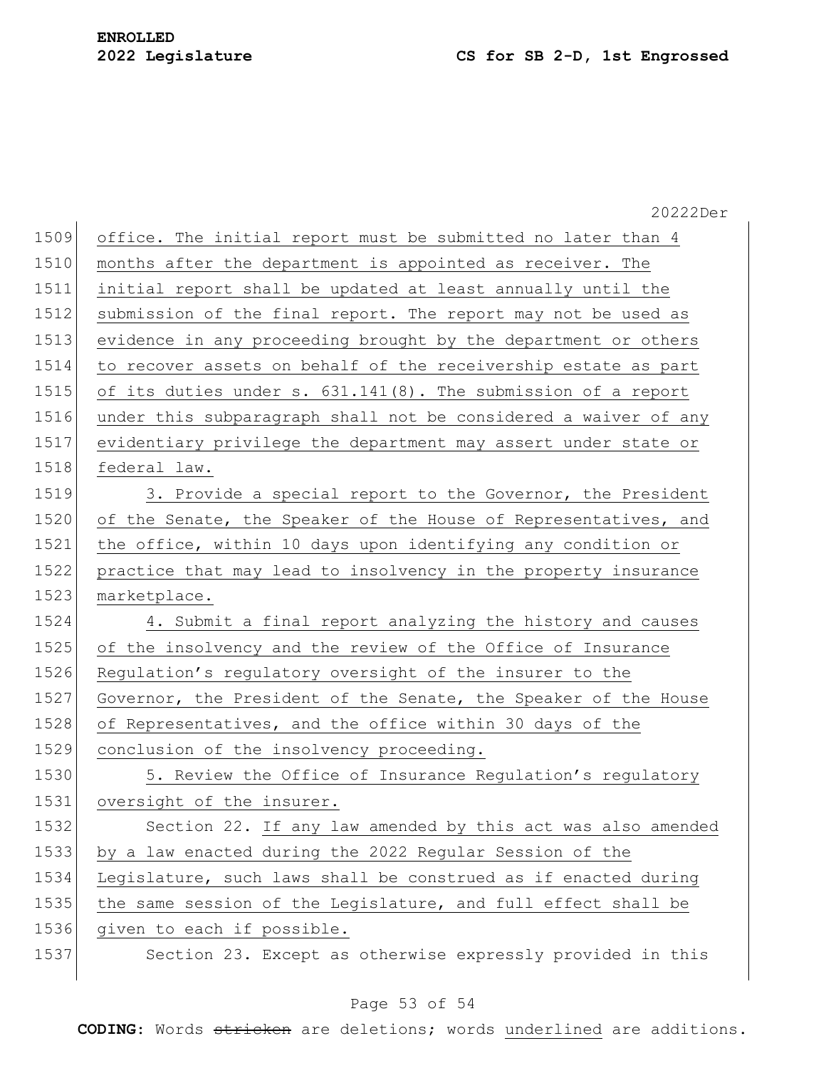office. The initial report must be submitted no later than 4 months after the department is appointed as receiver. The initial report shall be updated at least annually until the submission of the final report. The report may not be used as evidence in any proceeding brought by the department or others to recover assets on behalf of the receivership estate as part of its duties under s. 631.141(8). The submission of a report under this subparagraph shall not be considered a waiver of any evidentiary privilege the department may assert under state or federal law.

3. Provide a special report to the Governor, the President of the Senate, the Speaker of the House of Representatives, and the office, within 10 days upon identifying any condition or practice that may lead to insolvency in the property insurance marketplace.

4. Submit a final report analyzing the history and causes of the insolvency and the review of the Office of Insurance Regulation's regulatory oversight of the insurer to the Governor, the President of the Senate, the Speaker of the House of Representatives, and the office within 30 days of the conclusion of the insolvency proceeding.

5. Review the Office of Insurance Regulation's regulatory oversight of the insurer.

Section 22. If any law amended by this act was also amended by a law enacted during the 2022 Regular Session of the Legislature, such laws shall be construed as if enacted during the same session of the Legislature, and full effect shall be given to each if possible.

Section 23. Except as otherwise expressly provided in this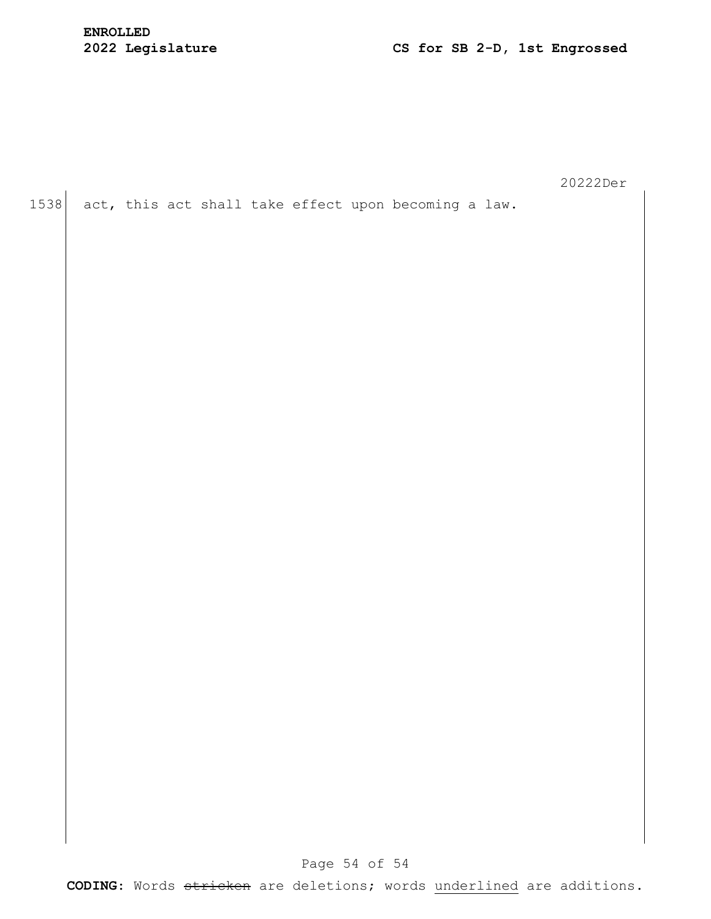act, this act shall take effect upon becoming a law.